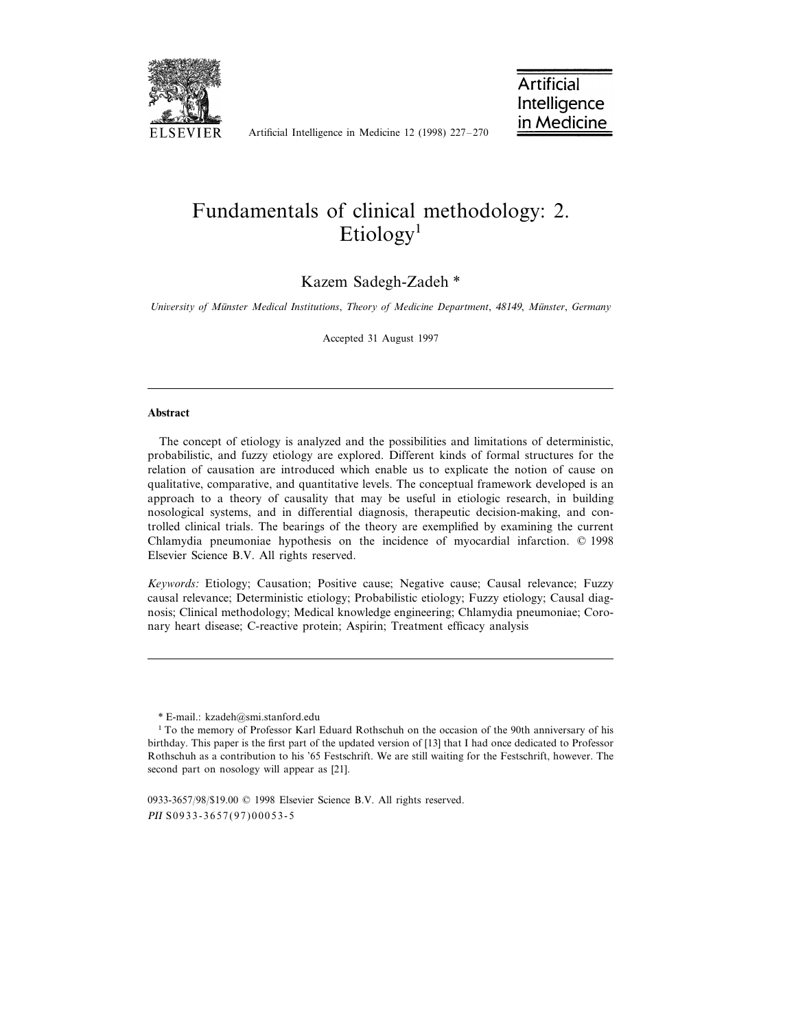# Fundamentals of clinical methodology: 2. Etiology[1]

Kazem Sadegh-Zadeh *

*University of Münster Medical Institutions, Theory of Medicine Department, 48149, Münster, Germany*

Accepted 31 August 1997

---

**Abstract**

The concept of etiology is analyzed and the possibilities and limitations of deterministic, probabilistic, and fuzzy etiology are explored. Different kinds of formal structures for the relation of causation are introduced which enable us to explicate the notion of cause on qualitative, comparative, and quantitative levels. The conceptual framework developed is an approach to a theory of causality that may be useful in etiologic research, in building nosological systems, and in differential diagnosis, therapeutic decision-making, and controlled clinical trials. The bearings of the theory are exemplified by examining the current Chlamydia pneumoniae hypothesis on the incidence of myocardial infarction. © 1998 Elsevier Science B.V. All rights reserved.

*Keywords:* Etiology; Causation; Positive cause; Negative cause; Causal relevance; Fuzzy causal relevance; Deterministic etiology; Probabilistic etiology; Fuzzy etiology; Causal diagnosis; Clinical methodology; Medical knowledge engineering; Chlamydia pneumoniae; Coronary heart disease; C-reactive protein; Aspirin; Treatment efficacy analysis

---

\* E-mail.: kzadeh@smi.stanford.edu

[1] To the memory of Professor Karl Eduard Rothschuh on the occasion of the 90th anniversary of his birthday. This paper is the first part of the updated version of [13] that I had once dedicated to Professor Rothschuh as a contribution to his '65 Festschrift. We are still waiting for the Festschrift, however. The second part on nosology will appear as [21].

0933-3657/98/$19.00 © 1998 Elsevier Science B.V. All rights reserved.
*PII* S0933-3657(97)00053-5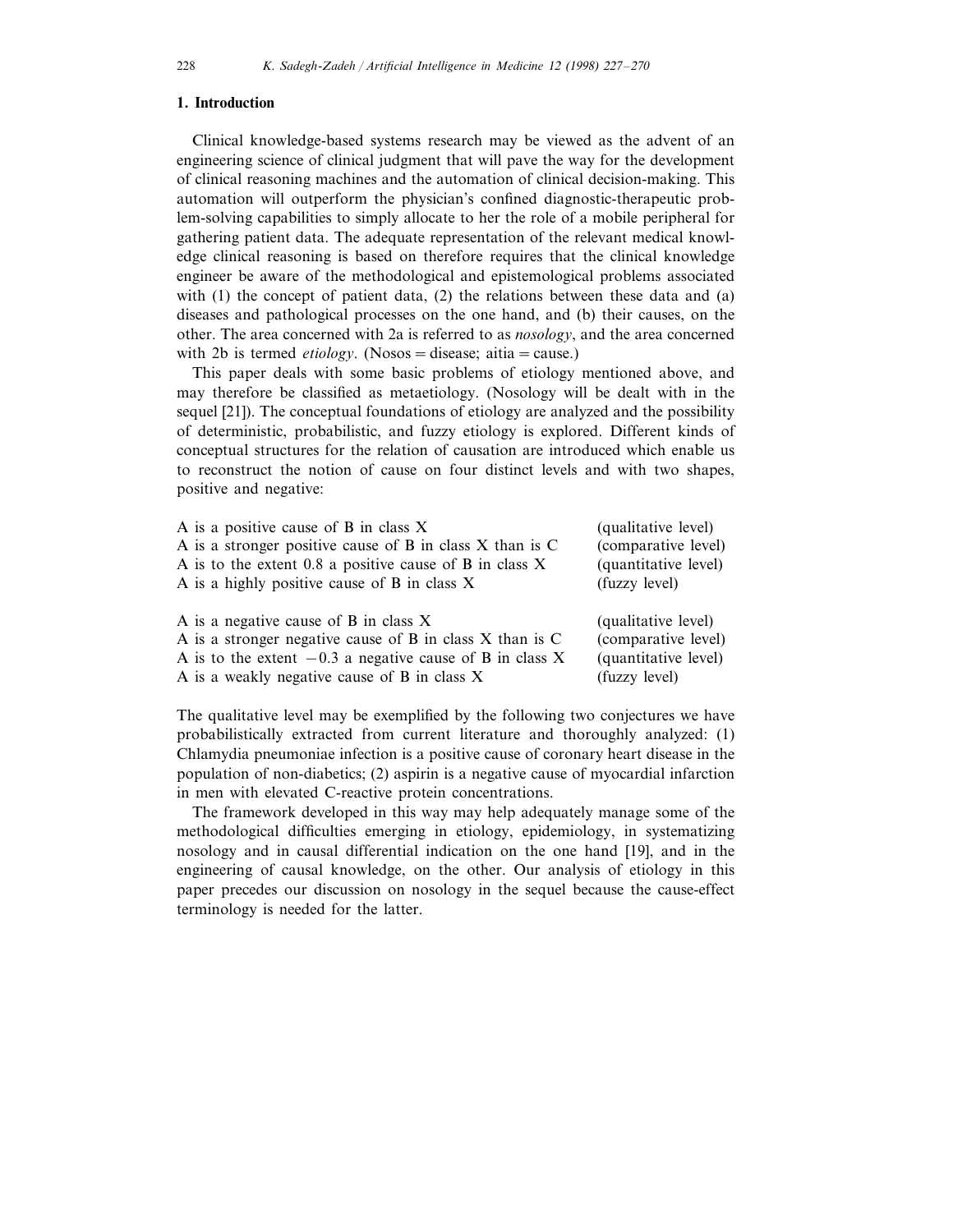## 1. Introduction

Clinical knowledge-based systems research may be viewed as the advent of an engineering science of clinical judgment that will pave the way for the development of clinical reasoning machines and the automation of clinical decision-making. This automation will outperform the physician's confined diagnostic-therapeutic problem-solving capabilities to simply allocate to her the role of a mobile peripheral for gathering patient data. The adequate representation of the relevant medical knowledge clinical reasoning is based on therefore requires that the clinical knowledge engineer be aware of the methodological and epistemological problems associated with (1) the concept of patient data, (2) the relations between these data and (a) diseases and pathological processes on the one hand, and (b) their causes, on the other. The area concerned with 2a is referred to as *nosology*, and the area concerned with 2b is termed *etiology*. (Nosos = disease; aitia = cause.)

This paper deals with some basic problems of etiology mentioned above, and may therefore be classified as metaetiology. (Nosology will be dealt with in the sequel [21]). The conceptual foundations of etiology are analyzed and the possibility of deterministic, probabilistic, and fuzzy etiology is explored. Different kinds of conceptual structures for the relation of causation are introduced which enable us to reconstruct the notion of cause on four distinct levels and with two shapes, positive and negative:

| | |
|---|---|
| A is a positive cause of B in class X | (qualitative level) |
| A is a stronger positive cause of B in class X than is C | (comparative level) |
| A is to the extent 0.8 a positive cause of B in class X | (quantitative level) |
| A is a highly positive cause of B in class X | (fuzzy level) |
| A is a negative cause of B in class X | (qualitative level) |
| A is a stronger negative cause of B in class X than is C | (comparative level) |
| A is to the extent $-0.3$ a negative cause of B in class X | (quantitative level) |
| A is a weakly negative cause of B in class X | (fuzzy level) |

The qualitative level may be exemplified by the following two conjectures we have probabilistically extracted from current literature and thoroughly analyzed: (1) Chlamydia pneumoniae infection is a positive cause of coronary heart disease in the population of non-diabetics; (2) aspirin is a negative cause of myocardial infarction in men with elevated C-reactive protein concentrations.

The framework developed in this way may help adequately manage some of the methodological difficulties emerging in etiology, epidemiology, in systematizing nosology and in causal differential indication on the one hand [19], and in the engineering of causal knowledge, on the other. Our analysis of etiology in this paper precedes our discussion on nosology in the sequel because the cause-effect terminology is needed for the latter.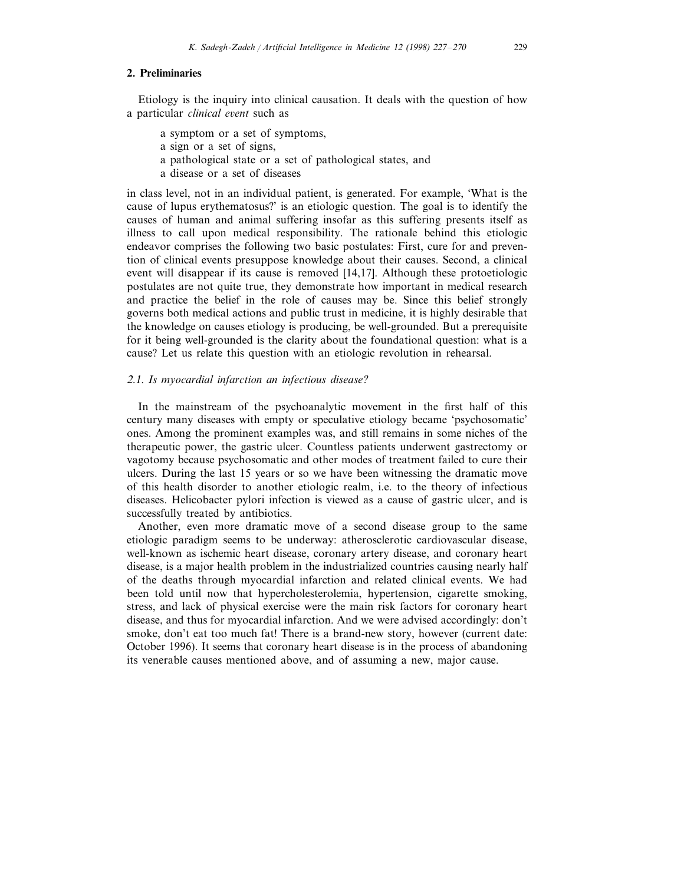## 2. Preliminaries

Etiology is the inquiry into clinical causation. It deals with the question of how a particular *clinical event* such as

a symptom or a set of symptoms,
a sign or a set of signs,
a pathological state or a set of pathological states, and
a disease or a set of diseases

in class level, not in an individual patient, is generated. For example, 'What is the cause of lupus erythematosus?' is an etiologic question. The goal is to identify the causes of human and animal suffering insofar as this suffering presents itself as illness to call upon medical responsibility. The rationale behind this etiologic endeavor comprises the following two basic postulates: First, cure for and prevention of clinical events presuppose knowledge about their causes. Second, a clinical event will disappear if its cause is removed [14,17]. Although these protoetiologic postulates are not quite true, they demonstrate how important in medical research and practice the belief in the role of causes may be. Since this belief strongly governs both medical actions and public trust in medicine, it is highly desirable that the knowledge on causes etiology is producing, be well-grounded. But a prerequisite for it being well-grounded is the clarity about the foundational question: what is a cause? Let us relate this question with an etiologic revolution in rehearsal.

### 2.1. Is myocardial infarction an infectious disease?

In the mainstream of the psychoanalytic movement in the first half of this century many diseases with empty or speculative etiology became 'psychosomatic' ones. Among the prominent examples was, and still remains in some niches of the therapeutic power, the gastric ulcer. Countless patients underwent gastrectomy or vagotomy because psychosomatic and other modes of treatment failed to cure their ulcers. During the last 15 years or so we have been witnessing the dramatic move of this health disorder to another etiologic realm, i.e. to the theory of infectious diseases. Helicobacter pylori infection is viewed as a cause of gastric ulcer, and is successfully treated by antibiotics.

Another, even more dramatic move of a second disease group to the same etiologic paradigm seems to be underway: atherosclerotic cardiovascular disease, well-known as ischemic heart disease, coronary artery disease, and coronary heart disease, is a major health problem in the industrialized countries causing nearly half of the deaths through myocardial infarction and related clinical events. We had been told until now that hypercholesterolemia, hypertension, cigarette smoking, stress, and lack of physical exercise were the main risk factors for coronary heart disease, and thus for myocardial infarction. And we were advised accordingly: don't smoke, don't eat too much fat! There is a brand-new story, however (current date: October 1996). It seems that coronary heart disease is in the process of abandoning its venerable causes mentioned above, and of assuming a new, major cause.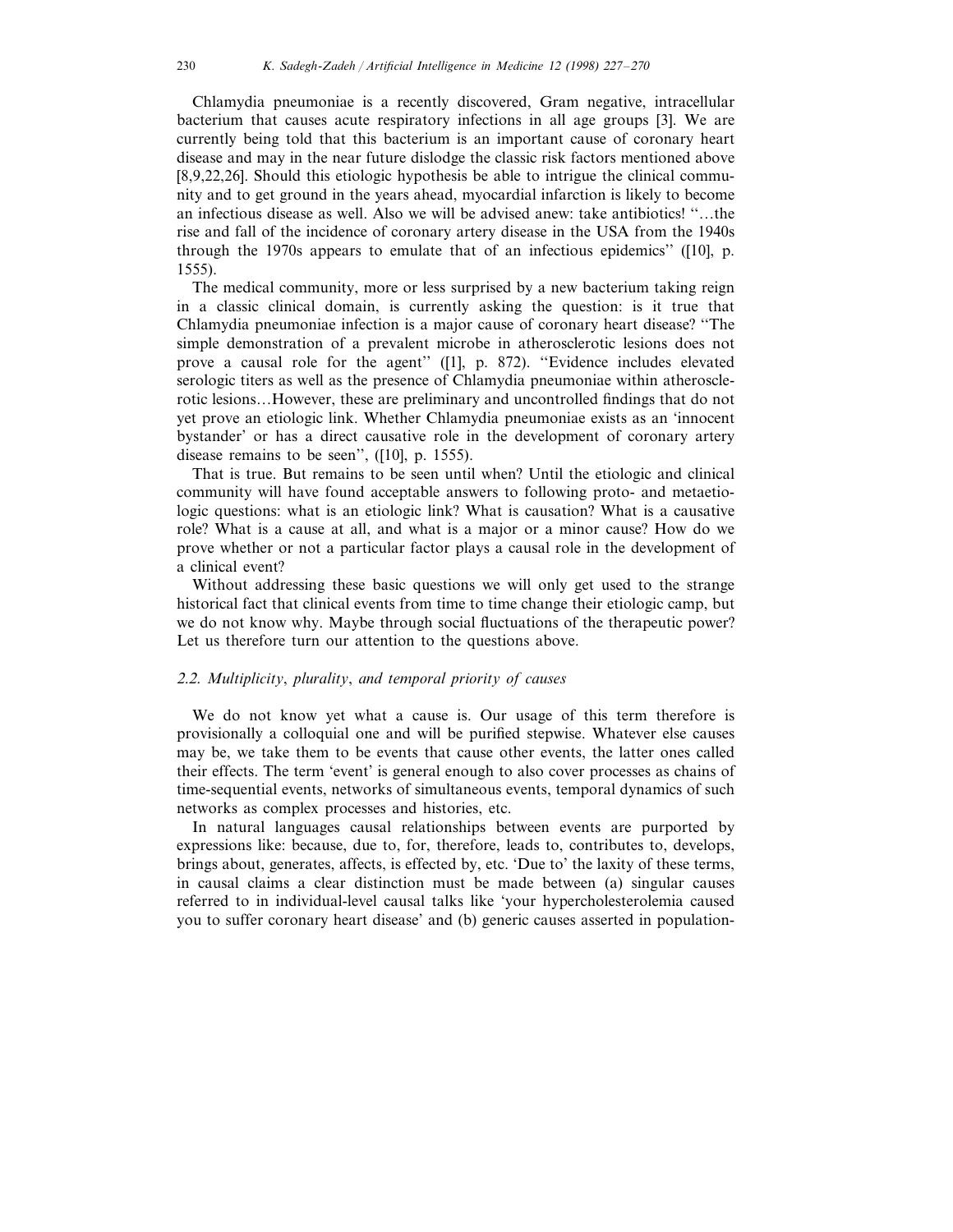Chlamydia pneumoniae is a recently discovered, Gram negative, intracellular bacterium that causes acute respiratory infections in all age groups [3]. We are currently being told that this bacterium is an important cause of coronary heart disease and may in the near future dislodge the classic risk factors mentioned above [8,9,22,26]. Should this etiologic hypothesis be able to intrigue the clinical community and to get ground in the years ahead, myocardial infarction is likely to become an infectious disease as well. Also we will be advised anew: take antibiotics! ''...the rise and fall of the incidence of coronary artery disease in the USA from the 1940s through the 1970s appears to emulate that of an infectious epidemics'' ([10], p. 1555).

The medical community, more or less surprised by a new bacterium taking reign in a classic clinical domain, is currently asking the question: is it true that Chlamydia pneumoniae infection is a major cause of coronary heart disease? ''The simple demonstration of a prevalent microbe in atherosclerotic lesions does not prove a causal role for the agent'' ([1], p. 872). ''Evidence includes elevated serologic titers as well as the presence of Chlamydia pneumoniae within atherosclerotic lesions...However, these are preliminary and uncontrolled findings that do not yet prove an etiologic link. Whether Chlamydia pneumoniae exists as an 'innocent bystander' or has a direct causative role in the development of coronary artery disease remains to be seen'', ([10], p. 1555).

That is true. But remains to be seen until when? Until the etiologic and clinical community will have found acceptable answers to following proto- and metaetiologic questions: what is an etiologic link? What is causation? What is a causative role? What is a cause at all, and what is a major or a minor cause? How do we prove whether or not a particular factor plays a causal role in the development of a clinical event?

Without addressing these basic questions we will only get used to the strange historical fact that clinical events from time to time change their etiologic camp, but we do not know why. Maybe through social fluctuations of the therapeutic power? Let us therefore turn our attention to the questions above.

### *2.2. Multiplicity, plurality, and temporal priority of causes*

We do not know yet what a cause is. Our usage of this term therefore is provisionally a colloquial one and will be purified stepwise. Whatever else causes may be, we take them to be events that cause other events, the latter ones called their effects. The term 'event' is general enough to also cover processes as chains of time-sequential events, networks of simultaneous events, temporal dynamics of such networks as complex processes and histories, etc.

In natural languages causal relationships between events are purported by expressions like: because, due to, for, therefore, leads to, contributes to, develops, brings about, generates, affects, is effected by, etc. 'Due to' the laxity of these terms, in causal claims a clear distinction must be made between (a) singular causes referred to in individual-level causal talks like 'your hypercholesterolemia caused you to suffer coronary heart disease' and (b) generic causes asserted in population-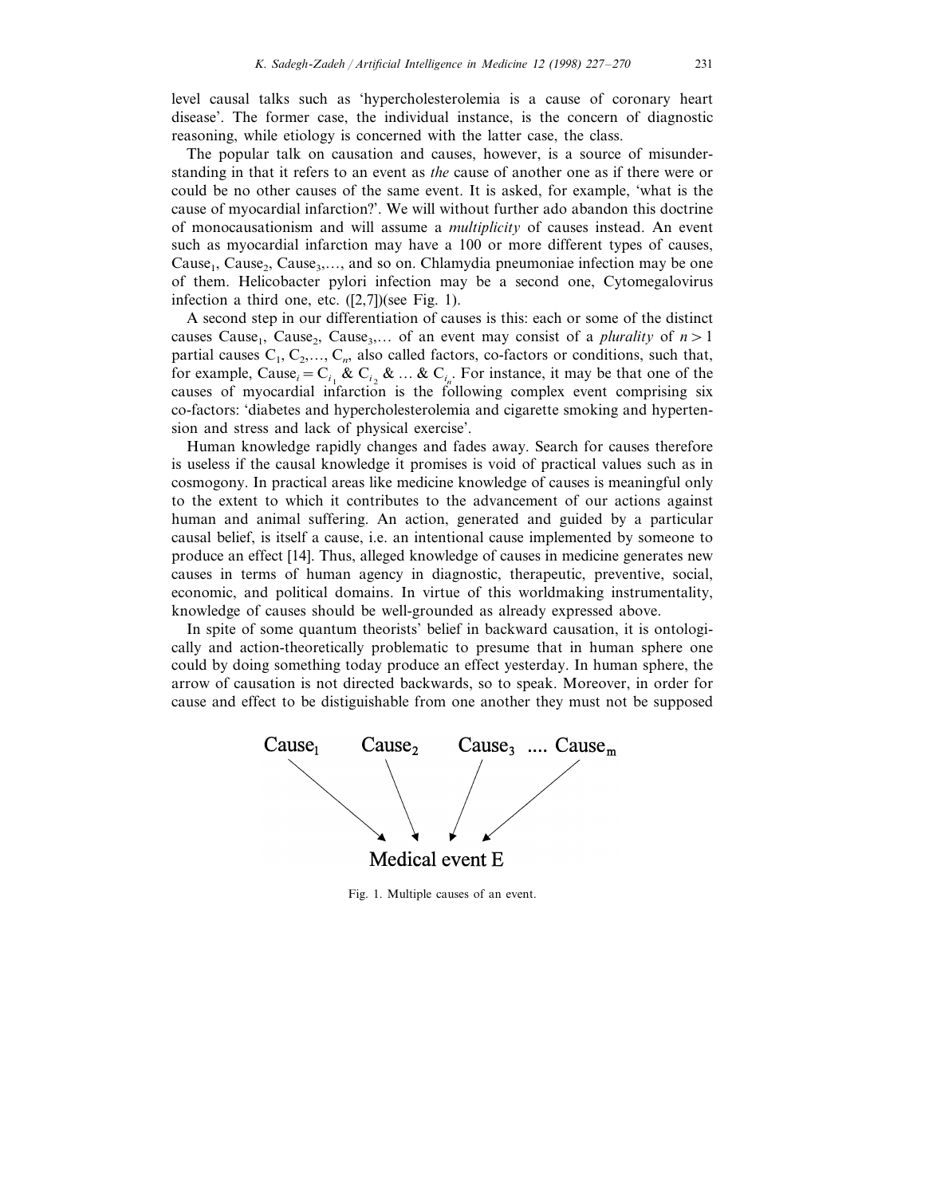level causal talks such as 'hypercholesterolemia is a cause of coronary heart disease'. The former case, the individual instance, is the concern of diagnostic reasoning, while etiology is concerned with the latter case, the class.

The popular talk on causation and causes, however, is a source of misunderstanding in that it refers to an event as *the* cause of another one as if there were or could be no other causes of the same event. It is asked, for example, 'what is the cause of myocardial infarction?'. We will without further ado abandon this doctrine of monocausationism and will assume a *multiplicity* of causes instead. An event such as myocardial infarction may have a 100 or more different types of causes, $\text{Cause}_1$, $\text{Cause}_2$, $\text{Cause}_3$,..., and so on. Chlamydia pneumoniae infection may be one of them. Helicobacter pylori infection may be a second one, Cytomegalovirus infection a third one, etc. ([2,7])(see Fig. 1).

A second step in our differentiation of causes is this: each or some of the distinct causes $\text{Cause}_1$, $\text{Cause}_2$, $\text{Cause}_3$,... of an event may consist of a *plurality* of $n > 1$ partial causes $C_1, C_2, \ldots, C_n$, also called factors, co-factors or conditions, such that, for example, $\text{Cause}_i = C_{i_1} \,\&\, C_{i_2} \,\&\, \ldots \,\&\, C_{i_n}$. For instance, it may be that one of the causes of myocardial infarction is the following complex event comprising six co-factors: 'diabetes and hypercholesterolemia and cigarette smoking and hypertension and stress and lack of physical exercise'.

Human knowledge rapidly changes and fades away. Search for causes therefore is useless if the causal knowledge it promises is void of practical values such as in cosmogony. In practical areas like medicine knowledge of causes is meaningful only to the extent to which it contributes to the advancement of our actions against human and animal suffering. An action, generated and guided by a particular causal belief, is itself a cause, i.e. an intentional cause implemented by someone to produce an effect [14]. Thus, alleged knowledge of causes in medicine generates new causes in terms of human agency in diagnostic, therapeutic, preventive, social, economic, and political domains. In virtue of this worldmaking instrumentality, knowledge of causes should be well-grounded as already expressed above.

In spite of some quantum theorists' belief in backward causation, it is ontologically and action-theoretically problematic to presume that in human sphere one could by doing something today produce an effect yesterday. In human sphere, the arrow of causation is not directed backwards, so to speak. Moreover, in order for cause and effect to be distiguishable from one another they must not be supposed

$\text{Cause}_1$ $\text{Cause}_2$ $\text{Cause}_3$ .... $\text{Cause}_m$

Medical event E

Fig. 1. Multiple causes of an event.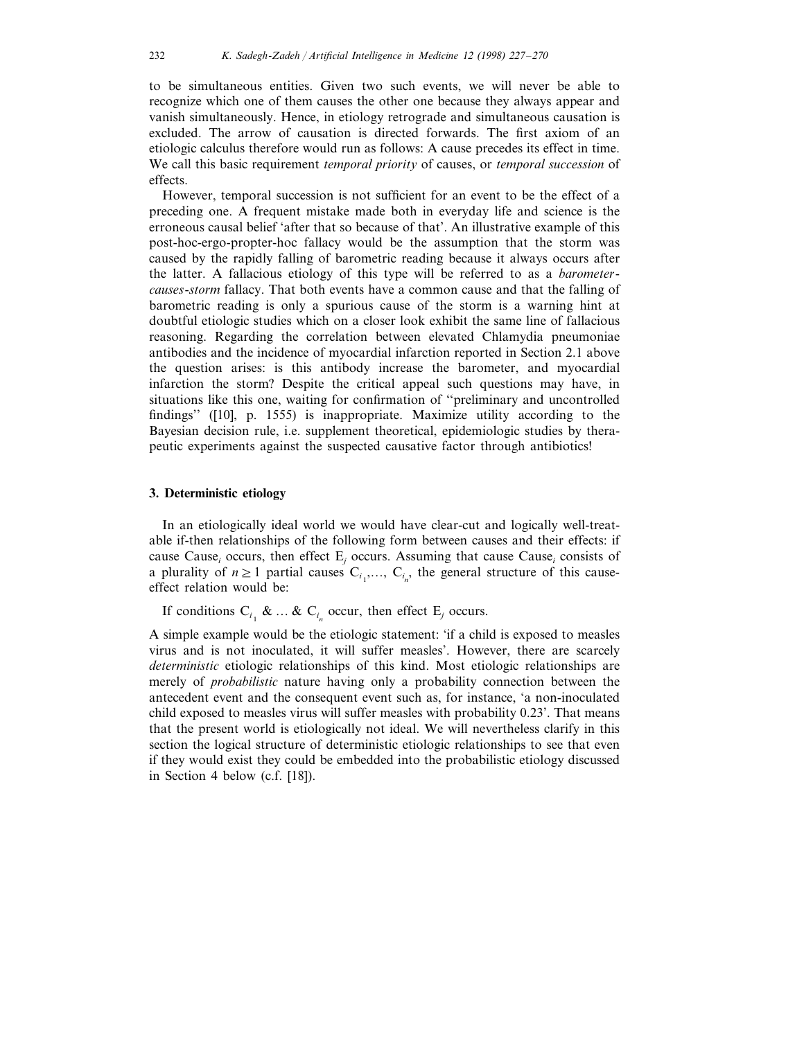to be simultaneous entities. Given two such events, we will never be able to recognize which one of them causes the other one because they always appear and vanish simultaneously. Hence, in etiology retrograde and simultaneous causation is excluded. The arrow of causation is directed forwards. The first axiom of an etiologic calculus therefore would run as follows: A cause precedes its effect in time. We call this basic requirement *temporal priority* of causes, or *temporal succession* of effects.

However, temporal succession is not sufficient for an event to be the effect of a preceding one. A frequent mistake made both in everyday life and science is the erroneous causal belief 'after that so because of that'. An illustrative example of this post-hoc-ergo-propter-hoc fallacy would be the assumption that the storm was caused by the rapidly falling of barometric reading because it always occurs after the latter. A fallacious etiology of this type will be referred to as a *barometer-causes-storm* fallacy. That both events have a common cause and that the falling of barometric reading is only a spurious cause of the storm is a warning hint at doubtful etiologic studies which on a closer look exhibit the same line of fallacious reasoning. Regarding the correlation between elevated Chlamydia pneumoniae antibodies and the incidence of myocardial infarction reported in Section 2.1 above the question arises: is this antibody increase the barometer, and myocardial infarction the storm? Despite the critical appeal such questions may have, in situations like this one, waiting for confirmation of "preliminary and uncontrolled findings" ([10], p. 1555) is inappropriate. Maximize utility according to the Bayesian decision rule, i.e. supplement theoretical, epidemiologic studies by therapeutic experiments against the suspected causative factor through antibiotics!

## 3. Deterministic etiology

In an etiologically ideal world we would have clear-cut and logically well-treatable if-then relationships of the following form between causes and their effects: if cause $\text{Cause}_i$ occurs, then effect $E_j$ occurs. Assuming that cause $\text{Cause}_i$ consists of a plurality of $n \geq 1$ partial causes $C_{i_1}, \ldots, C_{i_n}$, the general structure of this cause-effect relation would be:

If conditions $C_{i_1}$ & … & $C_{i_n}$ occur, then effect $E_j$ occurs.

A simple example would be the etiologic statement: 'if a child is exposed to measles virus and is not inoculated, it will suffer measles'. However, there are scarcely *deterministic* etiologic relationships of this kind. Most etiologic relationships are merely of *probabilistic* nature having only a probability connection between the antecedent event and the consequent event such as, for instance, 'a non-inoculated child exposed to measles virus will suffer measles with probability 0.23'. That means that the present world is etiologically not ideal. We will nevertheless clarify in this section the logical structure of deterministic etiologic relationships to see that even if they would exist they could be embedded into the probabilistic etiology discussed in Section 4 below (c.f. [18]).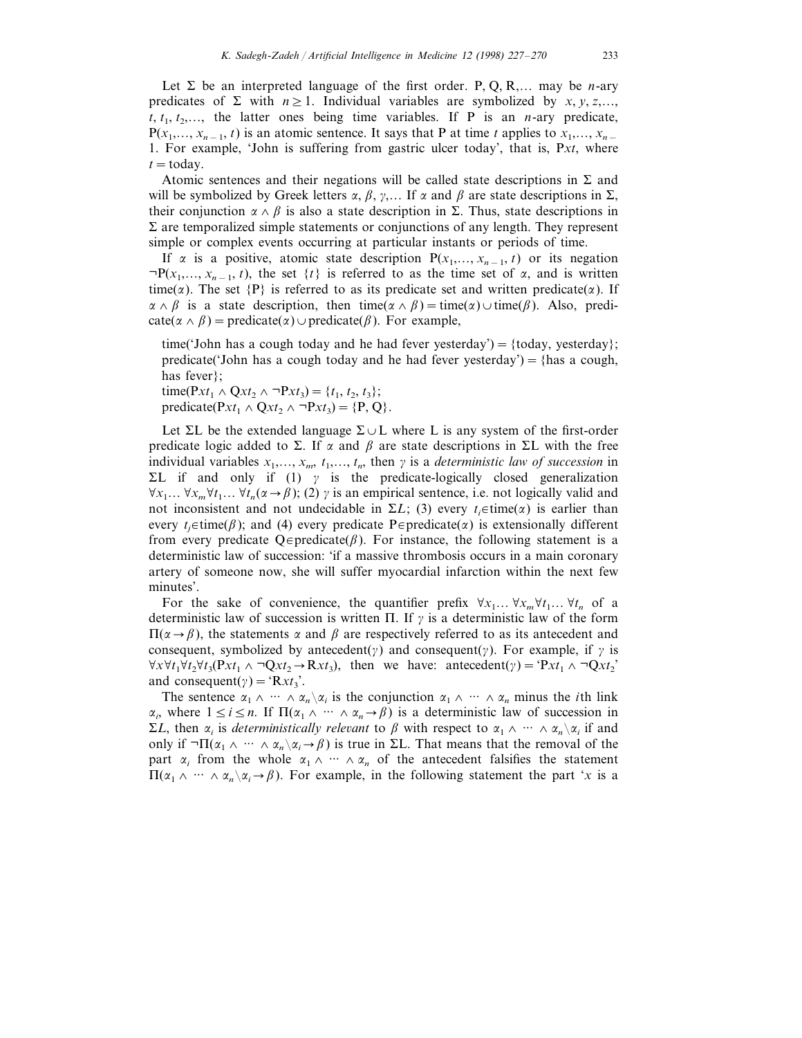Let $\Sigma$ be an interpreted language of the first order. P, Q, R,... may be $n$-ary predicates of $\Sigma$ with $n \geq 1$. Individual variables are symbolized by $x, y, z,\ldots,$ $t, t_1, t_2,\ldots,$ the latter ones being time variables. If P is an $n$-ary predicate, $\mathrm{P}(x_1,\ldots, x_{n-1}, t)$ is an atomic sentence. It says that P at time $t$ applies to $x_1,\ldots, x_{n-1}$. For example, 'John is suffering from gastric ulcer today', that is, P$xt$, where $t =$ today.

Atomic sentences and their negations will be called state descriptions in $\Sigma$ and will be symbolized by Greek letters $\alpha, \beta, \gamma,\ldots$ If $\alpha$ and $\beta$ are state descriptions in $\Sigma$, their conjunction $\alpha \wedge \beta$ is also a state description in $\Sigma$. Thus, state descriptions in $\Sigma$ are temporalized simple statements or conjunctions of any length. They represent simple or complex events occurring at particular instants or periods of time.

If $\alpha$ is a positive, atomic state description $\mathrm{P}(x_1,\ldots, x_{n-1}, t)$ or its negation $\neg\mathrm{P}(x_1,\ldots, x_{n-1}, t)$, the set $\{t\}$ is referred to as the time set of $\alpha$, and is written time($\alpha$). The set {P} is referred to as its predicate set and written predicate($\alpha$). If $\alpha \wedge \beta$ is a state description, then $\text{time}(\alpha \wedge \beta) = \text{time}(\alpha) \cup \text{time}(\beta)$. Also, $\text{predicate}(\alpha \wedge \beta) = \text{predicate}(\alpha) \cup \text{predicate}(\beta)$. For example,

time('John has a cough today and he had fever yesterday') = {today, yesterday};
predicate('John has a cough today and he had fever yesterday') = {has a cough, has fever};
$\text{time}(\mathrm{P}xt_1 \wedge \mathrm{Q}xt_2 \wedge \neg\mathrm{P}xt_3) = \{t_1, t_2, t_3\}$;
$\text{predicate}(\mathrm{P}xt_1 \wedge \mathrm{Q}xt_2 \wedge \neg\mathrm{P}xt_3) = \{\mathrm{P}, \mathrm{Q}\}$.

Let $\Sigma$L be the extended language $\Sigma \cup \mathrm{L}$ where L is any system of the first-order predicate logic added to $\Sigma$. If $\alpha$ and $\beta$ are state descriptions in $\Sigma$L with the free individual variables $x_1,\ldots, x_m, t_1,\ldots, t_n$, then $\gamma$ is a *deterministic law of succession* in $\Sigma$L if and only if (1) $\gamma$ is the predicate-logically closed generalization $\forall x_1\ldots \forall x_m \forall t_1\ldots \forall t_n(\alpha \rightarrow \beta)$; (2) $\gamma$ is an empirical sentence, i.e. not logically valid and not inconsistent and not undecidable in $\Sigma L$; (3) every $t_i \in \text{time}(\alpha)$ is earlier than every $t_j \in \text{time}(\beta)$; and (4) every predicate $\mathrm{P} \in \text{predicate}(\alpha)$ is extensionally different from every predicate $\mathrm{Q} \in \text{predicate}(\beta)$. For instance, the following statement is a deterministic law of succession: 'if a massive thrombosis occurs in a main coronary artery of someone now, she will suffer myocardial infarction within the next few minutes'.

For the sake of convenience, the quantifier prefix $\forall x_1\ldots \forall x_m \forall t_1\ldots \forall t_n$ of a deterministic law of succession is written $\Pi$. If $\gamma$ is a deterministic law of the form $\Pi(\alpha \rightarrow \beta)$, the statements $\alpha$ and $\beta$ are respectively referred to as its antecedent and consequent, symbolized by antecedent($\gamma$) and consequent($\gamma$). For example, if $\gamma$ is $\forall x \forall t_1 \forall t_2 \forall t_3(\mathrm{P}xt_1 \wedge \neg\mathrm{Q}xt_2 \rightarrow \mathrm{R}xt_3)$, then we have: antecedent($\gamma$) = '$\mathrm{P}xt_1 \wedge \neg\mathrm{Q}xt_2$' and consequent($\gamma$) = '$\mathrm{R}xt_3$'.

The sentence $\alpha_1 \wedge \cdots \wedge \alpha_n \backslash \alpha_i$ is the conjunction $\alpha_1 \wedge \cdots \wedge \alpha_n$ minus the $i$th link $\alpha_i$, where $1 \leq i \leq n$. If $\Pi(\alpha_1 \wedge \cdots \wedge \alpha_n \rightarrow \beta)$ is a deterministic law of succession in $\Sigma L$, then $\alpha_i$ is *deterministically relevant* to $\beta$ with respect to $\alpha_1 \wedge \cdots \wedge \alpha_n \backslash \alpha_i$ if and only if $\neg\Pi(\alpha_1 \wedge \cdots \wedge \alpha_n \backslash \alpha_i \rightarrow \beta)$ is true in $\Sigma$L. That means that the removal of the part $\alpha_i$ from the whole $\alpha_1 \wedge \cdots \wedge \alpha_n$ of the antecedent falsifies the statement $\Pi(\alpha_1 \wedge \cdots \wedge \alpha_n \backslash \alpha_i \rightarrow \beta)$. For example, in the following statement the part '$x$ is a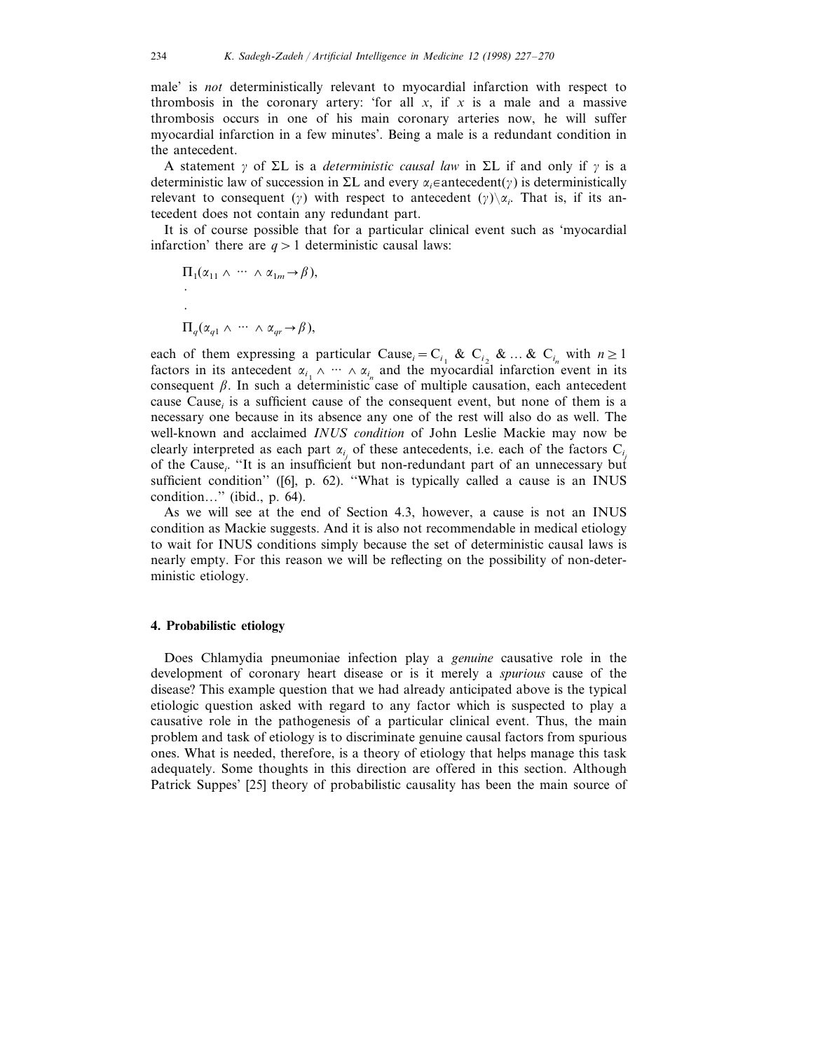male' is *not* deterministically relevant to myocardial infarction with respect to thrombosis in the coronary artery: 'for all $x$, if $x$ is a male and a massive thrombosis occurs in one of his main coronary arteries now, he will suffer myocardial infarction in a few minutes'. Being a male is a redundant condition in the antecedent.

A statement $\gamma$ of $\Sigma L$ is a *deterministic causal law* in $\Sigma L$ if and only if $\gamma$ is a deterministic law of succession in $\Sigma L$ and every $\alpha_i \in \text{antecedent}(\gamma)$ is deterministically relevant to consequent $(\gamma)$ with respect to antecedent $(\gamma)\backslash\alpha_i$. That is, if its antecedent does not contain any redundant part.

It is of course possible that for a particular clinical event such as 'myocardial infarction' there are $q > 1$ deterministic causal laws:

$$\Pi_1(\alpha_{11} \wedge \cdots \wedge \alpha_{1m} \rightarrow \beta),$$
$$\cdot$$
$$\cdot$$
$$\Pi_q(\alpha_{q1} \wedge \cdots \wedge \alpha_{qr} \rightarrow \beta),$$

each of them expressing a particular $\text{Cause}_i = C_{i_1}$ & $C_{i_2}$ & ... & $C_{i_n}$ with $n \geq 1$ factors in its antecedent $\alpha_{i_1} \wedge \cdots \wedge \alpha_{i_n}$ and the myocardial infarction event in its consequent $\beta$. In such a deterministic case of multiple causation, each antecedent cause $\text{Cause}_i$ is a sufficient cause of the consequent event, but none of them is a necessary one because in its absence any one of the rest will also do as well. The well-known and acclaimed *INUS condition* of John Leslie Mackie may now be clearly interpreted as each part $\alpha_{i_j}$ of these antecedents, i.e. each of the factors $C_{i_j}$ of the $\text{Cause}_i$. ''It is an insufficient but non-redundant part of an unnecessary but sufficient condition'' ([6], p. 62). ''What is typically called a cause is an INUS condition…'' (ibid., p. 64).

As we will see at the end of Section 4.3, however, a cause is not an INUS condition as Mackie suggests. And it is also not recommendable in medical etiology to wait for INUS conditions simply because the set of deterministic causal laws is nearly empty. For this reason we will be reflecting on the possibility of non-deterministic etiology.

## 4. Probabilistic etiology

Does Chlamydia pneumoniae infection play a *genuine* causative role in the development of coronary heart disease or is it merely a *spurious* cause of the disease? This example question that we had already anticipated above is the typical etiologic question asked with regard to any factor which is suspected to play a causative role in the pathogenesis of a particular clinical event. Thus, the main problem and task of etiology is to discriminate genuine causal factors from spurious ones. What is needed, therefore, is a theory of etiology that helps manage this task adequately. Some thoughts in this direction are offered in this section. Although Patrick Suppes' [25] theory of probabilistic causality has been the main source of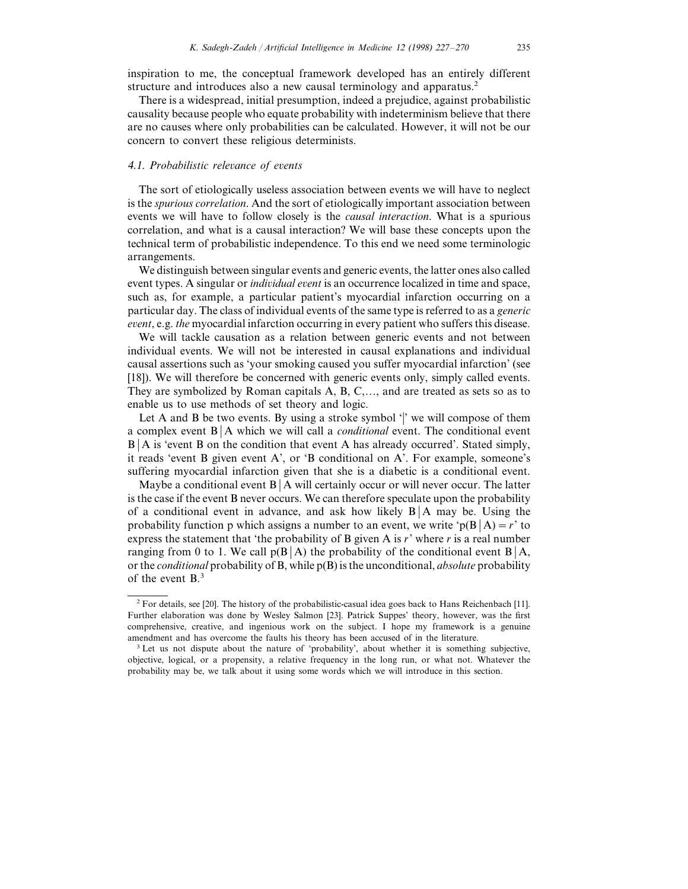inspiration to me, the conceptual framework developed has an entirely different structure and introduces also a new causal terminology and apparatus.[2]

There is a widespread, initial presumption, indeed a prejudice, against probabilistic causality because people who equate probability with indeterminism believe that there are no causes where only probabilities can be calculated. However, it will not be our concern to convert these religious determinists.

### 4.1. Probabilistic relevance of events

The sort of etiologically useless association between events we will have to neglect is the *spurious correlation*. And the sort of etiologically important association between events we will have to follow closely is the *causal interaction*. What is a spurious correlation, and what is a causal interaction? We will base these concepts upon the technical term of probabilistic independence. To this end we need some terminologic arrangements.

We distinguish between singular events and generic events, the latter ones also called event types. A singular or *individual event* is an occurrence localized in time and space, such as, for example, a particular patient's myocardial infarction occurring on a particular day. The class of individual events of the same type is referred to as a *generic event*, e.g. *the* myocardial infarction occurring in every patient who suffers this disease.

We will tackle causation as a relation between generic events and not between individual events. We will not be interested in causal explanations and individual causal assertions such as 'your smoking caused you suffer myocardial infarction' (see [18]). We will therefore be concerned with generic events only, simply called events. They are symbolized by Roman capitals A, B, C,..., and are treated as sets so as to enable us to use methods of set theory and logic.

Let A and B be two events. By using a stroke symbol '|' we will compose of them a complex event $B|A$ which we will call a *conditional* event. The conditional event $B|A$ is 'event B on the condition that event A has already occurred'. Stated simply, it reads 'event B given event A', or 'B conditional on A'. For example, someone's suffering myocardial infarction given that she is a diabetic is a conditional event.

Maybe a conditional event $B|A$ will certainly occur or will never occur. The latter is the case if the event B never occurs. We can therefore speculate upon the probability of a conditional event in advance, and ask how likely $B|A$ may be. Using the probability function p which assigns a number to an event, we write '$p(B|A) = r$' to express the statement that 'the probability of B given A is $r$' where $r$ is a real number ranging from 0 to 1. We call $p(B|A)$ the probability of the conditional event $B|A$, or the *conditional* probability of B, while p(B) is the unconditional, *absolute* probability of the event B.[3]

---

[2] For details, see [20]. The history of the probabilistic-casual idea goes back to Hans Reichenbach [11]. Further elaboration was done by Wesley Salmon [23]. Patrick Suppes' theory, however, was the first comprehensive, creative, and ingenious work on the subject. I hope my framework is a genuine amendment and has overcome the faults his theory has been accused of in the literature.

[3] Let us not dispute about the nature of 'probability', about whether it is something subjective, objective, logical, or a propensity, a relative frequency in the long run, or what not. Whatever the probability may be, we talk about it using some words which we will introduce in this section.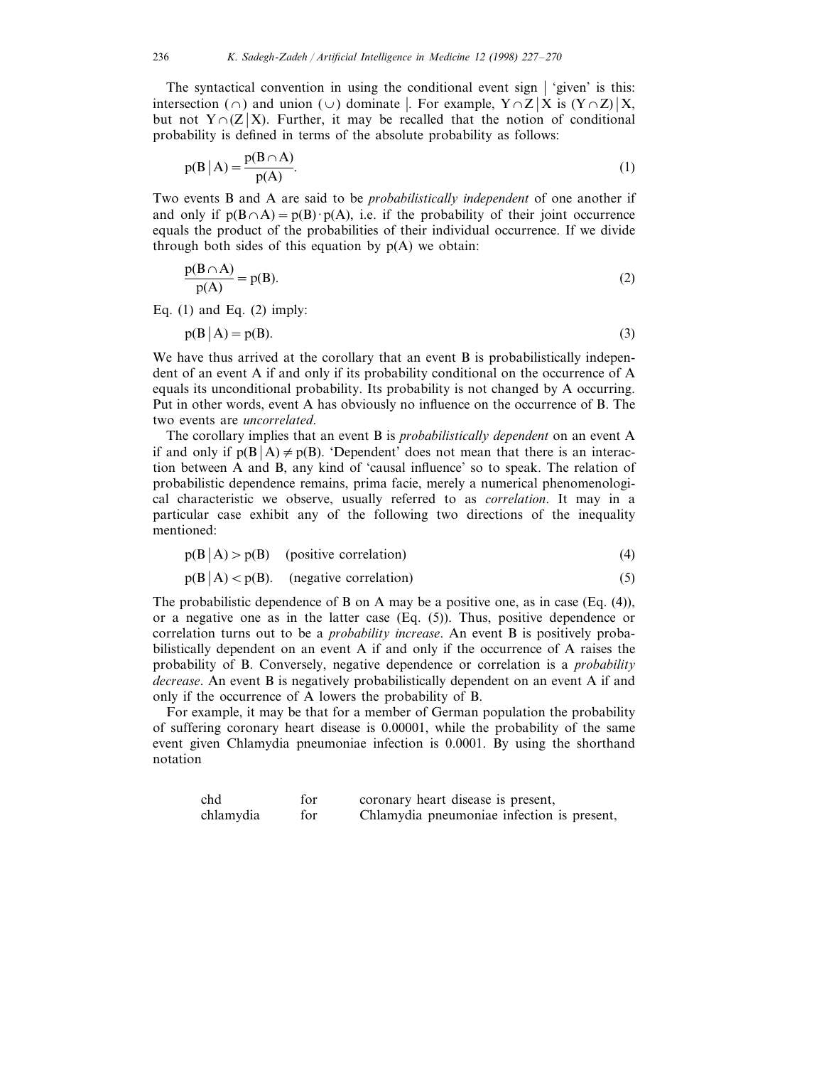The syntactical convention in using the conditional event sign | 'given' is this: intersection ($\cap$) and union ($\cup$) dominate |. For example, $Y \cap Z | X$ is $(Y \cap Z) | X$, but not $Y \cap (Z | X)$. Further, it may be recalled that the notion of conditional probability is defined in terms of the absolute probability as follows:

$$p(B | A) = \frac{p(B \cap A)}{p(A)}. \tag{1}$$

Two events B and A are said to be *probabilistically independent* of one another if and only if $p(B \cap A) = p(B) \cdot p(A)$, i.e. if the probability of their joint occurrence equals the product of the probabilities of their individual occurrence. If we divide through both sides of this equation by p(A) we obtain:

$$\frac{p(B \cap A)}{p(A)} = p(B). \tag{2}$$

Eq. (1) and Eq. (2) imply:

$$p(B | A) = p(B). \tag{3}$$

We have thus arrived at the corollary that an event B is probabilistically independent of an event A if and only if its probability conditional on the occurrence of A equals its unconditional probability. Its probability is not changed by A occurring. Put in other words, event A has obviously no influence on the occurrence of B. The two events are *uncorrelated*.

The corollary implies that an event B is *probabilistically dependent* on an event A if and only if $p(B | A) \neq p(B)$. 'Dependent' does not mean that there is an interaction between A and B, any kind of 'causal influence' so to speak. The relation of probabilistic dependence remains, prima facie, merely a numerical phenomenological characteristic we observe, usually referred to as *correlation*. It may in a particular case exhibit any of the following two directions of the inequality mentioned:

$$p(B | A) > p(B) \quad \text{(positive correlation)} \tag{4}$$

$$p(B | A) < p(B). \quad \text{(negative correlation)} \tag{5}$$

The probabilistic dependence of B on A may be a positive one, as in case (Eq. (4)), or a negative one as in the latter case (Eq. (5)). Thus, positive dependence or correlation turns out to be a *probability increase*. An event B is positively probabilistically dependent on an event A if and only if the occurrence of A raises the probability of B. Conversely, negative dependence or correlation is a *probability decrease*. An event B is negatively probabilistically dependent on an event A if and only if the occurrence of A lowers the probability of B.

For example, it may be that for a member of German population the probability of suffering coronary heart disease is 0.00001, while the probability of the same event given Chlamydia pneumoniae infection is 0.0001. By using the shorthand notation

| | | |
|---|---|---|
| chd | for | coronary heart disease is present, |
| chlamydia | for | Chlamydia pneumoniae infection is present, |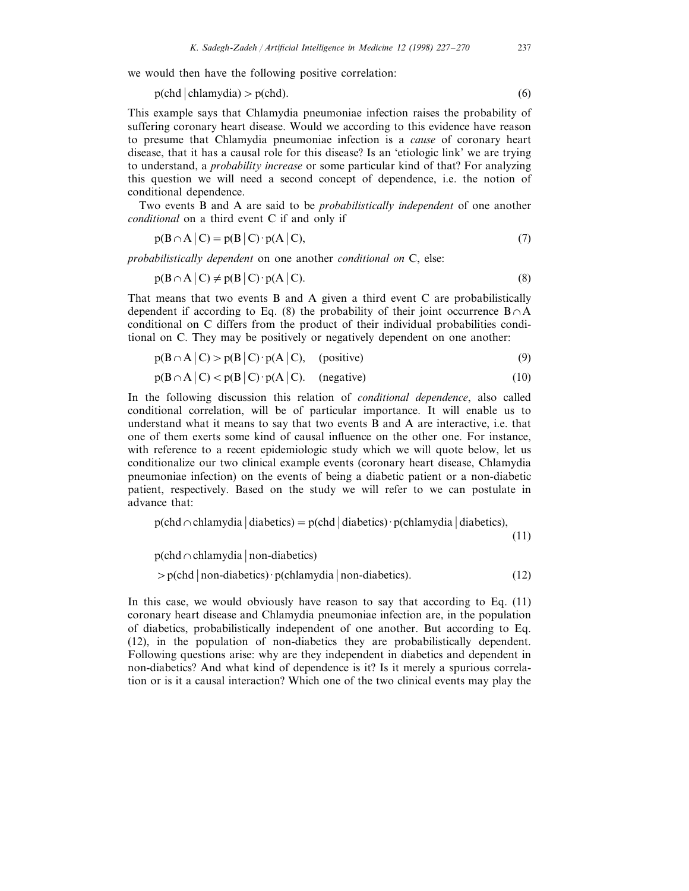we would then have the following positive correlation:

$$p(\text{chd} \mid \text{chlamydia}) > p(\text{chd}). \tag{6}$$

This example says that Chlamydia pneumoniae infection raises the probability of suffering coronary heart disease. Would we according to this evidence have reason to presume that Chlamydia pneumoniae infection is a *cause* of coronary heart disease, that it has a causal role for this disease? Is an 'etiologic link' we are trying to understand, a *probability increase* or some particular kind of that? For analyzing this question we will need a second concept of dependence, i.e. the notion of conditional dependence.

Two events B and A are said to be *probabilistically independent* of one another *conditional* on a third event C if and only if

$$p(B \cap A \mid C) = p(B \mid C) \cdot p(A \mid C), \tag{7}$$

*probabilistically dependent* on one another *conditional on* C, else:

$$p(B \cap A \mid C) \neq p(B \mid C) \cdot p(A \mid C). \tag{8}$$

That means that two events B and A given a third event C are probabilistically dependent if according to Eq. (8) the probability of their joint occurrence $B \cap A$ conditional on C differs from the product of their individual probabilities conditional on C. They may be positively or negatively dependent on one another:

$$p(B \cap A \mid C) > p(B \mid C) \cdot p(A \mid C), \quad \text{(positive)} \tag{9}$$

$$p(B \cap A \mid C) < p(B \mid C) \cdot p(A \mid C). \quad \text{(negative)} \tag{10}$$

In the following discussion this relation of *conditional dependence*, also called conditional correlation, will be of particular importance. It will enable us to understand what it means to say that two events B and A are interactive, i.e. that one of them exerts some kind of causal influence on the other one. For instance, with reference to a recent epidemiologic study which we will quote below, let us conditionalize our two clinical example events (coronary heart disease, Chlamydia pneumoniae infection) on the events of being a diabetic patient or a non-diabetic patient, respectively. Based on the study we will refer to we can postulate in advance that:

$$p(\text{chd} \cap \text{chlamydia} \mid \text{diabetics}) = p(\text{chd} \mid \text{diabetics}) \cdot p(\text{chlamydia} \mid \text{diabetics}), \tag{11}$$

$$p(\text{chd} \cap \text{chlamydia} \mid \text{non-diabetics}) > p(\text{chd} \mid \text{non-diabetics}) \cdot p(\text{chlamydia} \mid \text{non-diabetics}). \tag{12}$$

In this case, we would obviously have reason to say that according to Eq. (11) coronary heart disease and Chlamydia pneumoniae infection are, in the population of diabetics, probabilistically independent of one another. But according to Eq. (12), in the population of non-diabetics they are probabilistically dependent. Following questions arise: why are they independent in diabetics and dependent in non-diabetics? And what kind of dependence is it? Is it merely a spurious correlation or is it a causal interaction? Which one of the two clinical events may play the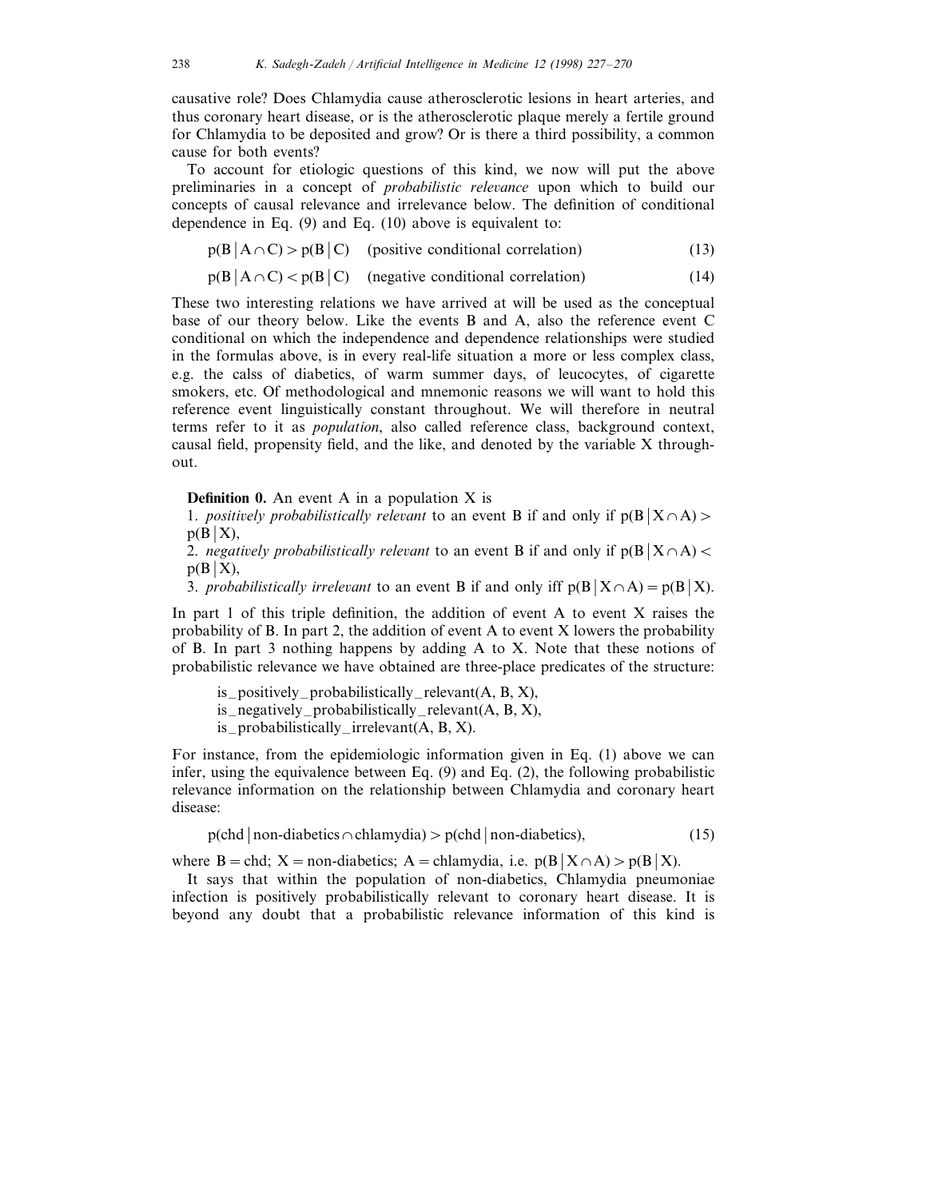causative role? Does Chlamydia cause atherosclerotic lesions in heart arteries, and thus coronary heart disease, or is the atherosclerotic plaque merely a fertile ground for Chlamydia to be deposited and grow? Or is there a third possibility, a common cause for both events?

To account for etiologic questions of this kind, we now will put the above preliminaries in a concept of *probabilistic relevance* upon which to build our concepts of causal relevance and irrelevance below. The definition of conditional dependence in Eq. (9) and Eq. (10) above is equivalent to:

$$p(B \mid A \cap C) > p(B \mid C) \quad \text{(positive conditional correlation)} \tag{13}$$

$$p(B \mid A \cap C) < p(B \mid C) \quad \text{(negative conditional correlation)} \tag{14}$$

These two interesting relations we have arrived at will be used as the conceptual base of our theory below. Like the events B and A, also the reference event C conditional on which the independence and dependence relationships were studied in the formulas above, is in every real-life situation a more or less complex class, e.g. the calss of diabetics, of warm summer days, of leucocytes, of cigarette smokers, etc. Of methodological and mnemonic reasons we will want to hold this reference event linguistically constant throughout. We will therefore in neutral terms refer to it as *population*, also called reference class, background context, causal field, propensity field, and the like, and denoted by the variable X throughout.

**Definition 0.** An event A in a population X is

1. *positively probabilistically relevant* to an event B if and only if $p(B \mid X \cap A) > p(B \mid X)$,
2. *negatively probabilistically relevant* to an event B if and only if $p(B \mid X \cap A) < p(B \mid X)$,
3. *probabilistically irrelevant* to an event B if and only iff $p(B \mid X \cap A) = p(B \mid X)$.

In part 1 of this triple definition, the addition of event A to event X raises the probability of B. In part 2, the addition of event A to event X lowers the probability of B. In part 3 nothing happens by adding A to X. Note that these notions of probabilistic relevance we have obtained are three-place predicates of the structure:

is_positively_probabilistically_relevant(A, B, X),
is_negatively_probabilistically_relevant(A, B, X),
is_probabilistically_irrelevant(A, B, X).

For instance, from the epidemiologic information given in Eq. (1) above we can infer, using the equivalence between Eq. (9) and Eq. (2), the following probabilistic relevance information on the relationship between Chlamydia and coronary heart disease:

$$p(\text{chd} \mid \text{non-diabetics} \cap \text{chlamydia}) > p(\text{chd} \mid \text{non-diabetics}), \tag{15}$$

where B = chd; X = non-diabetics; A = chlamydia, i.e. $p(B \mid X \cap A) > p(B \mid X)$.

It says that within the population of non-diabetics, Chlamydia pneumoniae infection is positively probabilistically relevant to coronary heart disease. It is beyond any doubt that a probabilistic relevance information of this kind is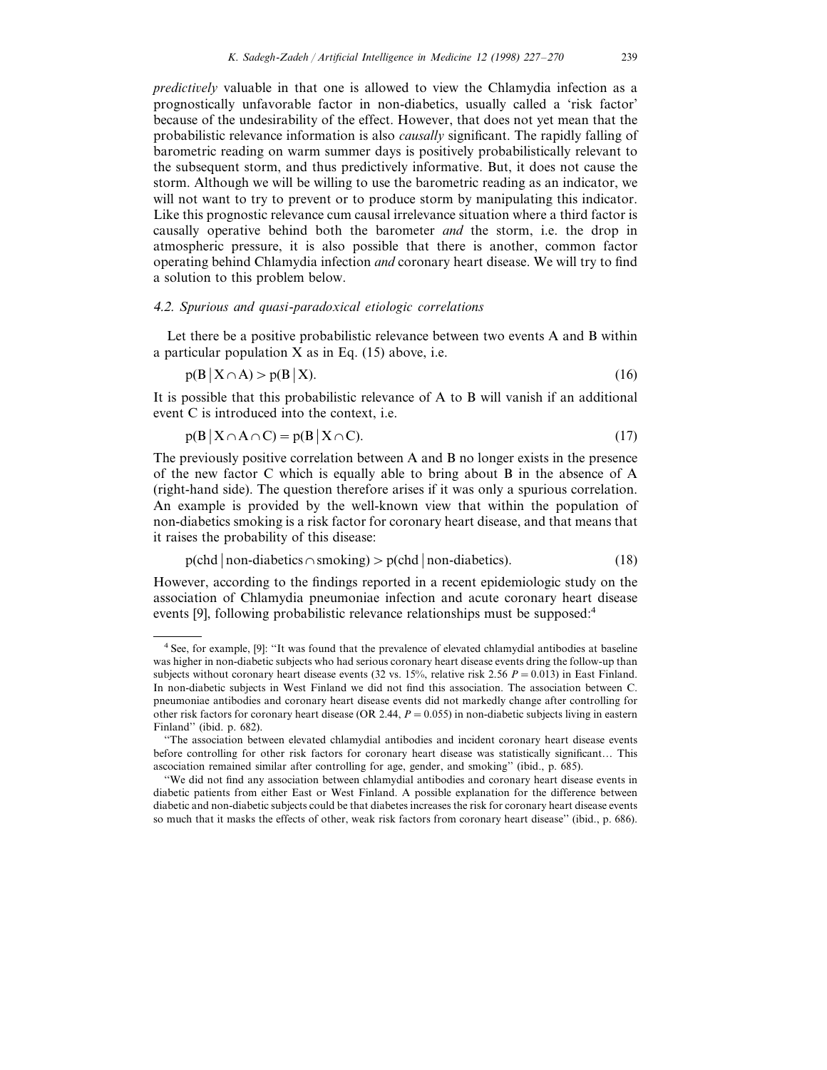*predictively* valuable in that one is allowed to view the Chlamydia infection as a prognostically unfavorable factor in non-diabetics, usually called a 'risk factor' because of the undesirability of the effect. However, that does not yet mean that the probabilistic relevance information is also *causally* significant. The rapidly falling of barometric reading on warm summer days is positively probabilistically relevant to the subsequent storm, and thus predictively informative. But, it does not cause the storm. Although we will be willing to use the barometric reading as an indicator, we will not want to try to prevent or to produce storm by manipulating this indicator. Like this prognostic relevance cum causal irrelevance situation where a third factor is causally operative behind both the barometer *and* the storm, i.e. the drop in atmospheric pressure, it is also possible that there is another, common factor operating behind Chlamydia infection *and* coronary heart disease. We will try to find a solution to this problem below.

### 4.2. Spurious and quasi-paradoxical etiologic correlations

Let there be a positive probabilistic relevance between two events A and B within a particular population X as in Eq. (15) above, i.e.

$$p(B \mid X \cap A) > p(B \mid X). \tag{16}$$

It is possible that this probabilistic relevance of A to B will vanish if an additional event C is introduced into the context, i.e.

$$p(B \mid X \cap A \cap C) = p(B \mid X \cap C). \tag{17}$$

The previously positive correlation between A and B no longer exists in the presence of the new factor C which is equally able to bring about B in the absence of A (right-hand side). The question therefore arises if it was only a spurious correlation. An example is provided by the well-known view that within the population of non-diabetics smoking is a risk factor for coronary heart disease, and that means that it raises the probability of this disease:

$$p(\text{chd} \mid \text{non-diabetics} \cap \text{smoking}) > p(\text{chd} \mid \text{non-diabetics}). \tag{18}$$

However, according to the findings reported in a recent epidemiologic study on the association of Chlamydia pneumoniae infection and acute coronary heart disease events [9], following probabilistic relevance relationships must be supposed:[4]

[4] See, for example, [9]: "It was found that the prevalence of elevated chlamydial antibodies at baseline was higher in non-diabetic subjects who had serious coronary heart disease events dring the follow-up than subjects without coronary heart disease events (32 vs. 15%, relative risk 2.56 $P = 0.013$) in East Finland. In non-diabetic subjects in West Finland we did not find this association. The association between C. pneumoniae antibodies and coronary heart disease events did not markedly change after controlling for other risk factors for coronary heart disease (OR 2.44, $P = 0.055$) in non-diabetic subjects living in eastern Finland" (ibid. p. 682).

"The association between elevated chlamydial antibodies and incident coronary heart disease events before controlling for other risk factors for coronary heart disease was statistically significant… This ascociation remained similar after controlling for age, gender, and smoking" (ibid., p. 685).

"We did not find any association between chlamydial antibodies and coronary heart disease events in diabetic patients from either East or West Finland. A possible explanation for the difference between diabetic and non-diabetic subjects could be that diabetes increases the risk for coronary heart disease events so much that it masks the effects of other, weak risk factors from coronary heart disease" (ibid., p. 686).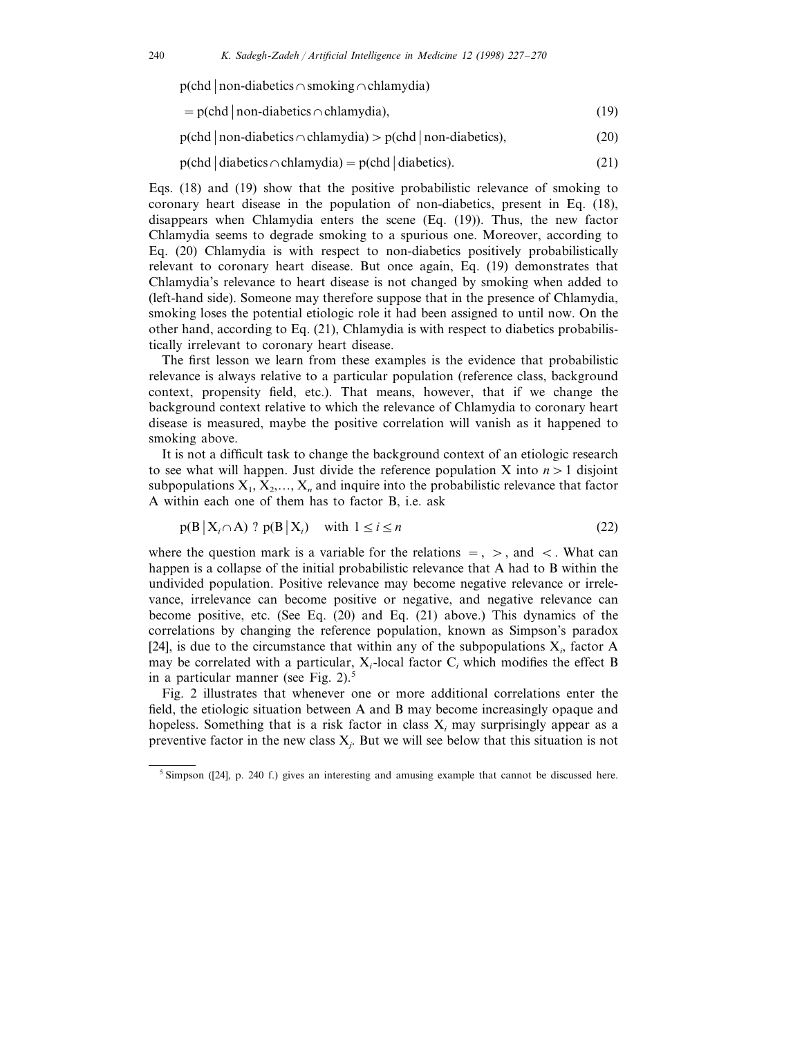$$\text{p(chd} \mid \text{non-diabetics} \cap \text{smoking} \cap \text{chlamydia)}$$

$$= \text{p(chd} \mid \text{non-diabetics} \cap \text{chlamydia)}, \tag{19}$$

$$\text{p(chd} \mid \text{non-diabetics} \cap \text{chlamydia)} > \text{p(chd} \mid \text{non-diabetics)}, \tag{20}$$

$$\text{p(chd} \mid \text{diabetics} \cap \text{chlamydia)} = \text{p(chd} \mid \text{diabetics)}. \tag{21}$$

Eqs. (18) and (19) show that the positive probabilistic relevance of smoking to coronary heart disease in the population of non-diabetics, present in Eq. (18), disappears when Chlamydia enters the scene (Eq. (19)). Thus, the new factor Chlamydia seems to degrade smoking to a spurious one. Moreover, according to Eq. (20) Chlamydia is with respect to non-diabetics positively probabilistically relevant to coronary heart disease. But once again, Eq. (19) demonstrates that Chlamydia's relevance to heart disease is not changed by smoking when added to (left-hand side). Someone may therefore suppose that in the presence of Chlamydia, smoking loses the potential etiologic role it had been assigned to until now. On the other hand, according to Eq. (21), Chlamydia is with respect to diabetics probabilistically irrelevant to coronary heart disease.

The first lesson we learn from these examples is the evidence that probabilistic relevance is always relative to a particular population (reference class, background context, propensity field, etc.). That means, however, that if we change the background context relative to which the relevance of Chlamydia to coronary heart disease is measured, maybe the positive correlation will vanish as it happened to smoking above.

It is not a difficult task to change the background context of an etiologic research to see what will happen. Just divide the reference population X into $n > 1$ disjoint subpopulations $X_1, X_2, \ldots, X_n$ and inquire into the probabilistic relevance that factor A within each one of them has to factor B, i.e. ask

$$\text{p}(\text{B} \mid \text{X}_i \cap \text{A}) \;?\; \text{p}(\text{B} \mid \text{X}_i) \quad \text{with } 1 \leq i \leq n \tag{22}$$

where the question mark is a variable for the relations $=$, $>$, and $<$. What can happen is a collapse of the initial probabilistic relevance that A had to B within the undivided population. Positive relevance may become negative relevance or irrelevance, irrelevance can become positive or negative, and negative relevance can become positive, etc. (See Eq. (20) and Eq. (21) above.) This dynamics of the correlations by changing the reference population, known as Simpson's paradox [24], is due to the circumstance that within any of the subpopulations $X_i$, factor A may be correlated with a particular, $X_i$-local factor $C_i$ which modifies the effect B in a particular manner (see Fig. 2).[5]

Fig. 2 illustrates that whenever one or more additional correlations enter the field, the etiologic situation between A and B may become increasingly opaque and hopeless. Something that is a risk factor in class $X_i$ may surprisingly appear as a preventive factor in the new class $X_j$. But we will see below that this situation is not

[5] Simpson ([24], p. 240 f.) gives an interesting and amusing example that cannot be discussed here.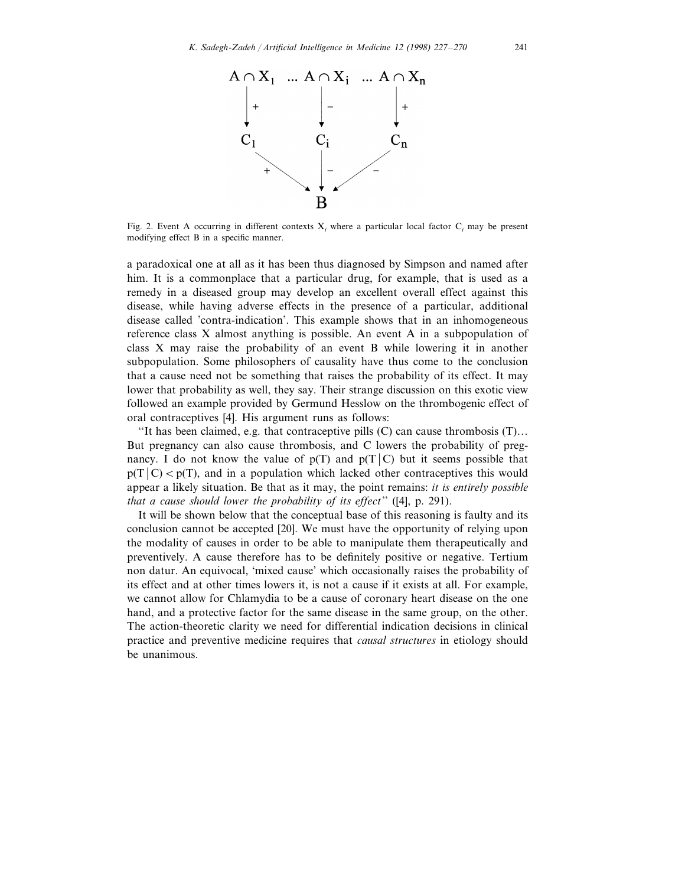$A \cap X_1$ ... $A \cap X_i$ ... $A \cap X_n$

+ − +

$C_1$ $C_i$ $C_n$

+ − −

B

Fig. 2. Event A occurring in different contexts $X_i$ where a particular local factor $C_i$ may be present modifying effect B in a specific manner.

a paradoxical one at all as it has been thus diagnosed by Simpson and named after him. It is a commonplace that a particular drug, for example, that is used as a remedy in a diseased group may develop an excellent overall effect against this disease, while having adverse effects in the presence of a particular, additional disease called 'contra-indication'. This example shows that in an inhomogeneous reference class X almost anything is possible. An event A in a subpopulation of class X may raise the probability of an event B while lowering it in another subpopulation. Some philosophers of causality have thus come to the conclusion that a cause need not be something that raises the probability of its effect. It may lower that probability as well, they say. Their strange discussion on this exotic view followed an example provided by Germund Hesslow on the thrombogenic effect of oral contraceptives [4]. His argument runs as follows:

"It has been claimed, e.g. that contraceptive pills (C) can cause thrombosis (T)… But pregnancy can also cause thrombosis, and C lowers the probability of pregnancy. I do not know the value of $p(T)$ and $p(T \mid C)$ but it seems possible that $p(T \mid C) < p(T)$, and in a population which lacked other contraceptives this would appear a likely situation. Be that as it may, the point remains: *it is entirely possible that a cause should lower the probability of its effect*" ([4], p. 291).

It will be shown below that the conceptual base of this reasoning is faulty and its conclusion cannot be accepted [20]. We must have the opportunity of relying upon the modality of causes in order to be able to manipulate them therapeutically and preventively. A cause therefore has to be definitely positive or negative. Tertium non datur. An equivocal, 'mixed cause' which occasionally raises the probability of its effect and at other times lowers it, is not a cause if it exists at all. For example, we cannot allow for Chlamydia to be a cause of coronary heart disease on the one hand, and a protective factor for the same disease in the same group, on the other. The action-theoretic clarity we need for differential indication decisions in clinical practice and preventive medicine requires that *causal structures* in etiology should be unanimous.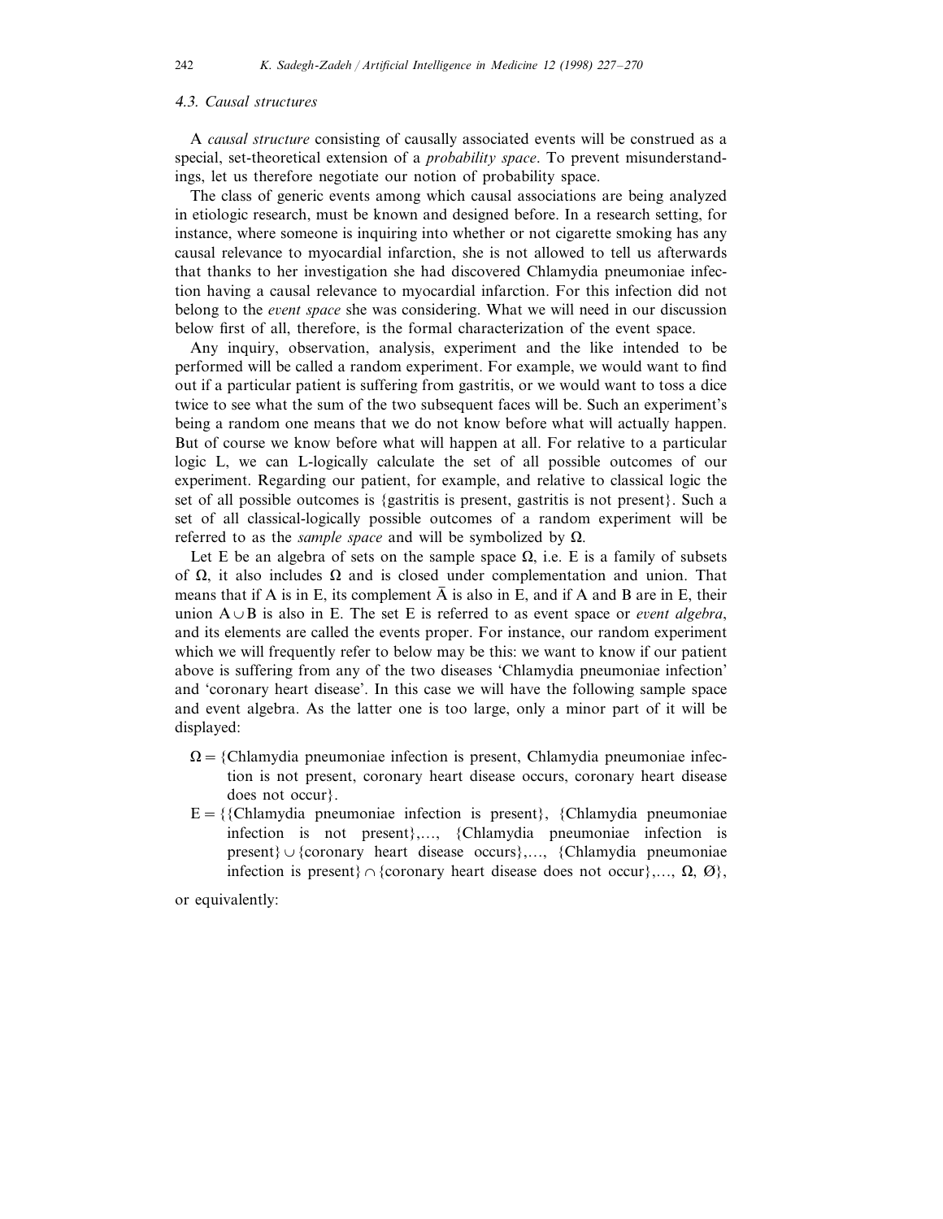### 4.3. Causal structures

A *causal structure* consisting of causally associated events will be construed as a special, set-theoretical extension of a *probability space*. To prevent misunderstandings, let us therefore negotiate our notion of probability space.

The class of generic events among which causal associations are being analyzed in etiologic research, must be known and designed before. In a research setting, for instance, where someone is inquiring into whether or not cigarette smoking has any causal relevance to myocardial infarction, she is not allowed to tell us afterwards that thanks to her investigation she had discovered Chlamydia pneumoniae infection having a causal relevance to myocardial infarction. For this infection did not belong to the *event space* she was considering. What we will need in our discussion below first of all, therefore, is the formal characterization of the event space.

Any inquiry, observation, analysis, experiment and the like intended to be performed will be called a random experiment. For example, we would want to find out if a particular patient is suffering from gastritis, or we would want to toss a dice twice to see what the sum of the two subsequent faces will be. Such an experiment's being a random one means that we do not know before what will actually happen. But of course we know before what will happen at all. For relative to a particular logic L, we can L-logically calculate the set of all possible outcomes of our experiment. Regarding our patient, for example, and relative to classical logic the set of all possible outcomes is {gastritis is present, gastritis is not present}. Such a set of all classical-logically possible outcomes of a random experiment will be referred to as the *sample space* and will be symbolized by $\Omega$.

Let E be an algebra of sets on the sample space $\Omega$, i.e. E is a family of subsets of $\Omega$, it also includes $\Omega$ and is closed under complementation and union. That means that if A is in E, its complement $\bar{A}$ is also in E, and if A and B are in E, their union $A \cup B$ is also in E. The set E is referred to as event space or *event algebra*, and its elements are called the events proper. For instance, our random experiment which we will frequently refer to below may be this: we want to know if our patient above is suffering from any of the two diseases 'Chlamydia pneumoniae infection' and 'coronary heart disease'. In this case we will have the following sample space and event algebra. As the latter one is too large, only a minor part of it will be displayed:

- $\Omega$ = {Chlamydia pneumoniae infection is present, Chlamydia pneumoniae infection is not present, coronary heart disease occurs, coronary heart disease does not occur}.
- E = {{Chlamydia pneumoniae infection is present}, {Chlamydia pneumoniae infection is not present},..., {Chlamydia pneumoniae infection is present} $\cup$ {coronary heart disease occurs},..., {Chlamydia pneumoniae infection is present} $\cap$ {coronary heart disease does not occur},..., $\Omega$, Ø},

or equivalently: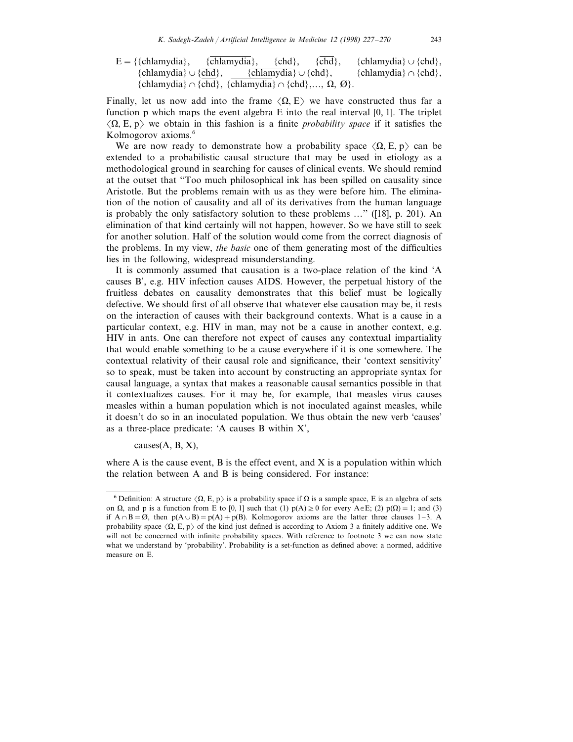$E = \{\{\text{chlamydia}\}, \quad \overline{\{\text{chlamydia}\}}, \quad \{\text{chd}\}, \quad \overline{\{\text{chd}\}}, \quad \{\text{chlamydia}\} \cup \{\text{chd}\}, \{\text{chlamydia}\} \cup \overline{\{\text{chd}\}}, \quad \overline{\{\text{chlamydia}\}} \cup \{\text{chd}\}, \quad \{\text{chlamydia}\} \cap \{\text{chd}\}, \{\text{chlamydia}\} \cap \overline{\{\text{chd}\}}, \overline{\{\text{chlamydia}\}} \cap \{\text{chd}\}, \ldots, \Omega, \emptyset\}.$

Finally, let us now add into the frame $\langle \Omega, E \rangle$ we have constructed thus far a function p which maps the event algebra E into the real interval [0, 1]. The triplet $\langle \Omega, E, p \rangle$ we obtain in this fashion is a finite *probability space* if it satisfies the Kolmogorov axioms.[6]

We are now ready to demonstrate how a probability space $\langle \Omega, E, p \rangle$ can be extended to a probabilistic causal structure that may be used in etiology as a methodological ground in searching for causes of clinical events. We should remind at the outset that "Too much philosophical ink has been spilled on causality since Aristotle. But the problems remain with us as they were before him. The elimination of the notion of causality and all of its derivatives from the human language is probably the only satisfactory solution to these problems ..." ([18], p. 201). An elimination of that kind certainly will not happen, however. So we have still to seek for another solution. Half of the solution would come from the correct diagnosis of the problems. In my view, *the basic* one of them generating most of the difficulties lies in the following, widespread misunderstanding.

It is commonly assumed that causation is a two-place relation of the kind 'A causes B', e.g. HIV infection causes AIDS. However, the perpetual history of the fruitless debates on causality demonstrates that this belief must be logically defective. We should first of all observe that whatever else causation may be, it rests on the interaction of causes with their background contexts. What is a cause in a particular context, e.g. HIV in man, may not be a cause in another context, e.g. HIV in ants. One can therefore not expect of causes any contextual impartiality that would enable something to be a cause everywhere if it is one somewhere. The contextual relativity of their causal role and significance, their 'context sensitivity' so to speak, must be taken into account by constructing an appropriate syntax for causal language, a syntax that makes a reasonable causal semantics possible in that it contextualizes causes. For it may be, for example, that measles virus causes measles within a human population which is not inoculated against measles, while it doesn't do so in an inoculated population. We thus obtain the new verb 'causes' as a three-place predicate: 'A causes B within X',

causes(A, B, X),

where A is the cause event, B is the effect event, and X is a population within which the relation between A and B is being considered. For instance:

---

[6] Definition: A structure $\langle \Omega, E, p \rangle$ is a probability space if $\Omega$ is a sample space, E is an algebra of sets on $\Omega$, and p is a function from E to [0, 1] such that (1) $p(A) \geq 0$ for every $A \in E$; (2) $p(\Omega) = 1$; and (3) if $A \cap B = \emptyset$, then $p(A \cup B) = p(A) + p(B)$. Kolmogorov axioms are the latter three clauses 1–3. A probability space $\langle \Omega, E, p \rangle$ of the kind just defined is according to Axiom 3 a finitely additive one. We will not be concerned with infinite probability spaces. With reference to footnote 3 we can now state what we understand by 'probability'. Probability is a set-function as defined above: a normed, additive measure on E.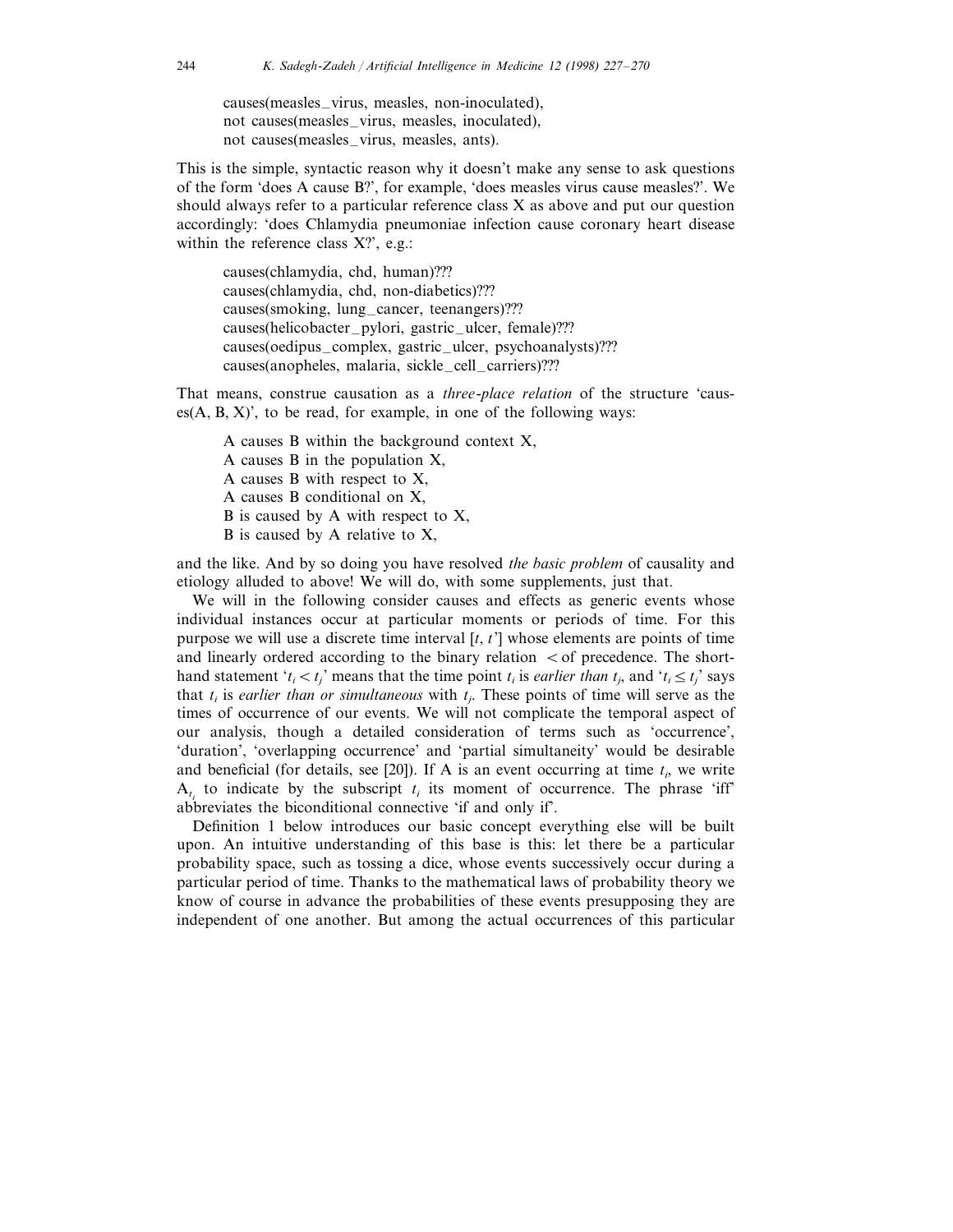causes(measles_virus, measles, non-inoculated),
not causes(measles_virus, measles, inoculated),
not causes(measles_virus, measles, ants).

This is the simple, syntactic reason why it doesn't make any sense to ask questions of the form 'does A cause B?', for example, 'does measles virus cause measles?'. We should always refer to a particular reference class X as above and put our question accordingly: 'does Chlamydia pneumoniae infection cause coronary heart disease within the reference class X?', e.g.:

causes(chlamydia, chd, human)???
causes(chlamydia, chd, non-diabetics)???
causes(smoking, lung_cancer, teenangers)???
causes(helicobacter_pylori, gastric_ulcer, female)???
causes(oedipus_complex, gastric_ulcer, psychoanalysts)???
causes(anopheles, malaria, sickle_cell_carriers)???

That means, construe causation as a *three-place relation* of the structure 'causes(A, B, X)', to be read, for example, in one of the following ways:

A causes B within the background context X,
A causes B in the population X,
A causes B with respect to X,
A causes B conditional on X,
B is caused by A with respect to X,
B is caused by A relative to X,

and the like. And by so doing you have resolved *the basic problem* of causality and etiology alluded to above! We will do, with some supplements, just that.

We will in the following consider causes and effects as generic events whose individual instances occur at particular moments or periods of time. For this purpose we will use a discrete time interval $[t, t']$ whose elements are points of time and linearly ordered according to the binary relation $<$ of precedence. The shorthand statement '$t_i < t_j$' means that the time point $t_i$ is *earlier than* $t_j$, and '$t_i \leq t_j$' says that $t_i$ is *earlier than or simultaneous* with $t_j$. These points of time will serve as the times of occurrence of our events. We will not complicate the temporal aspect of our analysis, though a detailed consideration of terms such as 'occurrence', 'duration', 'overlapping occurrence' and 'partial simultaneity' would be desirable and beneficial (for details, see [20]). If A is an event occurring at time $t_i$, we write $A_{t_i}$ to indicate by the subscript $t_i$ its moment of occurrence. The phrase 'iff' abbreviates the biconditional connective 'if and only if'.

Definition 1 below introduces our basic concept everything else will be built upon. An intuitive understanding of this base is this: let there be a particular probability space, such as tossing a dice, whose events successively occur during a particular period of time. Thanks to the mathematical laws of probability theory we know of course in advance the probabilities of these events presupposing they are independent of one another. But among the actual occurrences of this particular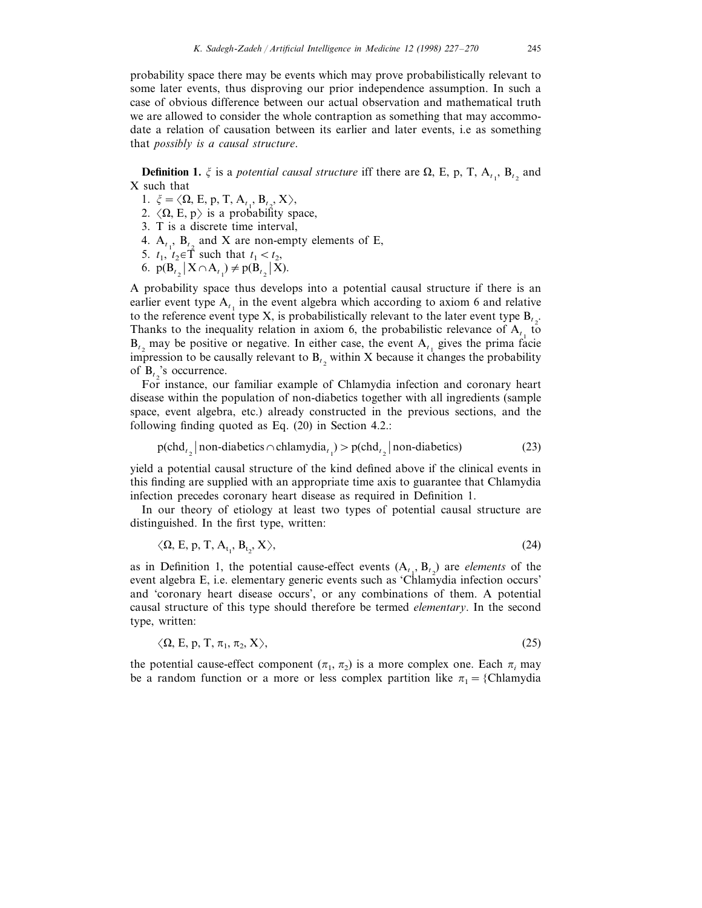probability space there may be events which may prove probabilistically relevant to some later events, thus disproving our prior independence assumption. In such a case of obvious difference between our actual observation and mathematical truth we are allowed to consider the whole contraption as something that may accommodate a relation of causation between its earlier and later events, i.e as something that *possibly is a causal structure*.

**Definition 1.** $\xi$ is a *potential causal structure* iff there are $\Omega$, E, p, T, $A_{t_1}$, $B_{t_2}$ and X such that

1. $\xi = \langle \Omega, E, p, T, A_{t_1}, B_{t_2}, X \rangle$,
2. $\langle \Omega, E, p \rangle$ is a probability space,
3. T is a discrete time interval,
4. $A_{t_1}$, $B_{t_2}$ and X are non-empty elements of E,
5. $t_1, t_2 \in T$ such that $t_1 < t_2$,
6. $p(B_{t_2} | X \cap A_{t_1}) \neq p(B_{t_2} | X)$.

A probability space thus develops into a potential causal structure if there is an earlier event type $A_{t_1}$ in the event algebra which according to axiom 6 and relative to the reference event type X, is probabilistically relevant to the later event type $B_{t_2}$. Thanks to the inequality relation in axiom 6, the probabilistic relevance of $A_{t_1}$ to $B_{t_2}$ may be positive or negative. In either case, the event $A_{t_1}$ gives the prima facie impression to be causally relevant to $B_{t_2}$ within X because it changes the probability of $B_{t_2}$'s occurrence.

For instance, our familiar example of Chlamydia infection and coronary heart disease within the population of non-diabetics together with all ingredients (sample space, event algebra, etc.) already constructed in the previous sections, and the following finding quoted as Eq. (20) in Section 4.2.:

$$p(\text{chd}_{t_2} | \text{non-diabetics} \cap \text{chlamydia}_{t_1}) > p(\text{chd}_{t_2} | \text{non-diabetics}) \tag{23}$$

yield a potential causal structure of the kind defined above if the clinical events in this finding are supplied with an appropriate time axis to guarantee that Chlamydia infection precedes coronary heart disease as required in Definition 1.

In our theory of etiology at least two types of potential causal structure are distinguished. In the first type, written:

$$\langle \Omega, E, p, T, A_{t_1}, B_{t_2}, X \rangle, \tag{24}$$

as in Definition 1, the potential cause-effect events $(A_{t_1}, B_{t_2})$ are *elements* of the event algebra E, i.e. elementary generic events such as 'Chlamydia infection occurs' and 'coronary heart disease occurs', or any combinations of them. A potential causal structure of this type should therefore be termed *elementary*. In the second type, written:

$$\langle \Omega, E, p, T, \pi_1, \pi_2, X \rangle, \tag{25}$$

the potential cause-effect component $(\pi_1, \pi_2)$ is a more complex one. Each $\pi_i$ may be a random function or a more or less complex partition like $\pi_1 = \{$Chlamydia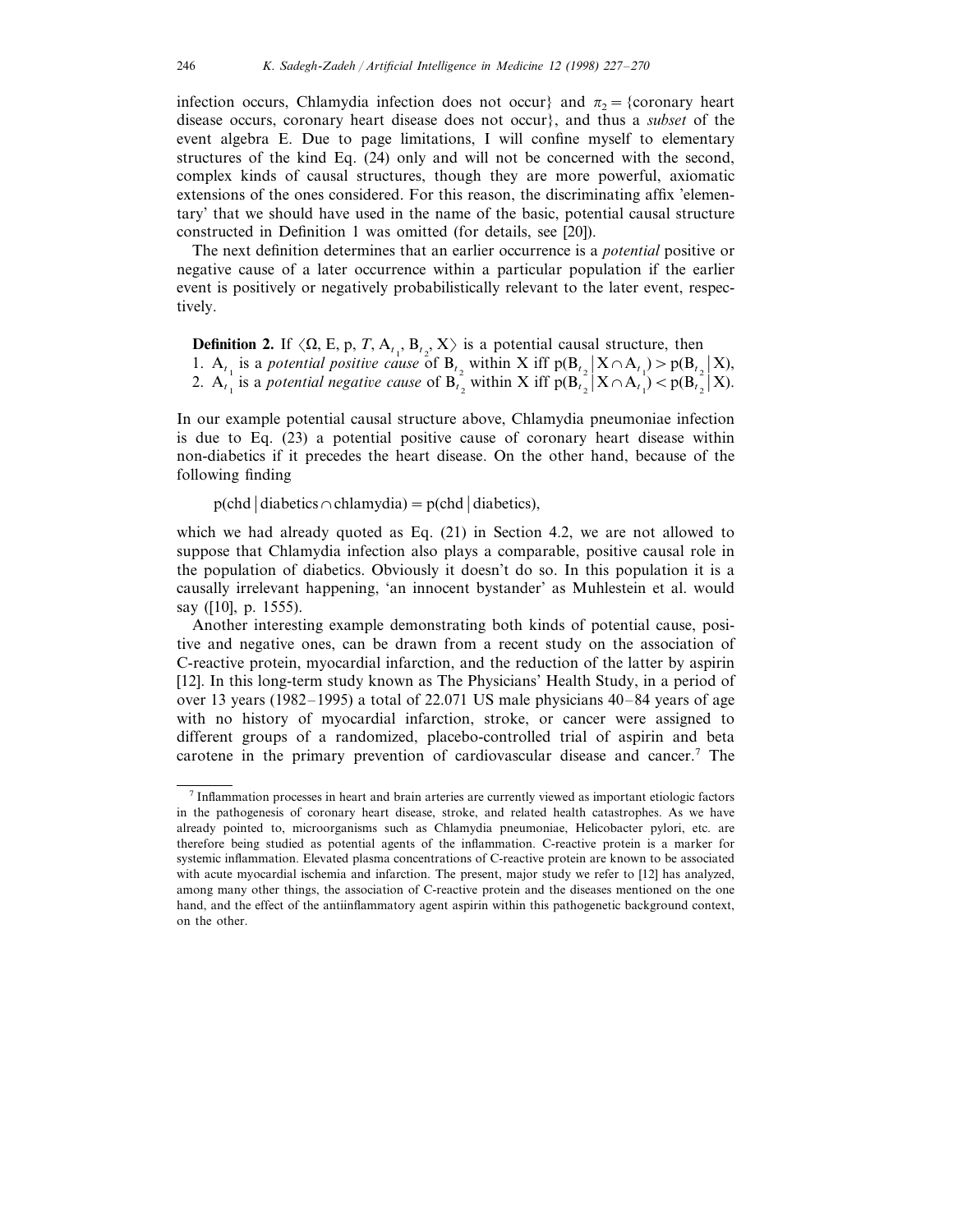infection occurs, Chlamydia infection does not occur} and $\pi_2 = \{$coronary heart disease occurs, coronary heart disease does not occur$\}$, and thus a *subset* of the event algebra E. Due to page limitations, I will confine myself to elementary structures of the kind Eq. (24) only and will not be concerned with the second, complex kinds of causal structures, though they are more powerful, axiomatic extensions of the ones considered. For this reason, the discriminating affix 'elementary' that we should have used in the name of the basic, potential causal structure constructed in Definition 1 was omitted (for details, see [20]).

The next definition determines that an earlier occurrence is a *potential* positive or negative cause of a later occurrence within a particular population if the earlier event is positively or negatively probabilistically relevant to the later event, respectively.

**Definition 2.** If $\langle \Omega, \mathrm{E}, \mathrm{p}, T, \mathrm{A}_{t_1}, \mathrm{B}_{t_2}, \mathrm{X} \rangle$ is a potential causal structure, then

1. $\mathrm{A}_{t_1}$ is a *potential positive cause* of $\mathrm{B}_{t_2}$ within X iff $\mathrm{p}(\mathrm{B}_{t_2} | \mathrm{X} \cap \mathrm{A}_{t_1}) > \mathrm{p}(\mathrm{B}_{t_2} | \mathrm{X})$,
2. $\mathrm{A}_{t_1}$ is a *potential negative cause* of $\mathrm{B}_{t_2}$ within X iff $\mathrm{p}(\mathrm{B}_{t_2} | \mathrm{X} \cap \mathrm{A}_{t_1}) < \mathrm{p}(\mathrm{B}_{t_2} | \mathrm{X})$.

In our example potential causal structure above, Chlamydia pneumoniae infection is due to Eq. (23) a potential positive cause of coronary heart disease within non-diabetics if it precedes the heart disease. On the other hand, because of the following finding

$$\mathrm{p}(\mathrm{chd} \mid \mathrm{diabetics} \cap \mathrm{chlamydia}) = \mathrm{p}(\mathrm{chd} \mid \mathrm{diabetics}),$$

which we had already quoted as Eq. (21) in Section 4.2, we are not allowed to suppose that Chlamydia infection also plays a comparable, positive causal role in the population of diabetics. Obviously it doesn't do so. In this population it is a causally irrelevant happening, 'an innocent bystander' as Muhlestein et al. would say ([10], p. 1555).

Another interesting example demonstrating both kinds of potential cause, positive and negative ones, can be drawn from a recent study on the association of C-reactive protein, myocardial infarction, and the reduction of the latter by aspirin [12]. In this long-term study known as The Physicians' Health Study, in a period of over 13 years (1982–1995) a total of 22.071 US male physicians 40–84 years of age with no history of myocardial infarction, stroke, or cancer were assigned to different groups of a randomized, placebo-controlled trial of aspirin and beta carotene in the primary prevention of cardiovascular disease and cancer.[7] The

[7] Inflammation processes in heart and brain arteries are currently viewed as important etiologic factors in the pathogenesis of coronary heart disease, stroke, and related health catastrophes. As we have already pointed to, microorganisms such as Chlamydia pneumoniae, Helicobacter pylori, etc. are therefore being studied as potential agents of the inflammation. C-reactive protein is a marker for systemic inflammation. Elevated plasma concentrations of C-reactive protein are known to be associated with acute myocardial ischemia and infarction. The present, major study we refer to [12] has analyzed, among many other things, the association of C-reactive protein and the diseases mentioned on the one hand, and the effect of the antiinflammatory agent aspirin within this pathogenetic background context, on the other.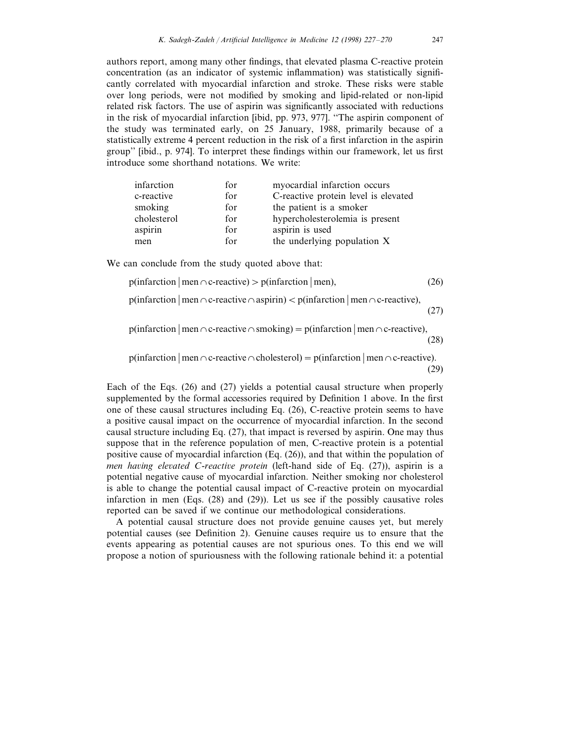authors report, among many other findings, that elevated plasma C-reactive protein concentration (as an indicator of systemic inflammation) was statistically significantly correlated with myocardial infarction and stroke. These risks were stable over long periods, were not modified by smoking and lipid-related or non-lipid related risk factors. The use of aspirin was significantly associated with reductions in the risk of myocardial infarction [ibid, pp. 973, 977]. "The aspirin component of the study was terminated early, on 25 January, 1988, primarily because of a statistically extreme 4 percent reduction in the risk of a first infarction in the aspirin group" [ibid., p. 974]. To interpret these findings within our framework, let us first introduce some shorthand notations. We write:

| | | |
|---|---|---|
| infarction | for | myocardial infarction occurs |
| c-reactive | for | C-reactive protein level is elevated |
| smoking | for | the patient is a smoker |
| cholesterol | for | hypercholesterolemia is present |
| aspirin | for | aspirin is used |
| men | for | the underlying population X |

We can conclude from the study quoted above that:

$$\text{p(infarction} \mid \text{men} \cap \text{c-reactive}) > \text{p(infarction} \mid \text{men}), \tag{26}$$

$$\text{p(infarction} \mid \text{men} \cap \text{c-reactive} \cap \text{aspirin}) < \text{p(infarction} \mid \text{men} \cap \text{c-reactive}), \tag{27}$$

$$\text{p(infarction} \mid \text{men} \cap \text{c-reactive} \cap \text{smoking}) = \text{p(infarction} \mid \text{men} \cap \text{c-reactive}), \tag{28}$$

$$\text{p(infarction} \mid \text{men} \cap \text{c-reactive} \cap \text{cholesterol}) = \text{p(infarction} \mid \text{men} \cap \text{c-reactive}). \tag{29}$$

Each of the Eqs. (26) and (27) yields a potential causal structure when properly supplemented by the formal accessories required by Definition 1 above. In the first one of these causal structures including Eq. (26), C-reactive protein seems to have a positive causal impact on the occurrence of myocardial infarction. In the second causal structure including Eq. (27), that impact is reversed by aspirin. One may thus suppose that in the reference population of men, C-reactive protein is a potential positive cause of myocardial infarction (Eq. (26)), and that within the population of *men having elevated C-reactive protein* (left-hand side of Eq. (27)), aspirin is a potential negative cause of myocardial infarction. Neither smoking nor cholesterol is able to change the potential causal impact of C-reactive protein on myocardial infarction in men (Eqs. (28) and (29)). Let us see if the possibly causative roles reported can be saved if we continue our methodological considerations.

A potential causal structure does not provide genuine causes yet, but merely potential causes (see Definition 2). Genuine causes require us to ensure that the events appearing as potential causes are not spurious ones. To this end we will propose a notion of spuriousness with the following rationale behind it: a potential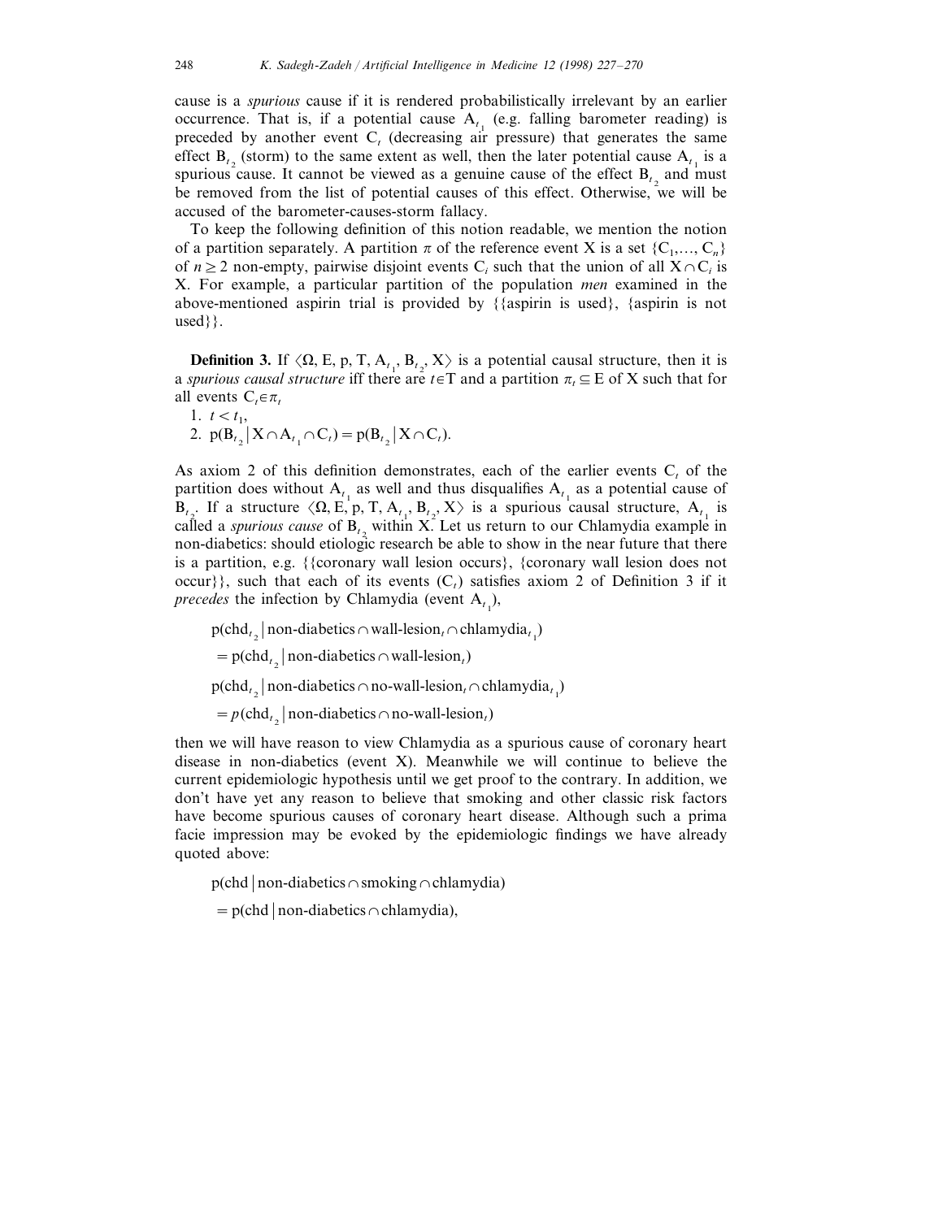cause is a *spurious* cause if it is rendered probabilistically irrelevant by an earlier occurrence. That is, if a potential cause $A_{t_1}$ (e.g. falling barometer reading) is preceded by another event $C_t$ (decreasing air pressure) that generates the same effect $B_{t_2}$ (storm) to the same extent as well, then the later potential cause $A_{t_1}$ is a spurious cause. It cannot be viewed as a genuine cause of the effect $B_{t_2}$ and must be removed from the list of potential causes of this effect. Otherwise, we will be accused of the barometer-causes-storm fallacy.

To keep the following definition of this notion readable, we mention the notion of a partition separately. A partition $\pi$ of the reference event X is a set $\{C_1, \ldots, C_n\}$ of $n \geq 2$ non-empty, pairwise disjoint events $C_i$ such that the union of all $X \cap C_i$ is X. For example, a particular partition of the population *men* examined in the above-mentioned aspirin trial is provided by {{aspirin is used}, {aspirin is not used}}.

**Definition 3.** If $\langle \Omega, E, p, T, A_{t_1}, B_{t_2}, X \rangle$ is a potential causal structure, then it is a *spurious causal structure* iff there are $t \in T$ and a partition $\pi_t \subseteq E$ of X such that for all events $C_t \in \pi_t$

1. $t < t_1$,
2. $p(B_{t_2} \mid X \cap A_{t_1} \cap C_t) = p(B_{t_2} \mid X \cap C_t)$.

As axiom 2 of this definition demonstrates, each of the earlier events $C_t$ of the partition does without $A_{t_1}$ as well and thus disqualifies $A_{t_1}$ as a potential cause of $B_{t_2}$. If a structure $\langle \Omega, E, p, T, A_{t_1}, B_{t_2}, X \rangle$ is a spurious causal structure, $A_{t_1}$ is called a *spurious cause* of $B_{t_2}$ within X. Let us return to our Chlamydia example in non-diabetics: should etiologic research be able to show in the near future that there is a partition, e.g. {{coronary wall lesion occurs}, {coronary wall lesion does not occur}}, such that each of its events ($C_t$) satisfies axiom 2 of Definition 3 if it *precedes* the infection by Chlamydia (event $A_{t_1}$),

$$p(\text{chd}_{t_2} \mid \text{non-diabetics} \cap \text{wall-lesion}_t \cap \text{chlamydia}_{t_1})$$
$$= p(\text{chd}_{t_2} \mid \text{non-diabetics} \cap \text{wall-lesion}_t)$$
$$p(\text{chd}_{t_2} \mid \text{non-diabetics} \cap \text{no-wall-lesion}_t \cap \text{chlamydia}_{t_1})$$
$$= p(\text{chd}_{t_2} \mid \text{non-diabetics} \cap \text{no-wall-lesion}_t)$$

then we will have reason to view Chlamydia as a spurious cause of coronary heart disease in non-diabetics (event X). Meanwhile we will continue to believe the current epidemiologic hypothesis until we get proof to the contrary. In addition, we don't have yet any reason to believe that smoking and other classic risk factors have become spurious causes of coronary heart disease. Although such a prima facie impression may be evoked by the epidemiologic findings we have already quoted above:

$$p(\text{chd} \mid \text{non-diabetics} \cap \text{smoking} \cap \text{chlamydia})$$
$$= p(\text{chd} \mid \text{non-diabetics} \cap \text{chlamydia}),$$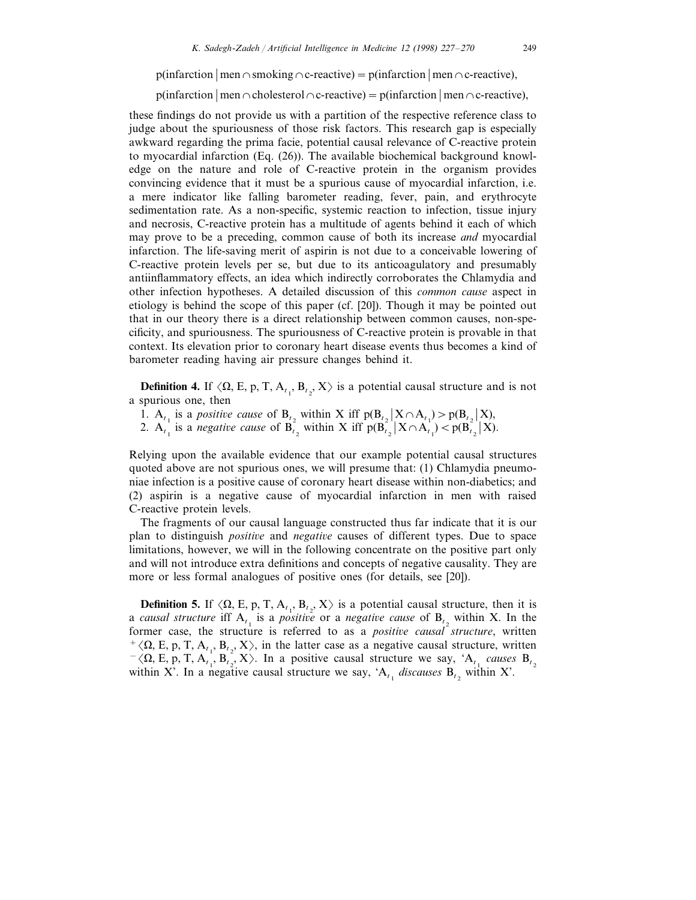$$\text{p(infarction} \mid \text{men} \cap \text{smoking} \cap \text{c-reactive)} = \text{p(infarction} \mid \text{men} \cap \text{c-reactive)},$$

$$\text{p(infarction} \mid \text{men} \cap \text{cholesterol} \cap \text{c-reactive)} = \text{p(infarction} \mid \text{men} \cap \text{c-reactive)},$$

these findings do not provide us with a partition of the respective reference class to judge about the spuriousness of those risk factors. This research gap is especially awkward regarding the prima facie, potential causal relevance of C-reactive protein to myocardial infarction (Eq. (26)). The available biochemical background knowledge on the nature and role of C-reactive protein in the organism provides convincing evidence that it must be a spurious cause of myocardial infarction, i.e. a mere indicator like falling barometer reading, fever, pain, and erythrocyte sedimentation rate. As a non-specific, systemic reaction to infection, tissue injury and necrosis, C-reactive protein has a multitude of agents behind it each of which may prove to be a preceding, common cause of both its increase *and* myocardial infarction. The life-saving merit of aspirin is not due to a conceivable lowering of C-reactive protein levels per se, but due to its anticoagulatory and presumably antiinflammatory effects, an idea which indirectly corroborates the Chlamydia and other infection hypotheses. A detailed discussion of this *common cause* aspect in etiology is behind the scope of this paper (cf. [20]). Though it may be pointed out that in our theory there is a direct relationship between common causes, non-specificity, and spuriousness. The spuriousness of C-reactive protein is provable in that context. Its elevation prior to coronary heart disease events thus becomes a kind of barometer reading having air pressure changes behind it.

**Definition 4.** If $\langle \Omega, E, p, T, A_{t_1}, B_{t_2}, X \rangle$ is a potential causal structure and is not a spurious one, then

1. $A_{t_1}$ is a *positive cause* of $B_{t_2}$ within X iff $p(B_{t_2} \mid X \cap A_{t_1}) > p(B_{t_2} \mid X)$,
2. $A_{t_1}$ is a *negative cause* of $B_{t_2}$ within X iff $p(B_{t_2} \mid X \cap A_{t_1}) < p(B_{t_2} \mid X)$.

Relying upon the available evidence that our example potential causal structures quoted above are not spurious ones, we will presume that: (1) Chlamydia pneumoniae infection is a positive cause of coronary heart disease within non-diabetics; and (2) aspirin is a negative cause of myocardial infarction in men with raised C-reactive protein levels.

The fragments of our causal language constructed thus far indicate that it is our plan to distinguish *positive* and *negative* causes of different types. Due to space limitations, however, we will in the following concentrate on the positive part only and will not introduce extra definitions and concepts of negative causality. They are more or less formal analogues of positive ones (for details, see [20]).

**Definition 5.** If $\langle \Omega, E, p, T, A_{t_1}, B_{t_2}, X \rangle$ is a potential causal structure, then it is a *causal structure* iff $A_{t_1}$ is a *positive* or a *negative cause* of $B_{t_2}$ within X. In the former case, the structure is referred to as a *positive causal structure*, written $^{+}\langle \Omega, E, p, T, A_{t_1}, B_{t_2}, X \rangle$, in the latter case as a negative causal structure, written $^{-}\langle \Omega, E, p, T, A_{t_1}, B_{t_2}, X \rangle$. In a positive causal structure we say, '$A_{t_1}$ *causes* $B_{t_2}$ within X'. In a negative causal structure we say, '$A_{t_1}$ *discauses* $B_{t_2}$ within X'.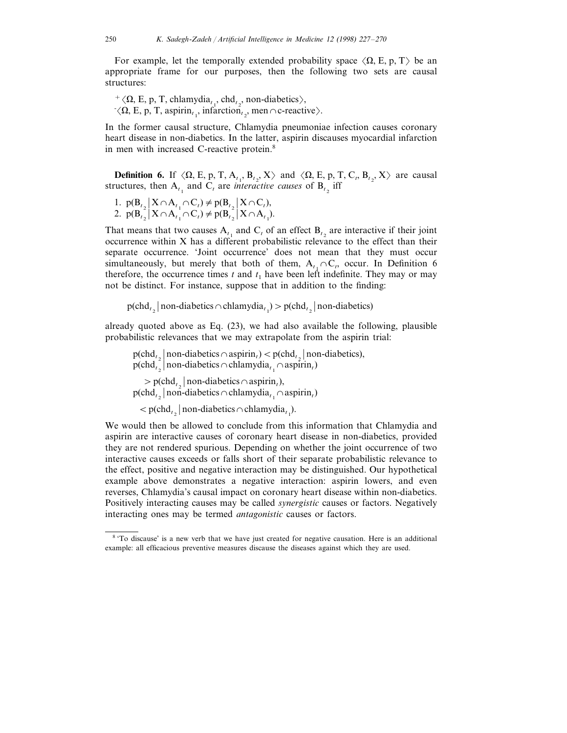For example, let the temporally extended probability space $\langle \Omega, E, p, T \rangle$ be an appropriate frame for our purposes, then the following two sets are causal structures:

$^{+}\langle \Omega, E, p, T, \text{chlamydia}_{t_1}, \text{chd}_{t_2}, \text{non-diabetics} \rangle$,
$^{-}\langle \Omega, E, p, T, \text{aspirin}_{t_1}, \text{infarction}_{t_2}, \text{men} \cap \text{c-reactive} \rangle$.

In the former causal structure, Chlamydia pneumoniae infection causes coronary heart disease in non-diabetics. In the latter, aspirin discauses myocardial infarction in men with increased C-reactive protein.[8]

**Definition 6.** If $\langle \Omega, E, p, T, A_{t_1}, B_{t_2}, X \rangle$ and $\langle \Omega, E, p, T, C_t, B_{t_2}, X \rangle$ are causal structures, then $A_{t_1}$ and $C_t$ are *interactive causes* of $B_{t_2}$ iff

1. $p(B_{t_2} | X \cap A_{t_1} \cap C_t) \neq p(B_{t_2} | X \cap C_t)$,
2. $p(B_{t_2} | X \cap A_{t_1} \cap C_t) \neq p(B_{t_2} | X \cap A_{t_1})$.

That means that two causes $A_{t_1}$ and $C_t$ of an effect $B_{t_2}$ are interactive if their joint occurrence within X has a different probabilistic relevance to the effect than their separate occurrence. 'Joint occurrence' does not mean that they must occur simultaneously, but merely that both of them, $A_{t_1} \cap C_t$, occur. In Definition 6 therefore, the occurrence times $t$ and $t_1$ have been left indefinite. They may or may not be distinct. For instance, suppose that in addition to the finding:

$$p(\text{chd}_{t_2} | \text{non-diabetics} \cap \text{chlamydia}_{t_1}) > p(\text{chd}_{t_2} | \text{non-diabetics})$$

already quoted above as Eq. (23), we had also available the following, plausible probabilistic relevances that we may extrapolate from the aspirin trial:

$$p(\text{chd}_{t_2} | \text{non-diabetics} \cap \text{aspirin}_t) < p(\text{chd}_{t_2} | \text{non-diabetics}),$$
$$p(\text{chd}_{t_2} | \text{non-diabetics} \cap \text{chlamydia}_{t_1} \cap \text{aspirin}_t)$$
$$> p(\text{chd}_{t_2} | \text{non-diabetics} \cap \text{aspirin}_t),$$
$$p(\text{chd}_{t_2} | \text{non-diabetics} \cap \text{chlamydia}_{t_1} \cap \text{aspirin}_t)$$
$$< p(\text{chd}_{t_2} | \text{non-diabetics} \cap \text{chlamydia}_{t_1}).$$

We would then be allowed to conclude from this information that Chlamydia and aspirin are interactive causes of coronary heart disease in non-diabetics, provided they are not rendered spurious. Depending on whether the joint occurrence of two interactive causes exceeds or falls short of their separate probabilistic relevance to the effect, positive and negative interaction may be distinguished. Our hypothetical example above demonstrates a negative interaction: aspirin lowers, and even reverses, Chlamydia's causal impact on coronary heart disease within non-diabetics. Positively interacting causes may be called *synergistic* causes or factors. Negatively interacting ones may be termed *antagonistic* causes or factors.

[8] 'To discause' is a new verb that we have just created for negative causation. Here is an additional example: all efficacious preventive measures discause the diseases against which they are used.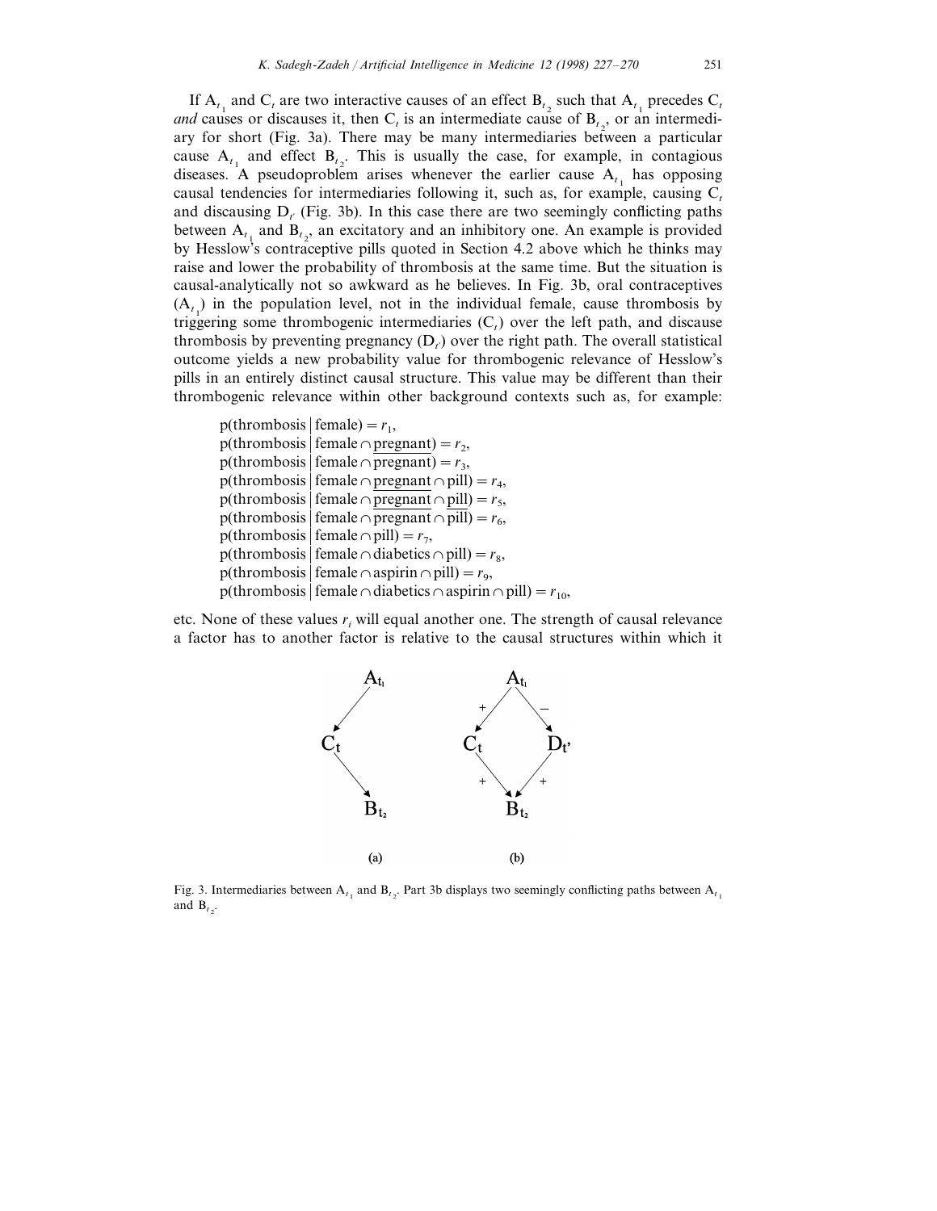If $A_{t_1}$ and $C_t$ are two interactive causes of an effect $B_{t_2}$ such that $A_{t_1}$ precedes $C_t$ *and* causes or discauses it, then $C_t$ is an intermediate cause of $B_{t_2}$, or an intermediary for short (Fig. 3a). There may be many intermediaries between a particular cause $A_{t_1}$ and effect $B_{t_2}$. This is usually the case, for example, in contagious diseases. A pseudoproblem arises whenever the earlier cause $A_{t_1}$ has opposing causal tendencies for intermediaries following it, such as, for example, causing $C_t$ and discausing $D_{t'}$ (Fig. 3b). In this case there are two seemingly conflicting paths between $A_{t_1}$ and $B_{t_2}$, an excitatory and an inhibitory one. An example is provided by Hesslow's contraceptive pills quoted in Section 4.2 above which he thinks may raise and lower the probability of thrombosis at the same time. But the situation is causal-analytically not so awkward as he believes. In Fig. 3b, oral contraceptives ($A_{t_1}$) in the population level, not in the individual female, cause thrombosis by triggering some thrombogenic intermediaries ($C_t$) over the left path, and discause thrombosis by preventing pregnancy ($D_{t'}$) over the right path. The overall statistical outcome yields a new probability value for thrombogenic relevance of Hesslow's pills in an entirely distinct causal structure. This value may be different than their thrombogenic relevance within other background contexts such as, for example:

$$
\begin{aligned}
&p(\text{thrombosis} \mid \text{female}) = r_1,\\
&p(\text{thrombosis} \mid \text{female} \cap \underline{\text{pregnant}}) = r_2,\\
&p(\text{thrombosis} \mid \text{female} \cap \overline{\text{pregnant}}) = r_3,\\
&p(\text{thrombosis} \mid \text{female} \cap \underline{\text{pregnant}} \cap \text{pill}) = r_4,\\
&p(\text{thrombosis} \mid \text{female} \cap \overline{\text{pregnant}} \cap \underline{\text{pill}}) = r_5,\\
&p(\text{thrombosis} \mid \text{female} \cap \underline{\text{pregnant}} \cap \overline{\text{pill}}) = r_6,\\
&p(\text{thrombosis} \mid \text{female} \cap \text{pill}) = r_7,\\
&p(\text{thrombosis} \mid \text{female} \cap \text{diabetics} \cap \text{pill}) = r_8,\\
&p(\text{thrombosis} \mid \text{female} \cap \text{aspirin} \cap \text{pill}) = r_9,\\
&p(\text{thrombosis} \mid \text{female} \cap \text{diabetics} \cap \text{aspirin} \cap \text{pill}) = r_{10},
\end{aligned}
$$

etc. None of these values $r_i$ will equal another one. The strength of causal relevance a factor has to another factor is relative to the causal structures within which it

$A_{t_1}$

$C_t$

$B_{t_2}$

(a)

$A_{t_1}$

+ −

$C_t$ $D_{t'}$

+ +

$B_{t_2}$

(b)

Fig. 3. Intermediaries between $A_{t_1}$ and $B_{t_2}$. Part 3b displays two seemingly conflicting paths between $A_{t_1}$ and $B_{t_2}$.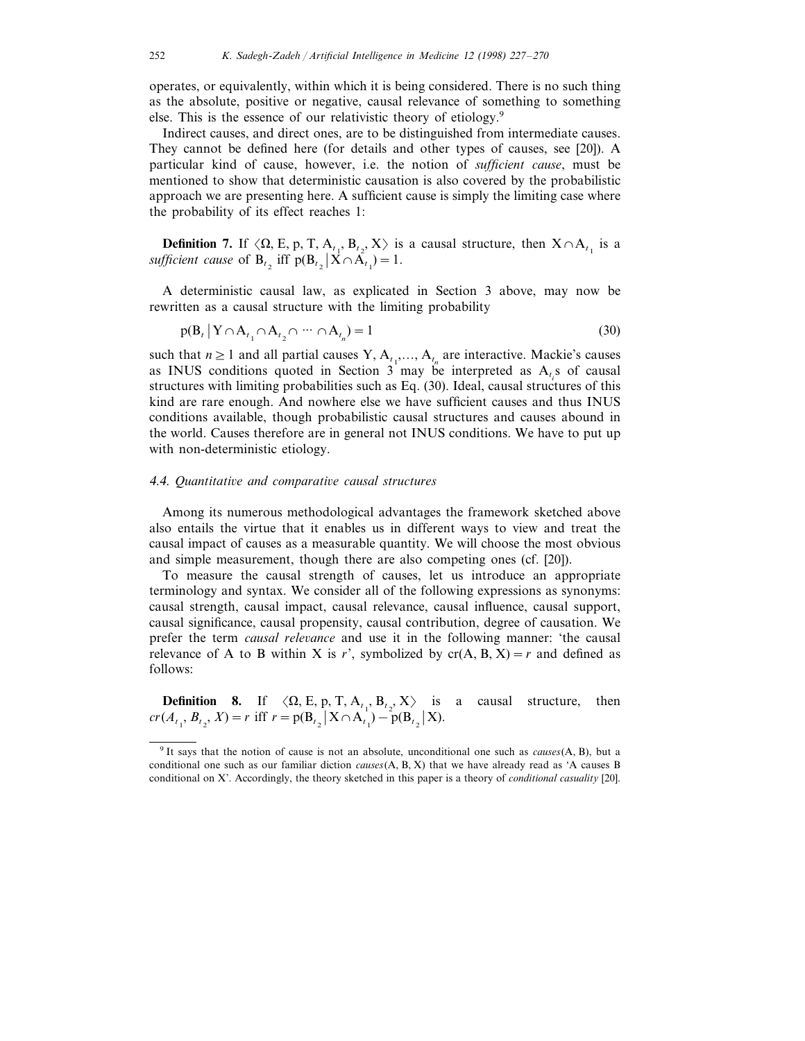operates, or equivalently, within which it is being considered. There is no such thing as the absolute, positive or negative, causal relevance of something to something else. This is the essence of our relativistic theory of etiology.[9]

Indirect causes, and direct ones, are to be distinguished from intermediate causes. They cannot be defined here (for details and other types of causes, see [20]). A particular kind of cause, however, i.e. the notion of *sufficient cause*, must be mentioned to show that deterministic causation is also covered by the probabilistic approach we are presenting here. A sufficient cause is simply the limiting case where the probability of its effect reaches 1:

**Definition 7.** If $\langle \Omega, E, p, T, A_{t_1}, B_{t_2}, X \rangle$ is a causal structure, then $X \cap A_{t_1}$ is a *sufficient cause* of $B_{t_2}$ iff $p(B_{t_2} | X \cap A_{t_1}) = 1$.

A deterministic causal law, as explicated in Section 3 above, may now be rewritten as a causal structure with the limiting probability

$$p(B_t | Y \cap A_{t_1} \cap A_{t_2} \cap \cdots \cap A_{t_n}) = 1 \tag{30}$$

such that $n \geq 1$ and all partial causes Y, $A_{t_1}, \ldots, A_{t_n}$ are interactive. Mackie's causes as INUS conditions quoted in Section 3 may be interpreted as $A_{t_i}$s of causal structures with limiting probabilities such as Eq. (30). Ideal, causal structures of this kind are rare enough. And nowhere else we have sufficient causes and thus INUS conditions available, though probabilistic causal structures and causes abound in the world. Causes therefore are in general not INUS conditions. We have to put up with non-deterministic etiology.

### 4.4. Quantitative and comparative causal structures

Among its numerous methodological advantages the framework sketched above also entails the virtue that it enables us in different ways to view and treat the causal impact of causes as a measurable quantity. We will choose the most obvious and simple measurement, though there are also competing ones (cf. [20]).

To measure the causal strength of causes, let us introduce an appropriate terminology and syntax. We consider all of the following expressions as synonyms: causal strength, causal impact, causal relevance, causal influence, causal support, causal significance, causal propensity, causal contribution, degree of causation. We prefer the term *causal relevance* and use it in the following manner: 'the causal relevance of A to B within X is $r$', symbolized by $cr(A, B, X) = r$ and defined as follows:

**Definition 8.** If $\langle \Omega, E, p, T, A_{t_1}, B_{t_2}, X \rangle$ is a causal structure, then $cr(A_{t_1}, B_{t_2}, X) = r$ iff $r = p(B_{t_2} | X \cap A_{t_1}) - p(B_{t_2} | X)$.

---

[9] It says that the notion of cause is not an absolute, unconditional one such as *causes*(A, B), but a conditional one such as our familiar diction *causes*(A, B, X) that we have already read as 'A causes B conditional on X'. Accordingly, the theory sketched in this paper is a theory of *conditional casuality* [20].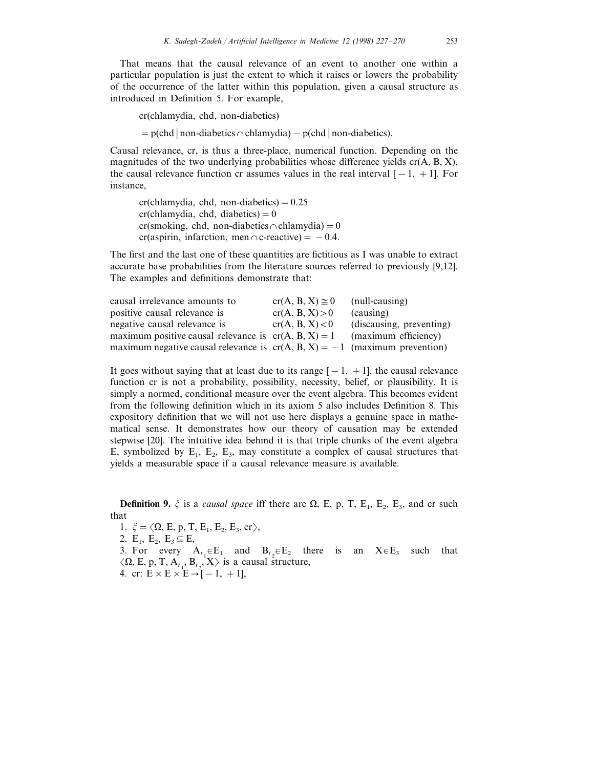That means that the causal relevance of an event to another one within a particular population is just the extent to which it raises or lowers the probability of the occurrence of the latter within this population, given a causal structure as introduced in Definition 5. For example,

$$\text{cr(chlamydia, chd, non-diabetics)}$$

$$= \text{p(chd} \mid \text{non-diabetics} \cap \text{chlamydia)} - \text{p(chd} \mid \text{non-diabetics)}.$$

Causal relevance, cr, is thus a three-place, numerical function. Depending on the magnitudes of the two underlying probabilities whose difference yields cr(A, B, X), the causal relevance function cr assumes values in the real interval $[-1, +1]$. For instance,

$$\text{cr(chlamydia, chd, non-diabetics)} = 0.25$$
$$\text{cr(chlamydia, chd, diabetics)} = 0$$
$$\text{cr(smoking, chd, non-diabetics} \cap \text{chlamydia)} = 0$$
$$\text{cr(aspirin, infarction, men} \cap \text{c-reactive)} = -0.4.$$

The first and the last one of these quantities are fictitious as I was unable to extract accurate base probabilities from the literature sources referred to previously [9,12]. The examples and definitions demonstrate that:

| | | |
|---|---|---|
| causal irrelevance amounts to | $\text{cr(A, B, X)} \cong 0$ | (null-causing) |
| positive causal relevance is | $\text{cr(A, B, X)} > 0$ | (causing) |
| negative causal relevance is | $\text{cr(A, B, X)} < 0$ | (discausing, preventing) |
| maximum positive causal relevance is | $\text{cr(A, B, X)} = 1$ | (maximum efficiency) |
| maximum negative causal relevance is | $\text{cr(A, B, X)} = -1$ | (maximum prevention) |

It goes without saying that at least due to its range $[-1, +1]$, the causal relevance function cr is not a probability, possibility, necessity, belief, or plausibility. It is simply a normed, conditional measure over the event algebra. This becomes evident from the following definition which in its axiom 5 also includes Definition 8. This expository definition that we will not use here displays a genuine space in mathematical sense. It demonstrates how our theory of causation may be extended stepwise [20]. The intuitive idea behind it is that triple chunks of the event algebra E, symbolized by $E_1$, $E_2$, $E_3$, may constitute a complex of causal structures that yields a measurable space if a causal relevance measure is available.

**Definition 9.** $\xi$ is a *causal space* iff there are $\Omega$, E, p, T, $E_1$, $E_2$, $E_3$, and cr such that

1. $\xi = \langle \Omega, E, p, T, E_1, E_2, E_3, cr \rangle$,
2. $E_1, E_2, E_3 \subseteq E$,
3. For every $A_{t_1} \in E_1$ and $B_{t_2} \in E_2$ there is an $X \in E_3$ such that $\langle \Omega, E, p, T, A_{t_1}, B_{t_2}, X \rangle$ is a causal structure,
4. cr: $E \times E \times E \rightarrow [-1, +1]$,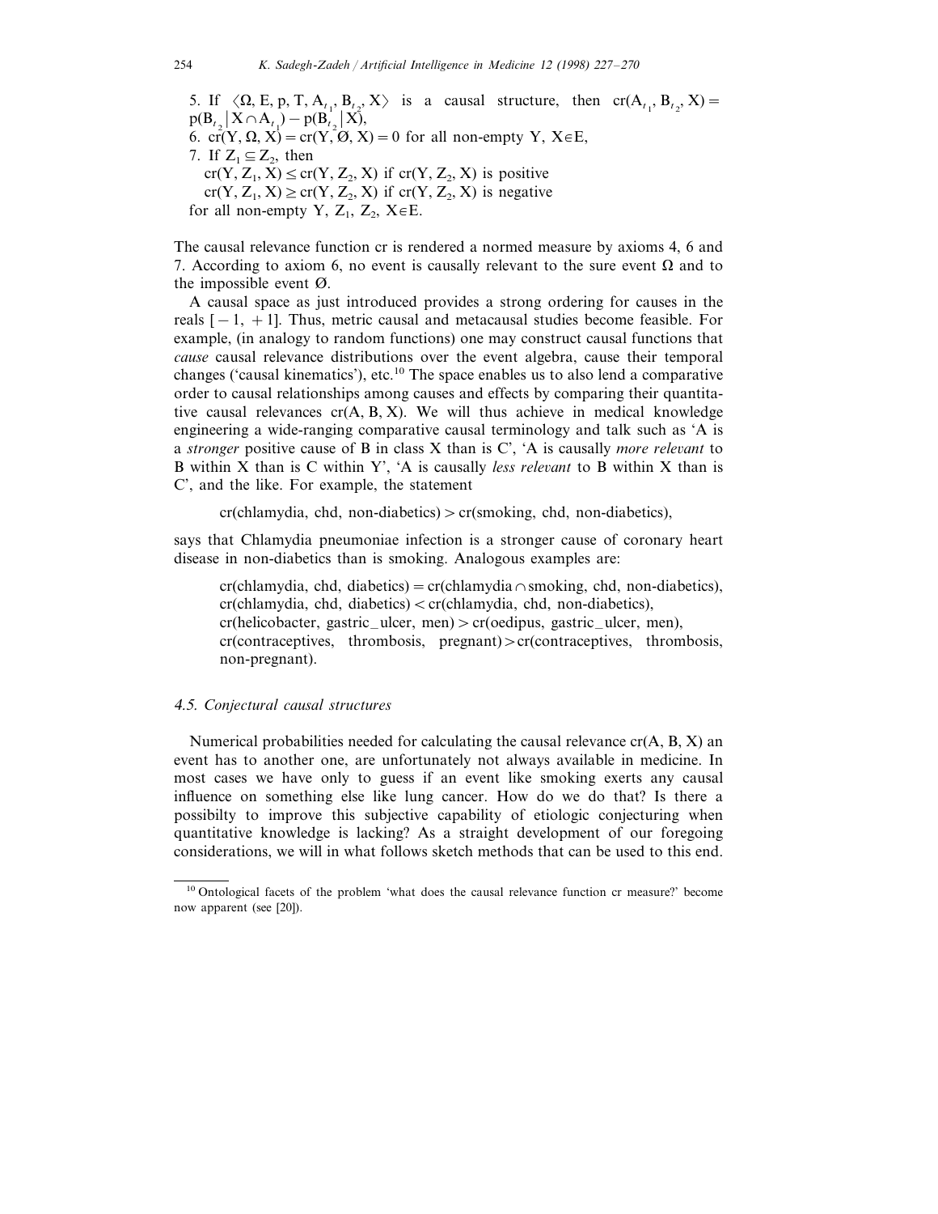5. If $\langle \Omega, E, p, T, A_{t_1}, B_{t_2}, X \rangle$ is a causal structure, then $cr(A_{t_1}, B_{t_2}, X) = p(B_{t_2} | X \cap A_{t_1}) - p(B_{t_2} | X)$,

6. $cr(Y, \Omega, X) = cr(Y, \emptyset, X) = 0$ for all non-empty Y, $X \in E$,

7. If $Z_1 \subseteq Z_2$, then
   $cr(Y, Z_1, X) \leq cr(Y, Z_2, X)$ if $cr(Y, Z_2, X)$ is positive
   $cr(Y, Z_1, X) \geq cr(Y, Z_2, X)$ if $cr(Y, Z_2, X)$ is negative

for all non-empty Y, $Z_1$, $Z_2$, $X \in E$.

The causal relevance function cr is rendered a normed measure by axioms 4, 6 and 7. According to axiom 6, no event is causally relevant to the sure event Ω and to the impossible event Ø.

A causal space as just introduced provides a strong ordering for causes in the reals $[-1, +1]$. Thus, metric causal and metacausal studies become feasible. For example, (in analogy to random functions) one may construct causal functions that *cause* causal relevance distributions over the event algebra, cause their temporal changes ('causal kinematics'), etc.[10] The space enables us to also lend a comparative order to causal relationships among causes and effects by comparing their quantitative causal relevances cr(A, B, X). We will thus achieve in medical knowledge engineering a wide-ranging comparative causal terminology and talk such as 'A is a *stronger* positive cause of B in class X than is C', 'A is causally *more relevant* to B within X than is C within Y', 'A is causally *less relevant* to B within X than is C', and the like. For example, the statement

cr(chlamydia, chd, non-diabetics) > cr(smoking, chd, non-diabetics),

says that Chlamydia pneumoniae infection is a stronger cause of coronary heart disease in non-diabetics than is smoking. Analogous examples are:

cr(chlamydia, chd, diabetics) = cr(chlamydia ∩ smoking, chd, non-diabetics),
cr(chlamydia, chd, diabetics) < cr(chlamydia, chd, non-diabetics),
cr(helicobacter, gastric_ulcer, men) > cr(oedipus, gastric_ulcer, men),
cr(contraceptives, thrombosis, pregnant) > cr(contraceptives, thrombosis, non-pregnant).

### 4.5. Conjectural causal structures

Numerical probabilities needed for calculating the causal relevance cr(A, B, X) an event has to another one, are unfortunately not always available in medicine. In most cases we have only to guess if an event like smoking exerts any causal influence on something else like lung cancer. How do we do that? Is there a possibilty to improve this subjective capability of etiologic conjecturing when quantitative knowledge is lacking? As a straight development of our foregoing considerations, we will in what follows sketch methods that can be used to this end.

---

[10] Ontological facets of the problem 'what does the causal relevance function cr measure?' become now apparent (see [20]).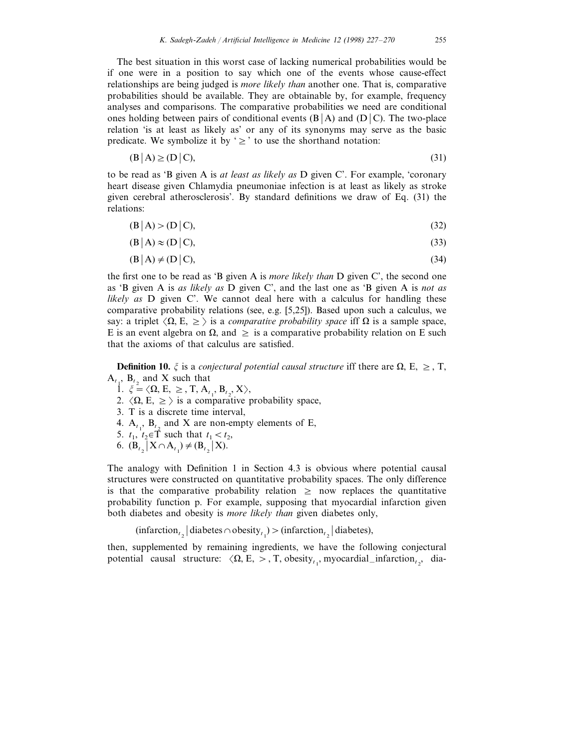The best situation in this worst case of lacking numerical probabilities would be if one were in a position to say which one of the events whose cause-effect relationships are being judged is *more likely than* another one. That is, comparative probabilities should be available. They are obtainable by, for example, frequency analyses and comparisons. The comparative probabilities we need are conditional ones holding between pairs of conditional events $(B|A)$ and $(D|C)$. The two-place relation 'is at least as likely as' or any of its synonyms may serve as the basic predicate. We symbolize it by '$\geq$' to use the shorthand notation:

$$(B|A) \geq (D|C), \tag{31}$$

to be read as 'B given A is *at least as likely as* D given C'. For example, 'coronary heart disease given Chlamydia pneumoniae infection is at least as likely as stroke given cerebral atherosclerosis'. By standard definitions we draw of Eq. (31) the relations:

$$(B|A) > (D|C), \tag{32}$$

$$(B|A) \approx (D|C), \tag{33}$$

$$(B|A) \neq (D|C), \tag{34}$$

the first one to be read as 'B given A is *more likely than* D given C', the second one as 'B given A is *as likely as* D given C', and the last one as 'B given A is *not as likely as* D given C'. We cannot deal here with a calculus for handling these comparative probability relations (see, e.g. [5,25]). Based upon such a calculus, we say: a triplet $\langle \Omega, E, \geq \rangle$ is a *comparative probability space* iff $\Omega$ is a sample space, E is an event algebra on $\Omega$, and $\geq$ is a comparative probability relation on E such that the axioms of that calculus are satisfied.

**Definition 10.** $\xi$ is a *conjectural potential causal structure* iff there are $\Omega$, E, $\geq$, T, $A_{t_1}$, $B_{t_2}$ and X such that

1. $\xi = \langle \Omega, E, \geq, T, A_{t_1}, B_{t_2}, X \rangle$,
2. $\langle \Omega, E, \geq \rangle$ is a comparative probability space,
3. T is a discrete time interval,
4. $A_{t_1}$, $B_{t_2}$ and X are non-empty elements of E,
5. $t_1, t_2 \in T$ such that $t_1 < t_2$,
6. $(B_{t_2}|X \cap A_{t_1}) \neq (B_{t_2}|X)$.

The analogy with Definition 1 in Section 4.3 is obvious where potential causal structures were constructed on quantitative probability spaces. The only difference is that the comparative probability relation $\geq$ now replaces the quantitative probability function p. For example, supposing that myocardial infarction given both diabetes and obesity is *more likely than* given diabetes only,

$$(\text{infarction}_{t_2}|\text{diabetes} \cap \text{obesity}_{t_1}) > (\text{infarction}_{t_2}|\text{diabetes}),$$

then, supplemented by remaining ingredients, we have the following conjectural potential causal structure: $\langle \Omega, E, >, T, \text{obesity}_{t_1}, \text{myocardial\_infarction}_{t_2},$ dia-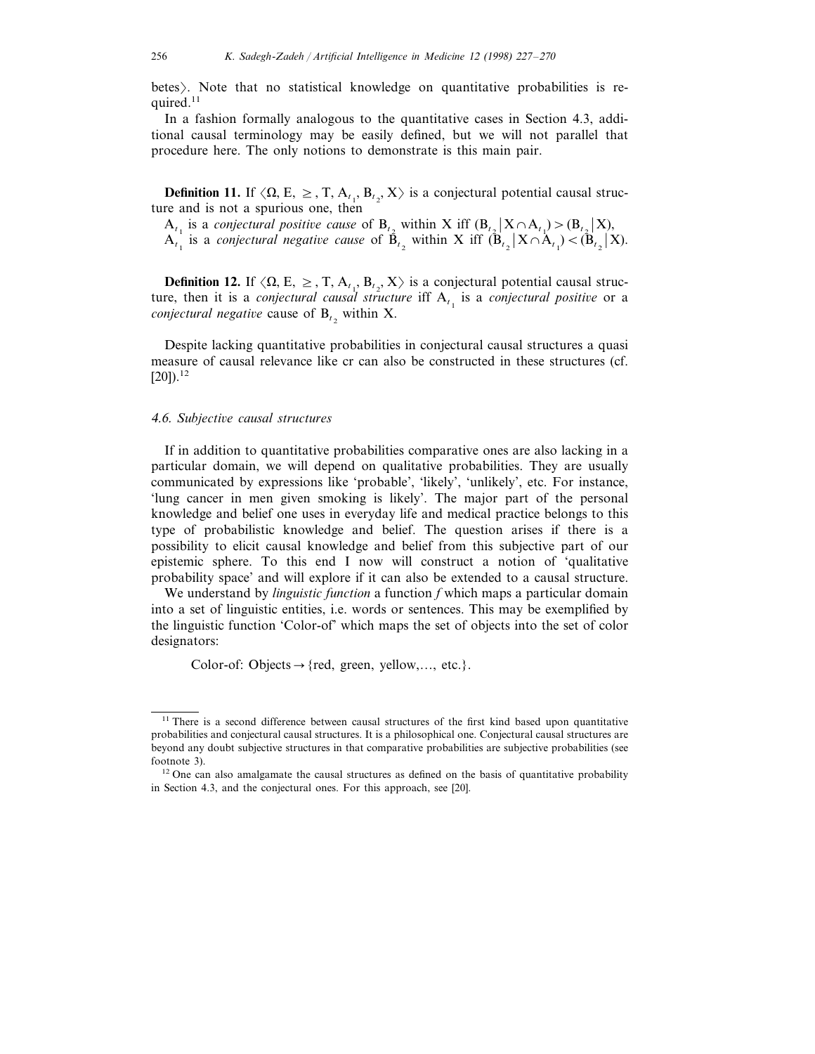betes⟩. Note that no statistical knowledge on quantitative probabilities is required.[11]

In a fashion formally analogous to the quantitative cases in Section 4.3, additional causal terminology may be easily defined, but we will not parallel that procedure here. The only notions to demonstrate is this main pair.

**Definition 11.** If $\langle \Omega, E, \geq, T, A_{t_1}, B_{t_2}, X \rangle$ is a conjectural potential causal structure and is not a spurious one, then

$A_{t_1}$ is a *conjectural positive cause* of $B_{t_2}$ within X iff $(B_{t_2} | X \cap A_{t_1}) > (B_{t_2} | X)$,
$A_{t_1}$ is a *conjectural negative cause* of $B_{t_2}$ within X iff $(B_{t_2} | X \cap A_{t_1}) < (B_{t_2} | X)$.

**Definition 12.** If $\langle \Omega, E, \geq, T, A_{t_1}, B_{t_2}, X \rangle$ is a conjectural potential causal structure, then it is a *conjectural causal structure* iff $A_{t_1}$ is a *conjectural positive* or a *conjectural negative* cause of $B_{t_2}$ within X.

Despite lacking quantitative probabilities in conjectural causal structures a quasi measure of causal relevance like cr can also be constructed in these structures (cf. [20]).[12]

### 4.6. Subjective causal structures

If in addition to quantitative probabilities comparative ones are also lacking in a particular domain, we will depend on qualitative probabilities. They are usually communicated by expressions like 'probable', 'likely', 'unlikely', etc. For instance, 'lung cancer in men given smoking is likely'. The major part of the personal knowledge and belief one uses in everyday life and medical practice belongs to this type of probabilistic knowledge and belief. The question arises if there is a possibility to elicit causal knowledge and belief from this subjective part of our epistemic sphere. To this end I now will construct a notion of 'qualitative probability space' and will explore if it can also be extended to a causal structure.

We understand by *linguistic function* a function *f* which maps a particular domain into a set of linguistic entities, i.e. words or sentences. This may be exemplified by the linguistic function 'Color-of' which maps the set of objects into the set of color designators:

Color-of: Objects → {red, green, yellow,..., etc.}.

[11] There is a second difference between causal structures of the first kind based upon quantitative probabilities and conjectural causal structures. It is a philosophical one. Conjectural causal structures are beyond any doubt subjective structures in that comparative probabilities are subjective probabilities (see footnote 3).

[12] One can also amalgamate the causal structures as defined on the basis of quantitative probability in Section 4.3, and the conjectural ones. For this approach, see [20].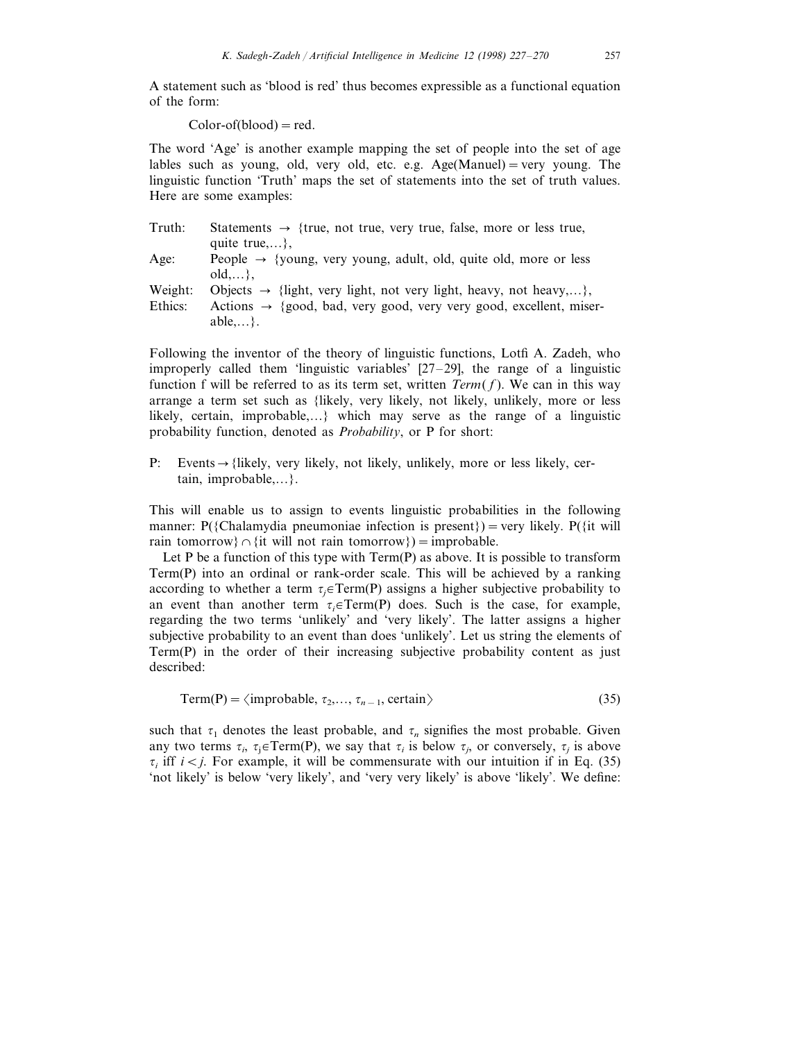A statement such as 'blood is red' thus becomes expressible as a functional equation of the form:

Color-of(blood) = red.

The word 'Age' is another example mapping the set of people into the set of age lables such as young, old, very old, etc. e.g. Age(Manuel) = very young. The linguistic function 'Truth' maps the set of statements into the set of truth values. Here are some examples:

| | |
|---|---|
| Truth: | Statements $\rightarrow$ {true, not true, very true, false, more or less true, quite true,...}, |
| Age: | People $\rightarrow$ {young, very young, adult, old, quite old, more or less old,...}, |
| Weight: | Objects $\rightarrow$ {light, very light, not very light, heavy, not heavy,...}, |
| Ethics: | Actions $\rightarrow$ {good, bad, very good, very very good, excellent, miserable,...}. |

Following the inventor of the theory of linguistic functions, Lotfi A. Zadeh, who improperly called them 'linguistic variables' [27–29], the range of a linguistic function f will be referred to as its term set, written *Term*($f$). We can in this way arrange a term set such as {likely, very likely, not likely, unlikely, more or less likely, certain, improbable,...} which may serve as the range of a linguistic probability function, denoted as *Probability*, or P for short:

P: Events $\rightarrow$ {likely, very likely, not likely, unlikely, more or less likely, certain, improbable,...}.

This will enable us to assign to events linguistic probabilities in the following manner: P({Chalamydia pneumoniae infection is present}) = very likely. P({it will rain tomorrow} $\cap$ {it will not rain tomorrow}) = improbable.

Let P be a function of this type with Term(P) as above. It is possible to transform Term(P) into an ordinal or rank-order scale. This will be achieved by a ranking according to whether a term $\tau_j \in$Term(P) assigns a higher subjective probability to an event than another term $\tau_i \in$Term(P) does. Such is the case, for example, regarding the two terms 'unlikely' and 'very likely'. The latter assigns a higher subjective probability to an event than does 'unlikely'. Let us string the elements of Term(P) in the order of their increasing subjective probability content as just described:

$$\text{Term(P)} = \langle \text{improbable}, \tau_2, \ldots, \tau_{n-1}, \text{certain} \rangle \tag{35}$$

such that $\tau_1$ denotes the least probable, and $\tau_n$ signifies the most probable. Given any two terms $\tau_i$, $\tau_j \in$Term(P), we say that $\tau_i$ is below $\tau_j$, or conversely, $\tau_j$ is above $\tau_i$ iff $i < j$. For example, it will be commensurate with our intuition if in Eq. (35) 'not likely' is below 'very likely', and 'very very likely' is above 'likely'. We define: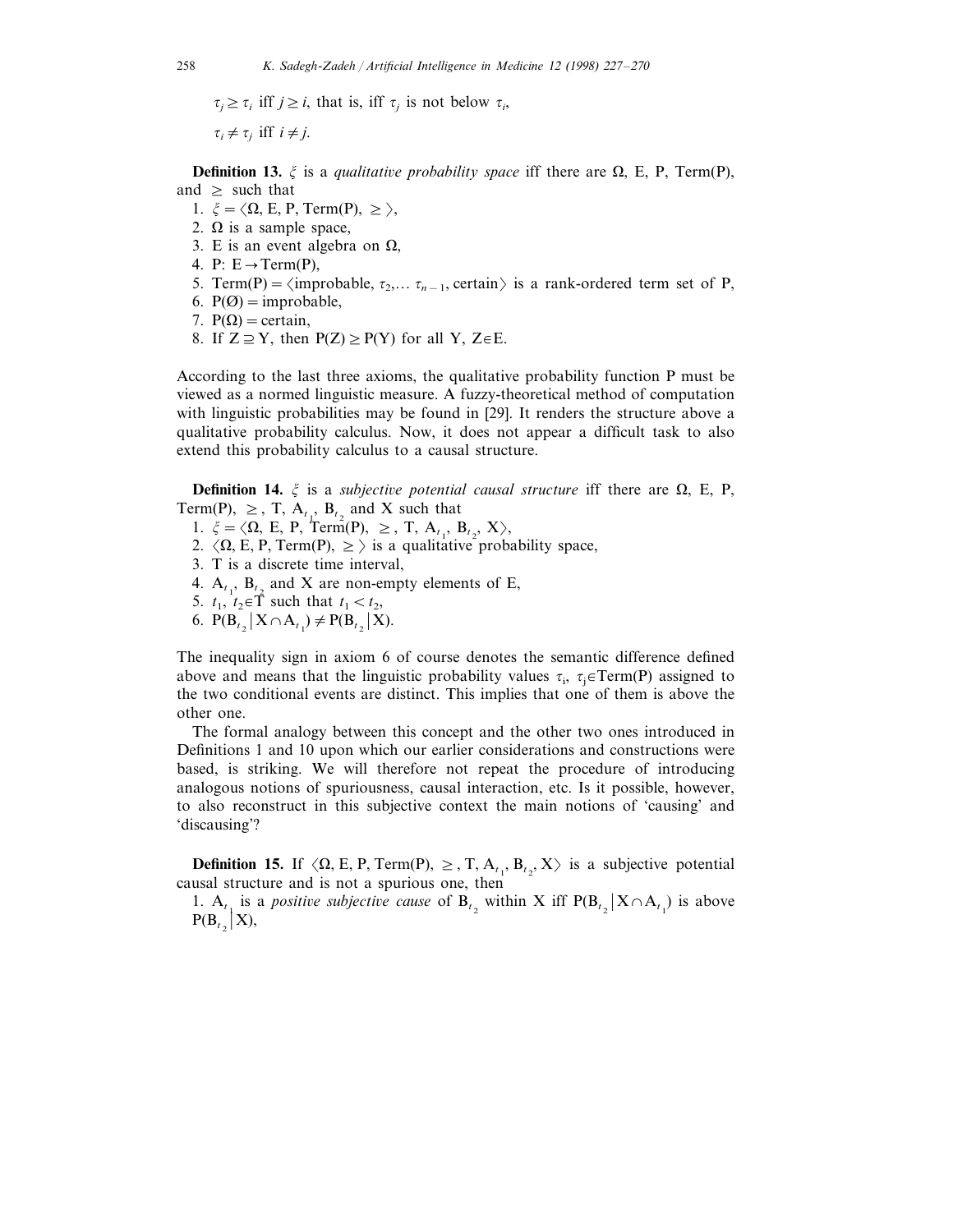$\tau_j \geq \tau_i$ iff $j \geq i$, that is, iff $\tau_j$ is not below $\tau_i$,

$\tau_i \neq \tau_j$ iff $i \neq j$.

**Definition 13.** $\xi$ is a *qualitative probability space* iff there are $\Omega$, E, P, Term(P), and $\geq$ such that

1. $\xi = \langle \Omega, \text{E}, \text{P}, \text{Term(P)}, \geq \rangle$,
2. $\Omega$ is a sample space,
3. E is an event algebra on $\Omega$,
4. P: $\text{E} \rightarrow \text{Term(P)}$,
5. $\text{Term(P)} = \langle \text{improbable}, \tau_2, \ldots \tau_{n-1}, \text{certain} \rangle$ is a rank-ordered term set of P,
6. $\text{P}(\emptyset) = \text{improbable}$,
7. $\text{P}(\Omega) = \text{certain}$,
8. If $\text{Z} \supseteq \text{Y}$, then $\text{P(Z)} \geq \text{P(Y)}$ for all Y, $\text{Z} \in \text{E}$.

According to the last three axioms, the qualitative probability function P must be viewed as a normed linguistic measure. A fuzzy-theoretical method of computation with linguistic probabilities may be found in [29]. It renders the structure above a qualitative probability calculus. Now, it does not appear a difficult task to also extend this probability calculus to a causal structure.

**Definition 14.** $\xi$ is a *subjective potential causal structure* iff there are $\Omega$, E, P, Term(P), $\geq$, T, $\text{A}_{t_1}$, $\text{B}_{t_2}$ and X such that

1. $\xi = \langle \Omega, \text{E}, \text{P}, \text{Term(P)}, \geq, \text{T}, \text{A}_{t_1}, \text{B}_{t_2}, \text{X} \rangle$,
2. $\langle \Omega, \text{E}, \text{P}, \text{Term(P)}, \geq \rangle$ is a qualitative probability space,
3. T is a discrete time interval,
4. $\text{A}_{t_1}$, $\text{B}_{t_2}$ and X are non-empty elements of E,
5. $t_1, t_2 \in \text{T}$ such that $t_1 < t_2$,
6. $\text{P}(\text{B}_{t_2} | \text{X} \cap \text{A}_{t_1}) \neq \text{P}(\text{B}_{t_2} | \text{X})$.

The inequality sign in axiom 6 of course denotes the semantic difference defined above and means that the linguistic probability values $\tau_i$, $\tau_j \in \text{Term(P)}$ assigned to the two conditional events are distinct. This implies that one of them is above the other one.

The formal analogy between this concept and the other two ones introduced in Definitions 1 and 10 upon which our earlier considerations and constructions were based, is striking. We will therefore not repeat the procedure of introducing analogous notions of spuriousness, causal interaction, etc. Is it possible, however, to also reconstruct in this subjective context the main notions of 'causing' and 'discausing'?

**Definition 15.** If $\langle \Omega, \text{E}, \text{P}, \text{Term(P)}, \geq, \text{T}, \text{A}_{t_1}, \text{B}_{t_2}, \text{X} \rangle$ is a subjective potential causal structure and is not a spurious one, then

1. $\text{A}_{t_1}$ is a *positive subjective cause* of $\text{B}_{t_2}$ within X iff $\text{P}(\text{B}_{t_2} | \text{X} \cap \text{A}_{t_1})$ is above $\text{P}(\text{B}_{t_2} | \text{X})$,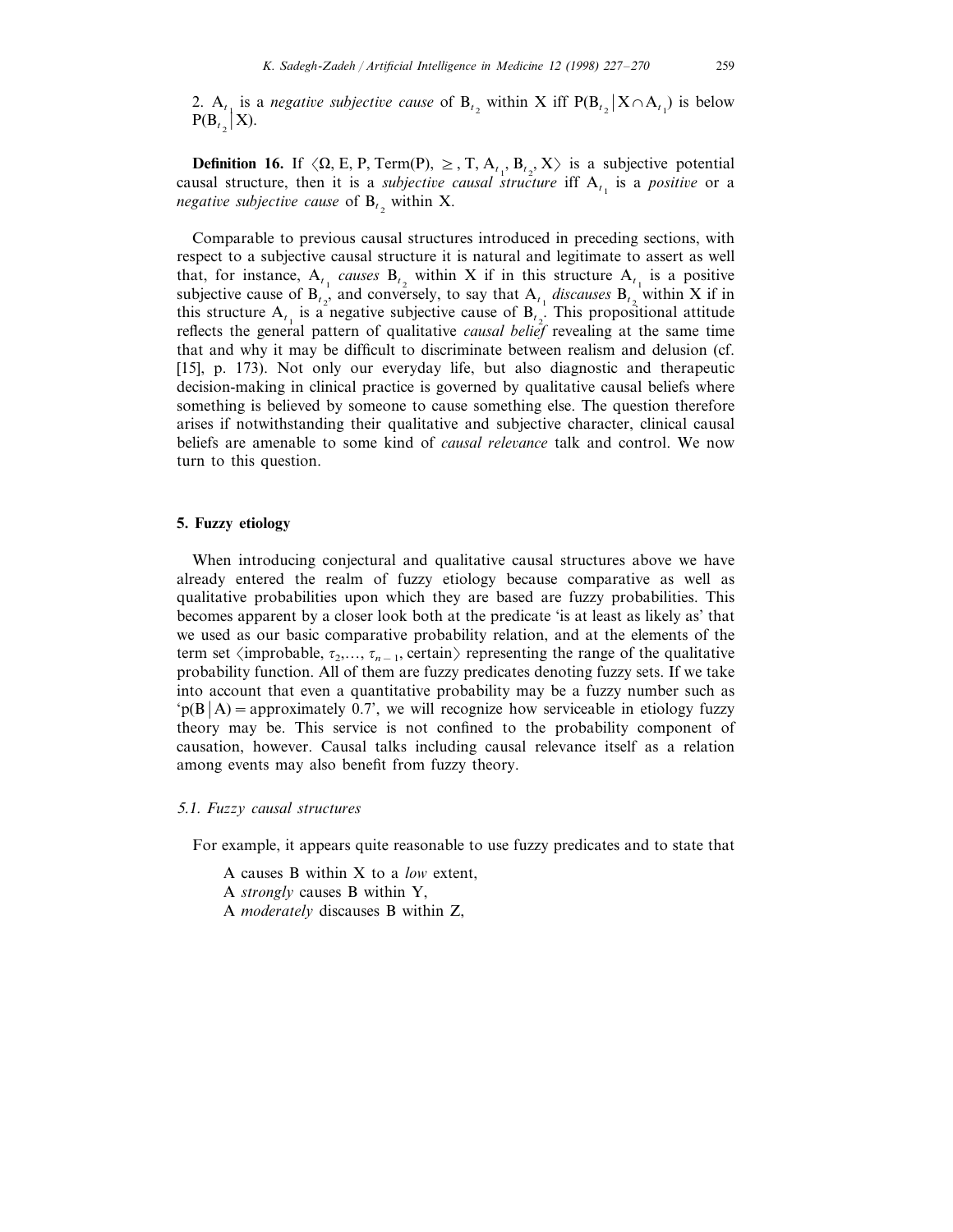2. $A_{t_1}$ is a *negative subjective cause* of $B_{t_2}$ within X iff $P(B_{t_2} | X \cap A_{t_1})$ is below $P(B_{t_2} | X)$.

**Definition 16.** If $\langle \Omega, E, P, Term(P), \geq, T, A_{t_1}, B_{t_2}, X \rangle$ is a subjective potential causal structure, then it is a *subjective causal structure* iff $A_{t_1}$ is a *positive* or a *negative subjective cause* of $B_{t_2}$ within X.

Comparable to previous causal structures introduced in preceding sections, with respect to a subjective causal structure it is natural and legitimate to assert as well that, for instance, $A_{t_1}$ *causes* $B_{t_2}$ within X if in this structure $A_{t_1}$ is a positive subjective cause of $B_{t_2}$, and conversely, to say that $A_{t_1}$ *discauses* $B_{t_2}$ within X if in this structure $A_{t_1}$ is a negative subjective cause of $B_{t_2}$. This propositional attitude reflects the general pattern of qualitative *causal belief* revealing at the same time that and why it may be difficult to discriminate between realism and delusion (cf. [15], p. 173). Not only our everyday life, but also diagnostic and therapeutic decision-making in clinical practice is governed by qualitative causal beliefs where something is believed by someone to cause something else. The question therefore arises if notwithstanding their qualitative and subjective character, clinical causal beliefs are amenable to some kind of *causal relevance* talk and control. We now turn to this question.

## 5. Fuzzy etiology

When introducing conjectural and qualitative causal structures above we have already entered the realm of fuzzy etiology because comparative as well as qualitative probabilities upon which they are based are fuzzy probabilities. This becomes apparent by a closer look both at the predicate 'is at least as likely as' that we used as our basic comparative probability relation, and at the elements of the term set $\langle$improbable, $\tau_2, \ldots, \tau_{n-1}$, certain$\rangle$ representing the range of the qualitative probability function. All of them are fuzzy predicates denoting fuzzy sets. If we take into account that even a quantitative probability may be a fuzzy number such as '$p(B | A) =$ approximately 0.7', we will recognize how serviceable in etiology fuzzy theory may be. This service is not confined to the probability component of causation, however. Causal talks including causal relevance itself as a relation among events may also benefit from fuzzy theory.

### 5.1. Fuzzy causal structures

For example, it appears quite reasonable to use fuzzy predicates and to state that

A causes B within X to a *low* extent,
A *strongly* causes B within Y,
A *moderately* discauses B within Z,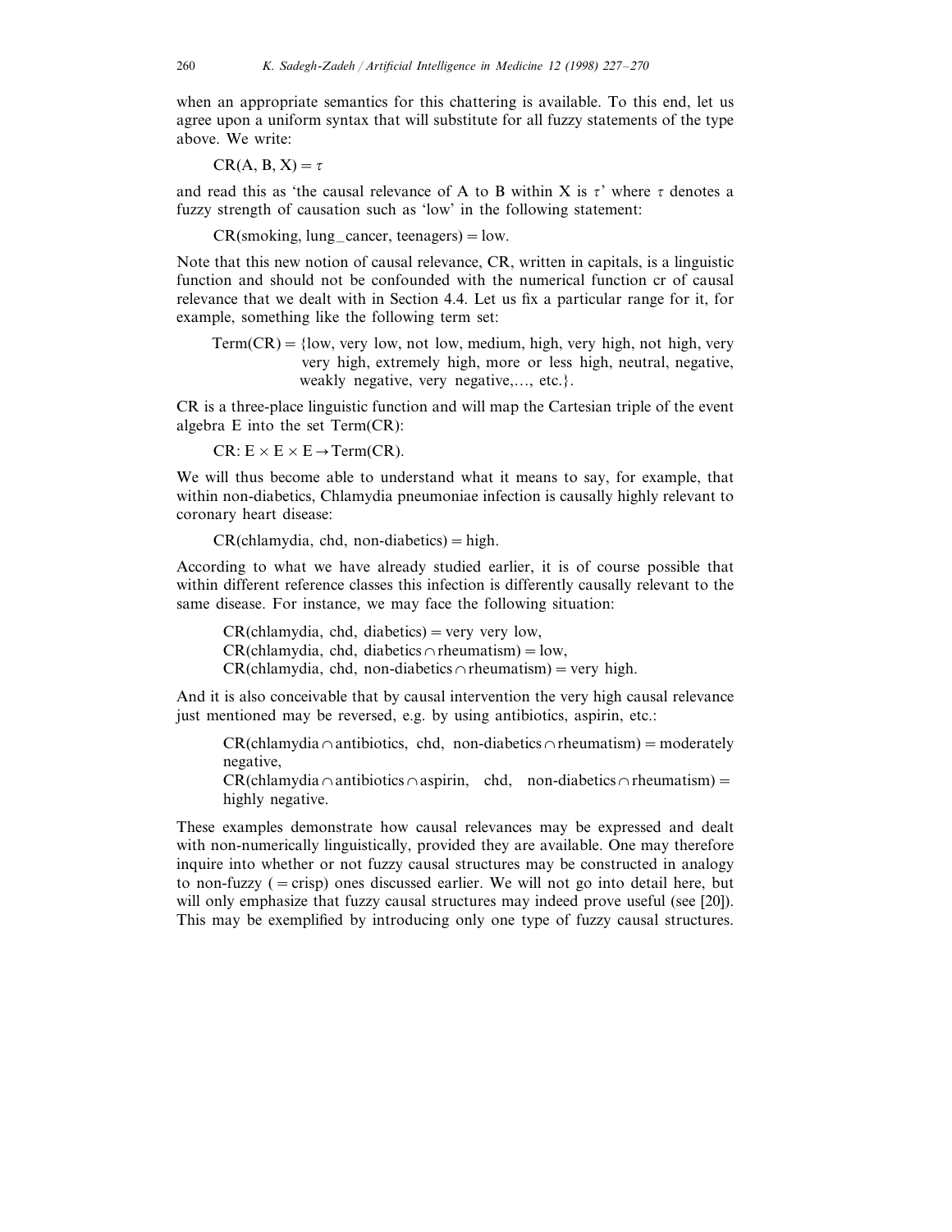when an appropriate semantics for this chattering is available. To this end, let us agree upon a uniform syntax that will substitute for all fuzzy statements of the type above. We write:

$$\text{CR}(\text{A}, \text{B}, \text{X}) = \tau$$

and read this as 'the causal relevance of A to B within X is $\tau$' where $\tau$ denotes a fuzzy strength of causation such as 'low' in the following statement:

$$\text{CR}(\text{smoking}, \text{lung\_cancer}, \text{teenagers}) = \text{low}.$$

Note that this new notion of causal relevance, CR, written in capitals, is a linguistic function and should not be confounded with the numerical function cr of causal relevance that we dealt with in Section 4.4. Let us fix a particular range for it, for example, something like the following term set:

Term(CR) = {low, very low, not low, medium, high, very high, not high, very very high, extremely high, more or less high, neutral, negative, weakly negative, very negative,..., etc.}.

CR is a three-place linguistic function and will map the Cartesian triple of the event algebra E into the set Term(CR):

$$\text{CR}: \text{E} \times \text{E} \times \text{E} \rightarrow \text{Term(CR)}.$$

We will thus become able to understand what it means to say, for example, that within non-diabetics, Chlamydia pneumoniae infection is causally highly relevant to coronary heart disease:

$$\text{CR}(\text{chlamydia}, \text{chd}, \text{non-diabetics}) = \text{high}.$$

According to what we have already studied earlier, it is of course possible that within different reference classes this infection is differently causally relevant to the same disease. For instance, we may face the following situation:

$\text{CR}(\text{chlamydia}, \text{chd}, \text{diabetics}) = \text{very very low}$,
$\text{CR}(\text{chlamydia}, \text{chd}, \text{diabetics} \cap \text{rheumatism}) = \text{low}$,
$\text{CR}(\text{chlamydia}, \text{chd}, \text{non-diabetics} \cap \text{rheumatism}) = \text{very high}$.

And it is also conceivable that by causal intervention the very high causal relevance just mentioned may be reversed, e.g. by using antibiotics, aspirin, etc.:

$\text{CR}(\text{chlamydia} \cap \text{antibiotics}, \text{chd}, \text{non-diabetics} \cap \text{rheumatism}) = \text{moderately negative}$,
$\text{CR}(\text{chlamydia} \cap \text{antibiotics} \cap \text{aspirin}, \text{chd}, \text{non-diabetics} \cap \text{rheumatism}) = \text{highly negative}$.

These examples demonstrate how causal relevances may be expressed and dealt with non-numerically linguistically, provided they are available. One may therefore inquire into whether or not fuzzy causal structures may be constructed in analogy to non-fuzzy (= crisp) ones discussed earlier. We will not go into detail here, but will only emphasize that fuzzy causal structures may indeed prove useful (see [20]). This may be exemplified by introducing only one type of fuzzy causal structures.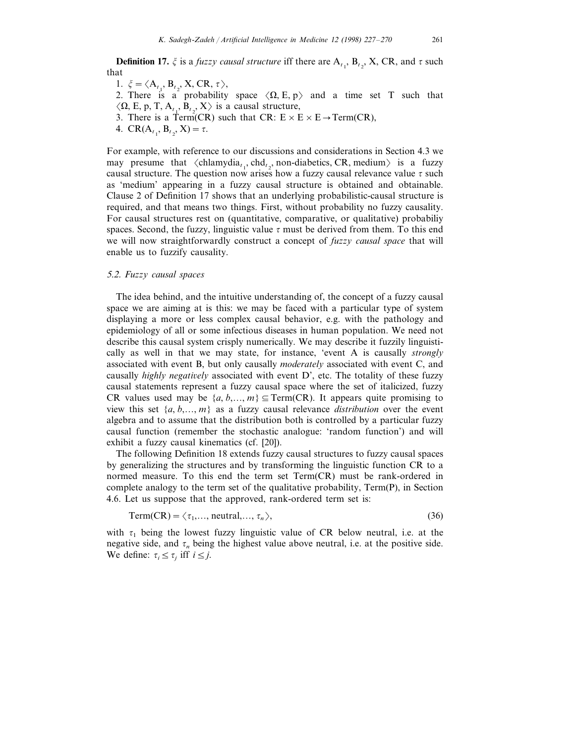**Definition 17.** $\xi$ is a *fuzzy causal structure* iff there are $A_{t_1}$, $B_{t_2}$, X, CR, and $\tau$ such that

1. $\xi = \langle A_{t_1}, B_{t_2}, X, CR, \tau \rangle$,
2. There is a probability space $\langle \Omega, E, p \rangle$ and a time set T such that $\langle \Omega, E, p, T, A_{t_1}, B_{t_2}, X \rangle$ is a causal structure,
3. There is a Term(CR) such that CR: $E \times E \times E \rightarrow$ Term(CR),
4. $CR(A_{t_1}, B_{t_2}, X) = \tau$.

For example, with reference to our discussions and considerations in Section 4.3 we may presume that $\langle \text{chlamydia}_{t_1}, \text{chd}_{t_2}, \text{non-diabetics}, \text{CR}, \text{medium} \rangle$ is a fuzzy causal structure. The question now arises how a fuzzy causal relevance value $\tau$ such as 'medium' appearing in a fuzzy causal structure is obtained and obtainable. Clause 2 of Definition 17 shows that an underlying probabilistic-causal structure is required, and that means two things. First, without probability no fuzzy causality. For causal structures rest on (quantitative, comparative, or qualitative) probabiliy spaces. Second, the fuzzy, linguistic value $\tau$ must be derived from them. To this end we will now straightforwardly construct a concept of *fuzzy causal space* that will enable us to fuzzify causality.

### 5.2. Fuzzy causal spaces

The idea behind, and the intuitive understanding of, the concept of a fuzzy causal space we are aiming at is this: we may be faced with a particular type of system displaying a more or less complex causal behavior, e.g. with the pathology and epidemiology of all or some infectious diseases in human population. We need not describe this causal system crisply numerically. We may describe it fuzzily linguistically as well in that we may state, for instance, 'event A is causally *strongly* associated with event B, but only causally *moderately* associated with event C, and causally *highly negatively* associated with event D', etc. The totality of these fuzzy causal statements represent a fuzzy causal space where the set of italicized, fuzzy CR values used may be $\{a, b, \ldots, m\} \subseteq$ Term(CR). It appears quite promising to view this set $\{a, b, \ldots, m\}$ as a fuzzy causal relevance *distribution* over the event algebra and to assume that the distribution both is controlled by a particular fuzzy causal function (remember the stochastic analogue: 'random function') and will exhibit a fuzzy causal kinematics (cf. [20]).

The following Definition 18 extends fuzzy causal structures to fuzzy causal spaces by generalizing the structures and by transforming the linguistic function CR to a normed measure. To this end the term set Term(CR) must be rank-ordered in complete analogy to the term set of the qualitative probability, Term(P), in Section 4.6. Let us suppose that the approved, rank-ordered term set is:

$$\text{Term(CR)} = \langle \tau_1, \ldots, \text{neutral}, \ldots, \tau_n \rangle, \tag{36}$$

with $\tau_1$ being the lowest fuzzy linguistic value of CR below neutral, i.e. at the negative side, and $\tau_n$ being the highest value above neutral, i.e. at the positive side. We define: $\tau_i \leq \tau_j$ iff $i \leq j$.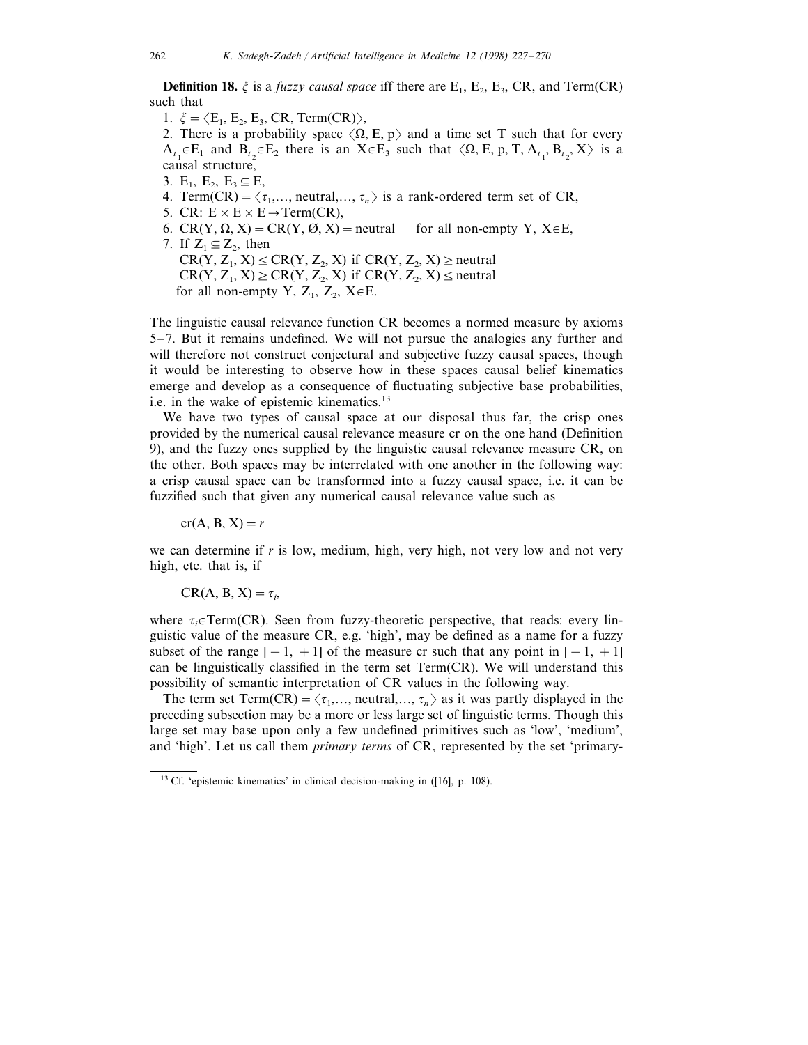**Definition 18.** $\xi$ is a *fuzzy causal space* iff there are $E_1$, $E_2$, $E_3$, CR, and Term(CR) such that

1. $\xi = \langle E_1, E_2, E_3, CR, Term(CR) \rangle$,
2. There is a probability space $\langle \Omega, E, p \rangle$ and a time set T such that for every $A_{t_1} \in E_1$ and $B_{t_2} \in E_2$ there is an $X \in E_3$ such that $\langle \Omega, E, p, T, A_{t_1}, B_{t_2}, X \rangle$ is a causal structure,
3. $E_1, E_2, E_3 \subseteq E$,
4. $Term(CR) = \langle \tau_1, \ldots, neutral, \ldots, \tau_n \rangle$ is a rank-ordered term set of CR,
5. CR: $E \times E \times E \rightarrow Term(CR)$,
6. $CR(Y, \Omega, X) = CR(Y, \emptyset, X) = neutral$ for all non-empty $Y, X \in E$,
7. If $Z_1 \subseteq Z_2$, then
   $CR(Y, Z_1, X) \leq CR(Y, Z_2, X)$ if $CR(Y, Z_2, X) \geq neutral$
   $CR(Y, Z_1, X) \geq CR(Y, Z_2, X)$ if $CR(Y, Z_2, X) \leq neutral$
   for all non-empty $Y, Z_1, Z_2, X \in E$.

The linguistic causal relevance function CR becomes a normed measure by axioms 5–7. But it remains undefined. We will not pursue the analogies any further and will therefore not construct conjectural and subjective fuzzy causal spaces, though it would be interesting to observe how in these spaces causal belief kinematics emerge and develop as a consequence of fluctuating subjective base probabilities, i.e. in the wake of epistemic kinematics.[13]

We have two types of causal space at our disposal thus far, the crisp ones provided by the numerical causal relevance measure cr on the one hand (Definition 9), and the fuzzy ones supplied by the linguistic causal relevance measure CR, on the other. Both spaces may be interrelated with one another in the following way: a crisp causal space can be transformed into a fuzzy causal space, i.e. it can be fuzzified such that given any numerical causal relevance value such as

$$cr(A, B, X) = r$$

we can determine if $r$ is low, medium, high, very high, not very low and not very high, etc. that is, if

$$CR(A, B, X) = \tau_i,$$

where $\tau_i \in Term(CR)$. Seen from fuzzy-theoretic perspective, that reads: every linguistic value of the measure CR, e.g. 'high', may be defined as a name for a fuzzy subset of the range $[-1, +1]$ of the measure cr such that any point in $[-1, +1]$ can be linguistically classified in the term set Term(CR). We will understand this possibility of semantic interpretation of CR values in the following way.

The term set $Term(CR) = \langle \tau_1, \ldots, neutral, \ldots, \tau_n \rangle$ as it was partly displayed in the preceding subsection may be a more or less large set of linguistic terms. Though this large set may base upon only a few undefined primitives such as 'low', 'medium', and 'high'. Let us call them *primary terms* of CR, represented by the set 'primary-

[13] Cf. 'epistemic kinematics' in clinical decision-making in ([16], p. 108).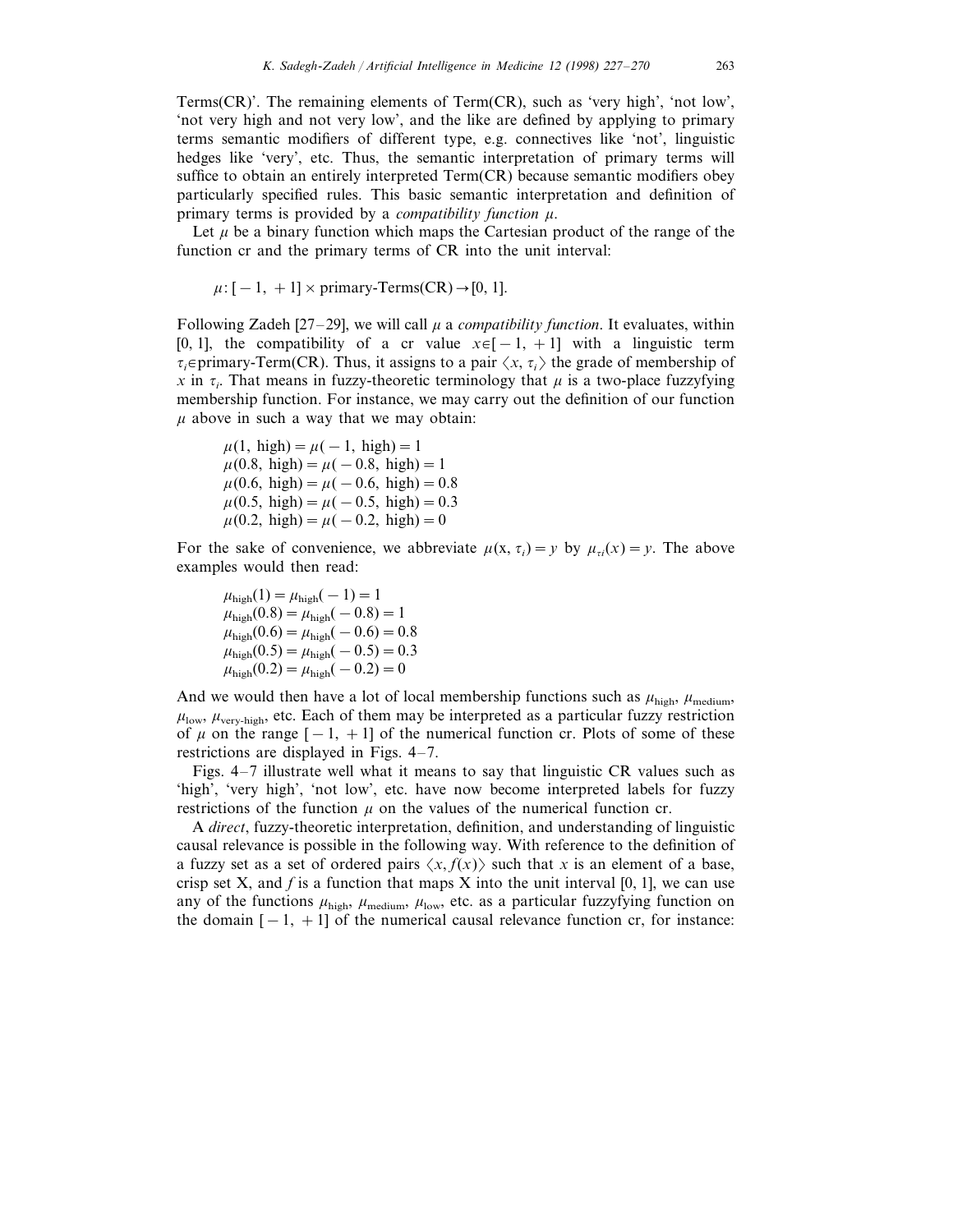Terms(CR)'. The remaining elements of Term(CR), such as 'very high', 'not low', 'not very high and not very low', and the like are defined by applying to primary terms semantic modifiers of different type, e.g. connectives like 'not', linguistic hedges like 'very', etc. Thus, the semantic interpretation of primary terms will suffice to obtain an entirely interpreted Term(CR) because semantic modifiers obey particularly specified rules. This basic semantic interpretation and definition of primary terms is provided by a *compatibility function* $\mu$.

Let $\mu$ be a binary function which maps the Cartesian product of the range of the function cr and the primary terms of CR into the unit interval:

$$\mu: [-1, +1] \times \text{primary-Terms(CR)} \rightarrow [0, 1].$$

Following Zadeh [27–29], we will call $\mu$ a *compatibility function*. It evaluates, within [0, 1], the compatibility of a cr value $x \in [-1, +1]$ with a linguistic term $\tau_i \in$primary-Term(CR). Thus, it assigns to a pair $\langle x, \tau_i \rangle$ the grade of membership of $x$ in $\tau_i$. That means in fuzzy-theoretic terminology that $\mu$ is a two-place fuzzyfying membership function. For instance, we may carry out the definition of our function $\mu$ above in such a way that we may obtain:

$$\mu(1, \text{high}) = \mu(-1, \text{high}) = 1$$
$$\mu(0.8, \text{high}) = \mu(-0.8, \text{high}) = 1$$
$$\mu(0.6, \text{high}) = \mu(-0.6, \text{high}) = 0.8$$
$$\mu(0.5, \text{high}) = \mu(-0.5, \text{high}) = 0.3$$
$$\mu(0.2, \text{high}) = \mu(-0.2, \text{high}) = 0$$

For the sake of convenience, we abbreviate $\mu(x, \tau_i) = y$ by $\mu_{\tau i}(x) = y$. The above examples would then read:

$$\mu_{\text{high}}(1) = \mu_{\text{high}}(-1) = 1$$
$$\mu_{\text{high}}(0.8) = \mu_{\text{high}}(-0.8) = 1$$
$$\mu_{\text{high}}(0.6) = \mu_{\text{high}}(-0.6) = 0.8$$
$$\mu_{\text{high}}(0.5) = \mu_{\text{high}}(-0.5) = 0.3$$
$$\mu_{\text{high}}(0.2) = \mu_{\text{high}}(-0.2) = 0$$

And we would then have a lot of local membership functions such as $\mu_{\text{high}}$, $\mu_{\text{medium}}$, $\mu_{\text{low}}$, $\mu_{\text{very-high}}$, etc. Each of them may be interpreted as a particular fuzzy restriction of $\mu$ on the range $[-1, +1]$ of the numerical function cr. Plots of some of these restrictions are displayed in Figs. 4–7.

Figs. 4–7 illustrate well what it means to say that linguistic CR values such as 'high', 'very high', 'not low', etc. have now become interpreted labels for fuzzy restrictions of the function $\mu$ on the values of the numerical function cr.

A *direct*, fuzzy-theoretic interpretation, definition, and understanding of linguistic causal relevance is possible in the following way. With reference to the definition of a fuzzy set as a set of ordered pairs $\langle x, f(x) \rangle$ such that $x$ is an element of a base, crisp set X, and $f$ is a function that maps X into the unit interval [0, 1], we can use any of the functions $\mu_{\text{high}}$, $\mu_{\text{medium}}$, $\mu_{\text{low}}$, etc. as a particular fuzzyfying function on the domain $[-1, +1]$ of the numerical causal relevance function cr, for instance: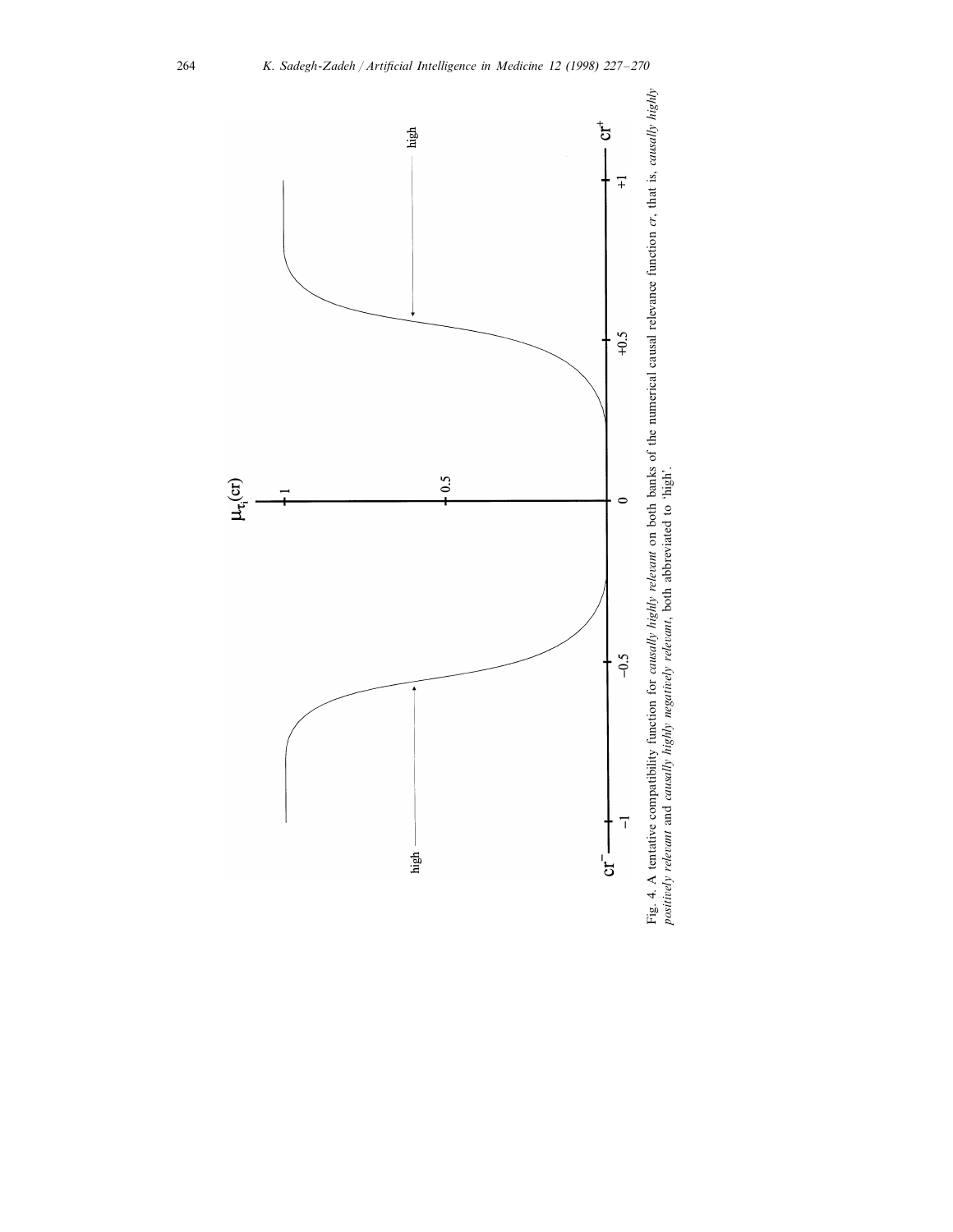high

high

$\mu_{r_i}(cr)$

1

0.5

$cr^-$ −1 −0.5 0 +0.5 +1 $cr^+$

Fig. 4. A tentative compatibility function for *causally highly relevant* on both banks of the numerical causal relevance function *cr*, that is, *causally highly positively relevant* and *causally highly negatively relevant*, both abbreviated to 'high'.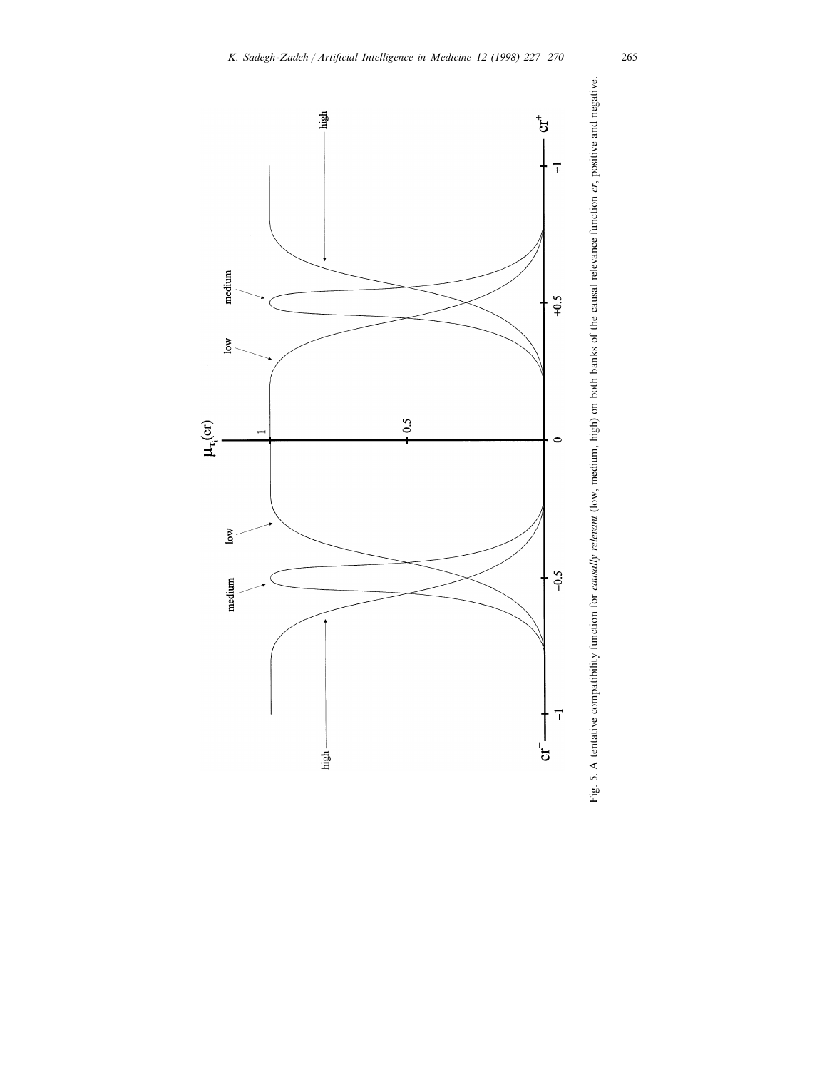$\mu_{\tau_i}(cr)$

1

0.5

0

high

medium

low

low

medium

high

$cr^-$

−1

−0.5

+0.5

+1

$cr^+$

Fig. 5. A tentative compatibility function for *causally relevant* (low, medium, high) on both banks of the causal relevance function *cr*, positive and negative.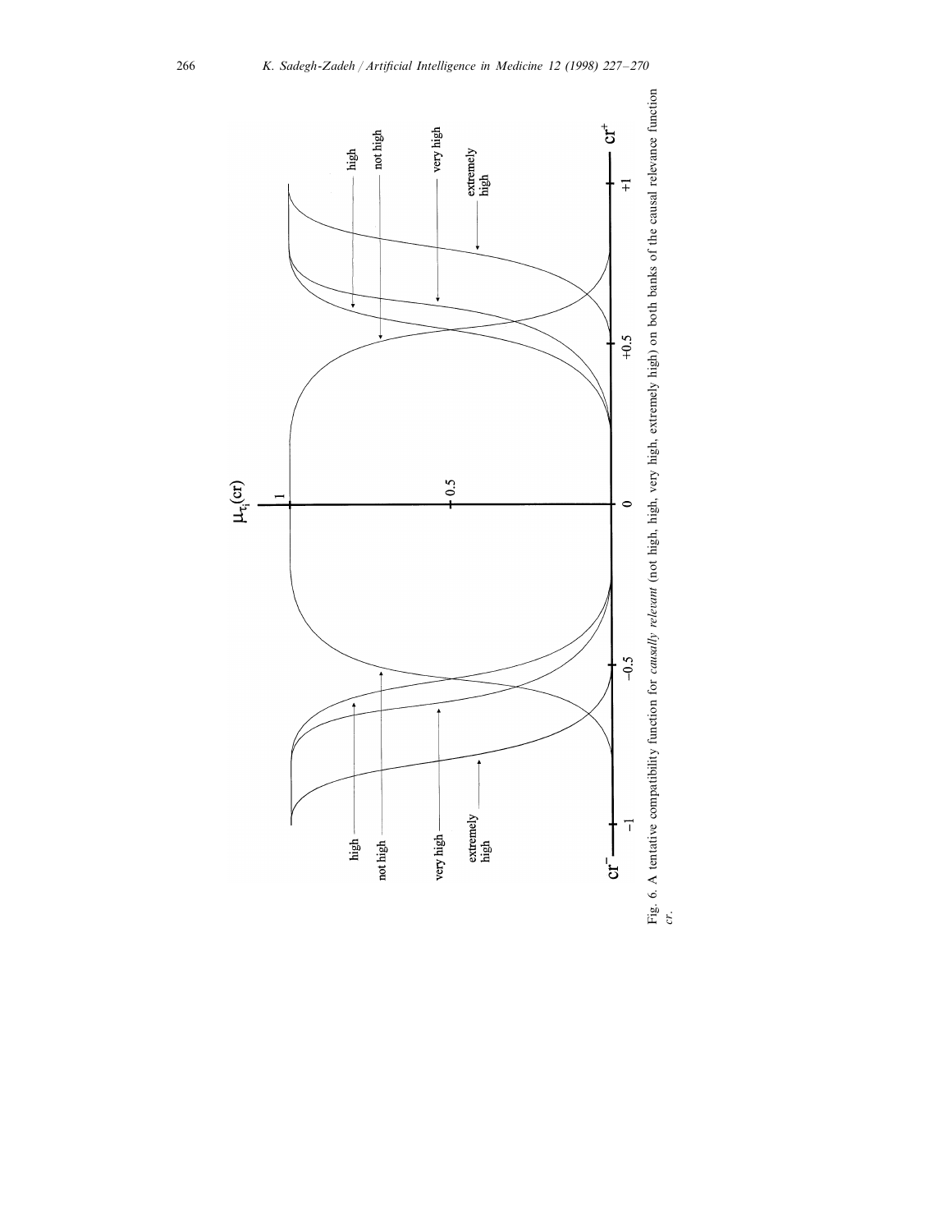$\mu_{\tau_i}(cr)$

1

0.5

0

$cr^-$

−1

−0.5

+0.5

+1

$cr^+$

high

not high

very high

extremely high

high

not high

very high

extremely high

Fig. 6. A tentative compatibility function for *causally relevant* (not high, high, very high, extremely high) on both banks of the causal relevance function *cr*.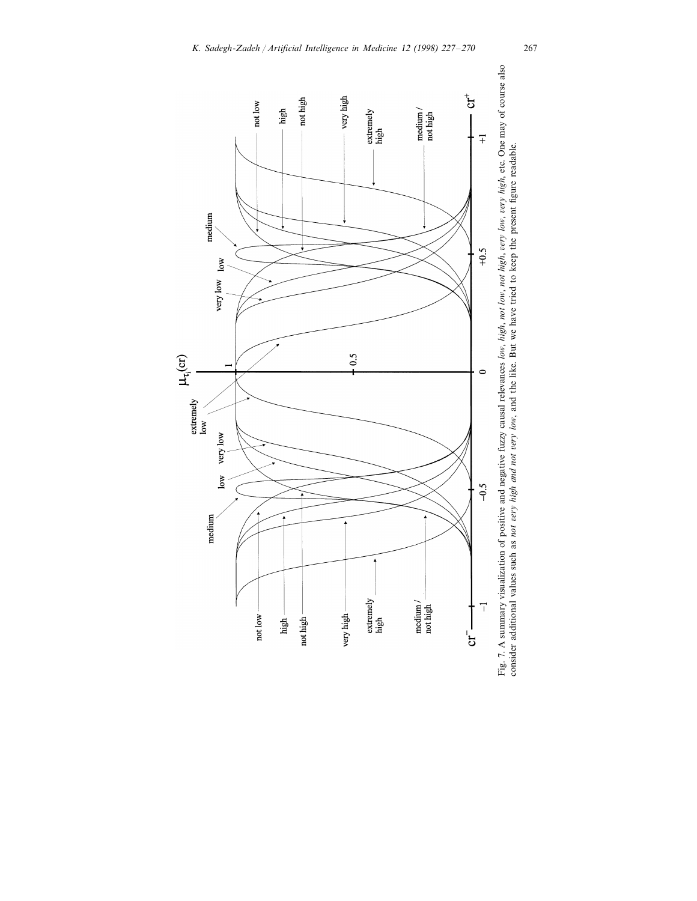$\mu_{\tau_i}(\text{cr})$

1

0.5

0

$\text{cr}^-$ −1 −0.5 +0.5 +1 $\text{cr}^+$

medium

low

very low

extremely low

not low

high

not high

very high

extremely high

medium / not high

Fig. 7. A summary visualization of positive and negative fuzzy causal relevances *low*, *high*, *not low*, *not high*, *very low*, *very high*, etc. One may of course also consider additional values such as *not very high and not very low*, and the like. But we have tried to keep the present figure readable.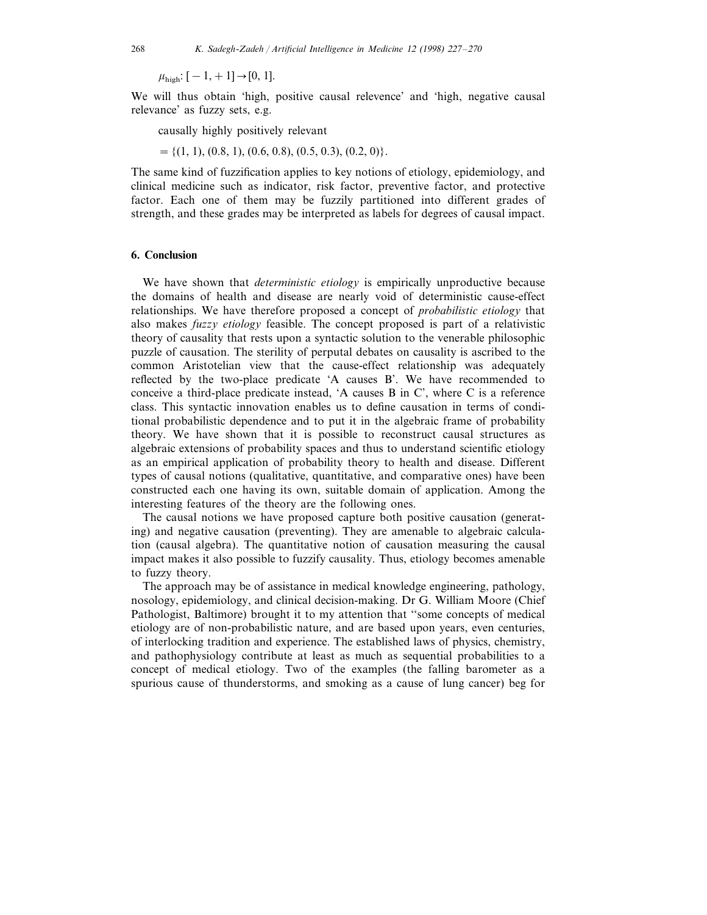$$\mu_{\text{high}}: [-1, +1] \rightarrow [0, 1].$$

We will thus obtain 'high, positive causal relevence' and 'high, negative causal relevance' as fuzzy sets, e.g.

causally highly positively relevant

$$= \{(1, 1), (0.8, 1), (0.6, 0.8), (0.5, 0.3), (0.2, 0)\}.$$

The same kind of fuzzification applies to key notions of etiology, epidemiology, and clinical medicine such as indicator, risk factor, preventive factor, and protective factor. Each one of them may be fuzzily partitioned into different grades of strength, and these grades may be interpreted as labels for degrees of causal impact.

## 6. Conclusion

We have shown that *deterministic etiology* is empirically unproductive because the domains of health and disease are nearly void of deterministic cause-effect relationships. We have therefore proposed a concept of *probabilistic etiology* that also makes *fuzzy etiology* feasible. The concept proposed is part of a relativistic theory of causality that rests upon a syntactic solution to the venerable philosophic puzzle of causation. The sterility of perputal debates on causality is ascribed to the common Aristotelian view that the cause-effect relationship was adequately reflected by the two-place predicate 'A causes B'. We have recommended to conceive a third-place predicate instead, 'A causes B in C', where C is a reference class. This syntactic innovation enables us to define causation in terms of conditional probabilistic dependence and to put it in the algebraic frame of probability theory. We have shown that it is possible to reconstruct causal structures as algebraic extensions of probability spaces and thus to understand scientific etiology as an empirical application of probability theory to health and disease. Different types of causal notions (qualitative, quantitative, and comparative ones) have been constructed each one having its own, suitable domain of application. Among the interesting features of the theory are the following ones.

The causal notions we have proposed capture both positive causation (generating) and negative causation (preventing). They are amenable to algebraic calculation (causal algebra). The quantitative notion of causation measuring the causal impact makes it also possible to fuzzify causality. Thus, etiology becomes amenable to fuzzy theory.

The approach may be of assistance in medical knowledge engineering, pathology, nosology, epidemiology, and clinical decision-making. Dr G. William Moore (Chief Pathologist, Baltimore) brought it to my attention that "some concepts of medical etiology are of non-probabilistic nature, and are based upon years, even centuries, of interlocking tradition and experience. The established laws of physics, chemistry, and pathophysiology contribute at least as much as sequential probabilities to a concept of medical etiology. Two of the examples (the falling barometer as a spurious cause of thunderstorms, and smoking as a cause of lung cancer) beg for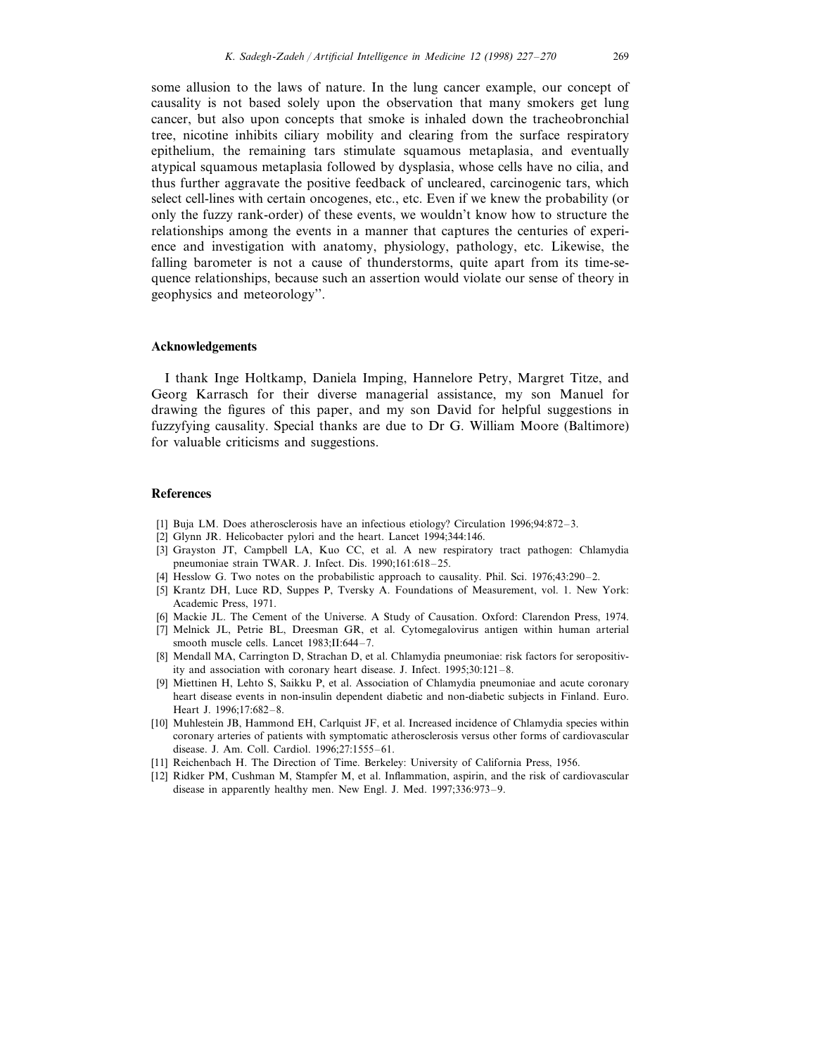some allusion to the laws of nature. In the lung cancer example, our concept of causality is not based solely upon the observation that many smokers get lung cancer, but also upon concepts that smoke is inhaled down the tracheobronchial tree, nicotine inhibits ciliary mobility and clearing from the surface respiratory epithelium, the remaining tars stimulate squamous metaplasia, and eventually atypical squamous metaplasia followed by dysplasia, whose cells have no cilia, and thus further aggravate the positive feedback of uncleared, carcinogenic tars, which select cell-lines with certain oncogenes, etc., etc. Even if we knew the probability (or only the fuzzy rank-order) of these events, we wouldn't know how to structure the relationships among the events in a manner that captures the centuries of experience and investigation with anatomy, physiology, pathology, etc. Likewise, the falling barometer is not a cause of thunderstorms, quite apart from its time-sequence relationships, because such an assertion would violate our sense of theory in geophysics and meteorology''.

## Acknowledgements

I thank Inge Holtkamp, Daniela Imping, Hannelore Petry, Margret Titze, and Georg Karrasch for their diverse managerial assistance, my son Manuel for drawing the figures of this paper, and my son David for helpful suggestions in fuzzyfying causality. Special thanks are due to Dr G. William Moore (Baltimore) for valuable criticisms and suggestions.

## References

[1] Buja LM. Does atherosclerosis have an infectious etiology? Circulation 1996;94:872–3.

[2] Glynn JR. Helicobacter pylori and the heart. Lancet 1994;344:146.

[3] Grayston JT, Campbell LA, Kuo CC, et al. A new respiratory tract pathogen: Chlamydia pneumoniae strain TWAR. J. Infect. Dis. 1990;161:618–25.

[4] Hesslow G. Two notes on the probabilistic approach to causality. Phil. Sci. 1976;43:290–2.

[5] Krantz DH, Luce RD, Suppes P, Tversky A. Foundations of Measurement, vol. 1. New York: Academic Press, 1971.

[6] Mackie JL. The Cement of the Universe. A Study of Causation. Oxford: Clarendon Press, 1974.

[7] Melnick JL, Petrie BL, Dreesman GR, et al. Cytomegalovirus antigen within human arterial smooth muscle cells. Lancet 1983;II:644–7.

[8] Mendall MA, Carrington D, Strachan D, et al. Chlamydia pneumoniae: risk factors for seropositivity and association with coronary heart disease. J. Infect. 1995;30:121–8.

[9] Miettinen H, Lehto S, Saikku P, et al. Association of Chlamydia pneumoniae and acute coronary heart disease events in non-insulin dependent diabetic and non-diabetic subjects in Finland. Euro. Heart J. 1996;17:682–8.

[10] Muhlestein JB, Hammond EH, Carlquist JF, et al. Increased incidence of Chlamydia species within coronary arteries of patients with symptomatic atherosclerosis versus other forms of cardiovascular disease. J. Am. Coll. Cardiol. 1996;27:1555–61.

[11] Reichenbach H. The Direction of Time. Berkeley: University of California Press, 1956.

[12] Ridker PM, Cushman M, Stampfer M, et al. Inflammation, aspirin, and the risk of cardiovascular disease in apparently healthy men. New Engl. J. Med. 1997;336:973–9.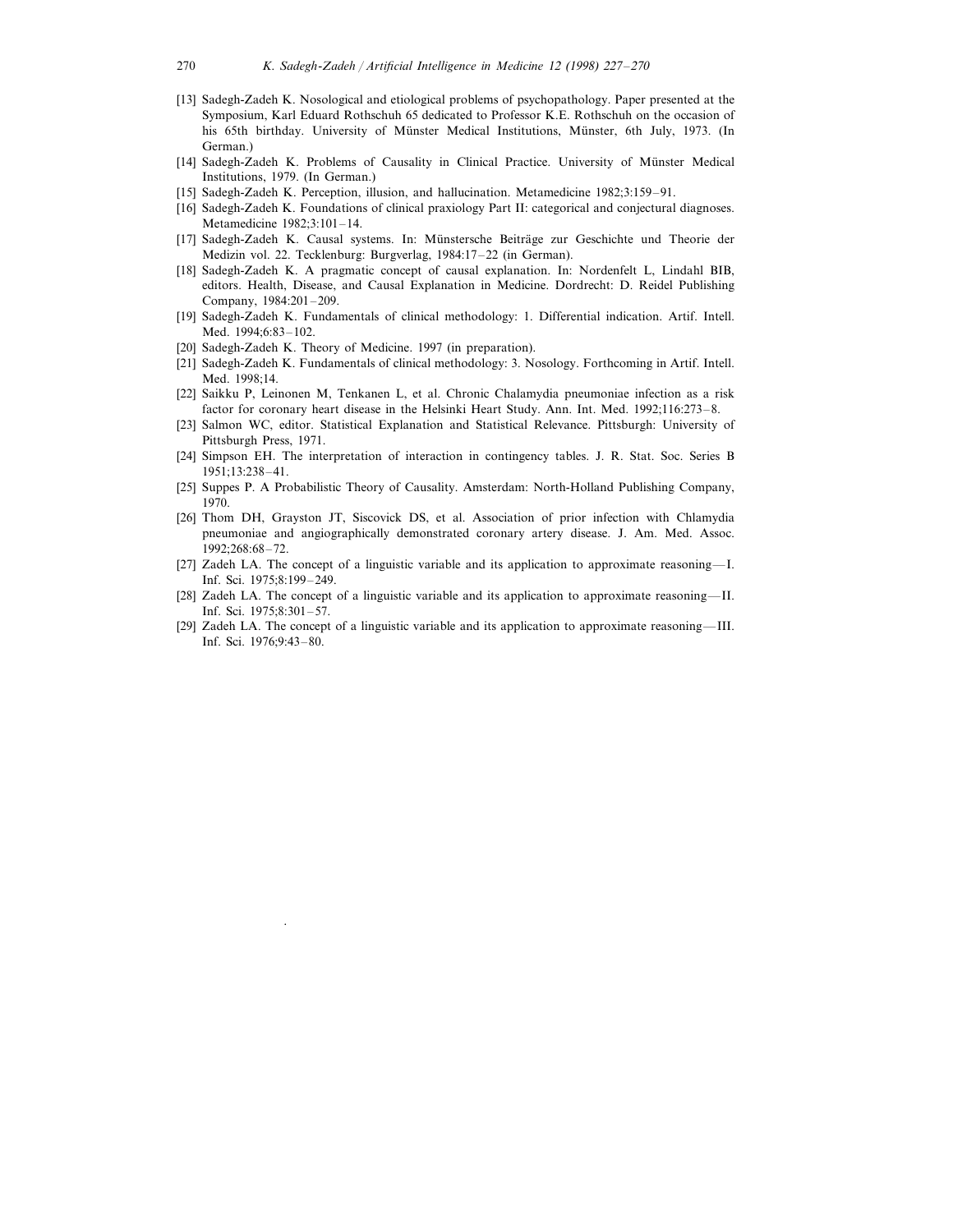[13] Sadegh-Zadeh K. Nosological and etiological problems of psychopathology. Paper presented at the Symposium, Karl Eduard Rothschuh 65 dedicated to Professor K.E. Rothschuh on the occasion of his 65th birthday. University of Münster Medical Institutions, Münster, 6th July, 1973. (In German.)

[14] Sadegh-Zadeh K. Problems of Causality in Clinical Practice. University of Münster Medical Institutions, 1979. (In German.)

[15] Sadegh-Zadeh K. Perception, illusion, and hallucination. Metamedicine 1982;3:159–91.

[16] Sadegh-Zadeh K. Foundations of clinical praxiology Part II: categorical and conjectural diagnoses. Metamedicine 1982;3:101–14.

[17] Sadegh-Zadeh K. Causal systems. In: Münstersche Beiträge zur Geschichte und Theorie der Medizin vol. 22. Tecklenburg: Burgverlag, 1984:17–22 (in German).

[18] Sadegh-Zadeh K. A pragmatic concept of causal explanation. In: Nordenfelt L, Lindahl BIB, editors. Health, Disease, and Causal Explanation in Medicine. Dordrecht: D. Reidel Publishing Company, 1984:201–209.

[19] Sadegh-Zadeh K. Fundamentals of clinical methodology: 1. Differential indication. Artif. Intell. Med. 1994;6:83–102.

[20] Sadegh-Zadeh K. Theory of Medicine. 1997 (in preparation).

[21] Sadegh-Zadeh K. Fundamentals of clinical methodology: 3. Nosology. Forthcoming in Artif. Intell. Med. 1998;14.

[22] Saikku P, Leinonen M, Tenkanen L, et al. Chronic Chalamydia pneumoniae infection as a risk factor for coronary heart disease in the Helsinki Heart Study. Ann. Int. Med. 1992;116:273–8.

[23] Salmon WC, editor. Statistical Explanation and Statistical Relevance. Pittsburgh: University of Pittsburgh Press, 1971.

[24] Simpson EH. The interpretation of interaction in contingency tables. J. R. Stat. Soc. Series B 1951;13:238–41.

[25] Suppes P. A Probabilistic Theory of Causality. Amsterdam: North-Holland Publishing Company, 1970.

[26] Thom DH, Grayston JT, Siscovick DS, et al. Association of prior infection with Chlamydia pneumoniae and angiographically demonstrated coronary artery disease. J. Am. Med. Assoc. 1992;268:68–72.

[27] Zadeh LA. The concept of a linguistic variable and its application to approximate reasoning—I. Inf. Sci. 1975;8:199–249.

[28] Zadeh LA. The concept of a linguistic variable and its application to approximate reasoning—II. Inf. Sci. 1975;8:301–57.

[29] Zadeh LA. The concept of a linguistic variable and its application to approximate reasoning—III. Inf. Sci. 1976;9:43–80.